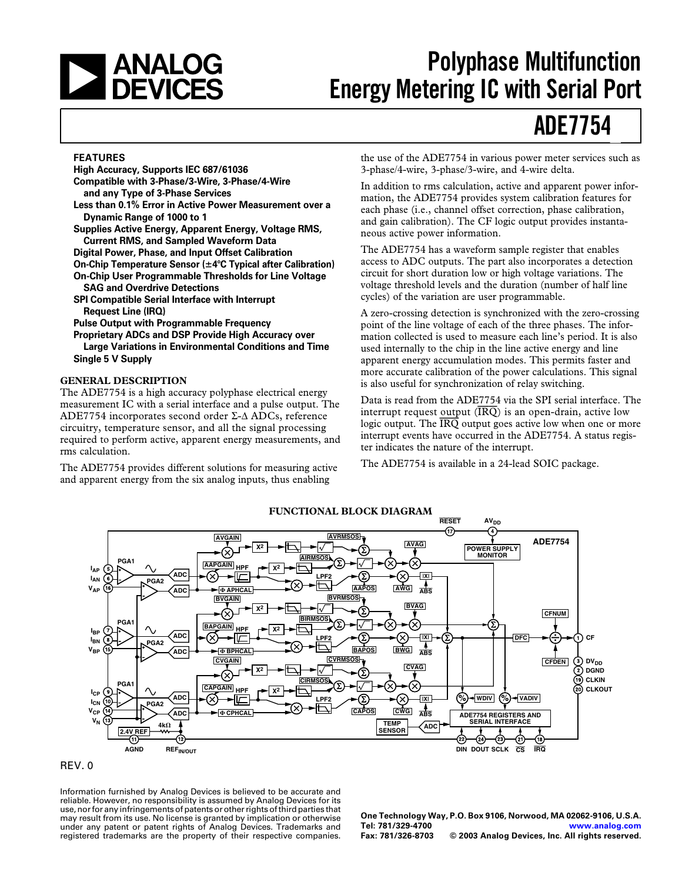# Polyphase Multifunction Energy Metering IC with Serial Port

# ADE7754

## FEATURES

**High Accuracy, Supports IEC 687/61036**
**Compatible with 3-Phase/3-Wire, 3-Phase/4-Wire and any Type of 3-Phase Services**
**Less than 0.1% Error in Active Power Measurement over a Dynamic Range of 1000 to 1**
**Supplies Active Energy, Apparent Energy, Voltage RMS, Current RMS, and Sampled Waveform Data**
**Digital Power, Phase, and Input Offset Calibration**
**On-Chip Temperature Sensor (±4°C Typical after Calibration)**
**On-Chip User Programmable Thresholds for Line Voltage SAG and Overdrive Detections**
**SPI Compatible Serial Interface with Interrupt Request Line (IRQ)**
**Pulse Output with Programmable Frequency**
**Proprietary ADCs and DSP Provide High Accuracy over Large Variations in Environmental Conditions and Time**
**Single 5 V Supply**

## GENERAL DESCRIPTION

The ADE7754 is a high accuracy polyphase electrical energy measurement IC with a serial interface and a pulse output. The ADE7754 incorporates second order Σ-Δ ADCs, reference circuitry, temperature sensor, and all the signal processing required to perform active, apparent energy measurements, and rms calculation.

The ADE7754 provides different solutions for measuring active and apparent energy from the six analog inputs, thus enabling the use of the ADE7754 in various power meter services such as 3-phase/4-wire, 3-phase/3-wire, and 4-wire delta.

In addition to rms calculation, active and apparent power information, the ADE7754 provides system calibration features for each phase (i.e., channel offset correction, phase calibration, and gain calibration). The CF logic output provides instantaneous active power information.

The ADE7754 has a waveform sample register that enables access to ADC outputs. The part also incorporates a detection circuit for short duration low or high voltage variations. The voltage threshold levels and the duration (number of half line cycles) of the variation are user programmable.

A zero-crossing detection is synchronized with the zero-crossing point of the line voltage of each of the three phases. The information collected is used to measure each line's period. It is also used internally to the chip in the line active energy and line apparent energy accumulation modes. This permits faster and more accurate calibration of the power calculations. This signal is also useful for synchronization of relay switching.

Data is read from the ADE7754 via the SPI serial interface. The interrupt request output (IRQ) is an open-drain, active low logic output. The IRQ output goes active low when one or more interrupt events have occurred in the ADE7754. A status register indicates the nature of the interrupt.

The ADE7754 is available in a 24-lead SOIC package.

### FUNCTIONAL BLOCK DIAGRAM

REV. 0

Information furnished by Analog Devices is believed to be accurate and reliable. However, no responsibility is assumed by Analog Devices for its use, nor for any infringements of patents or other rights of third parties that may result from its use. No license is granted by implication or otherwise under any patent or patent rights of Analog Devices. Trademarks and registered trademarks are the property of their respective companies.

One Technology Way, P.O. Box 9106, Norwood, MA 02062-9106, U.S.A.
Tel: 781/329-4700 www.analog.com
Fax: 781/326-8703 © 2003 Analog Devices, Inc. All rights reserved.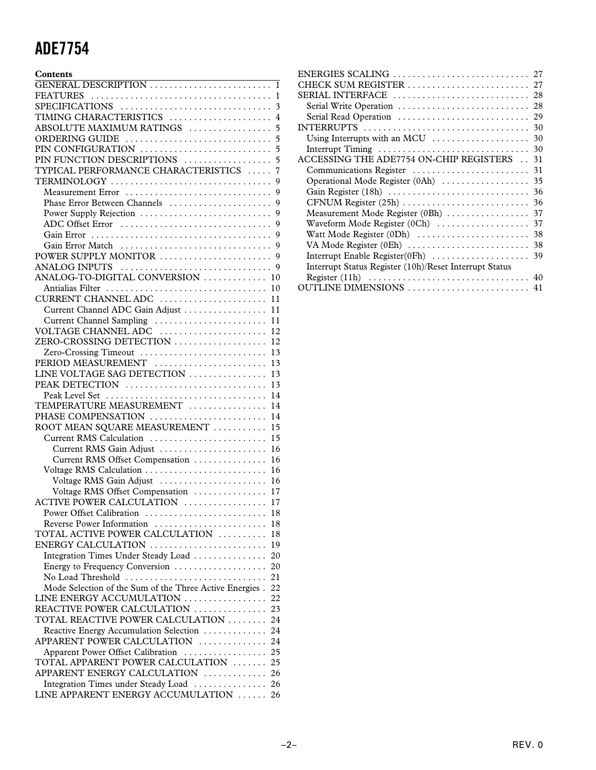**Contents**

GENERAL DESCRIPTION . . . . . . . . . . . . . . . . . . . . . . . . . 1
FEATURES . . . . . . . . . . . . . . . . . . . . . . . . . . . . . . . . . . . . 1
SPECIFICATIONS . . . . . . . . . . . . . . . . . . . . . . . . . . . . . . 3
TIMING CHARACTERISTICS . . . . . . . . . . . . . . . . . . . . 4
ABSOLUTE MAXIMUM RATINGS . . . . . . . . . . . . . . . . 5
ORDERING GUIDE . . . . . . . . . . . . . . . . . . . . . . . . . . . . . 5
PIN CONFIGURATION . . . . . . . . . . . . . . . . . . . . . . . . . . 5
PIN FUNCTION DESCRIPTIONS . . . . . . . . . . . . . . . . . 5
TYPICAL PERFORMANCE CHARACTERISTICS . . . . . 7
TERMINOLOGY . . . . . . . . . . . . . . . . . . . . . . . . . . . . . . . . 9
  Measurement Error . . . . . . . . . . . . . . . . . . . . . . . . . . . . . 9
  Phase Error Between Channels . . . . . . . . . . . . . . . . . . . . 9
  Power Supply Rejection . . . . . . . . . . . . . . . . . . . . . . . . . . 9
  ADC Offset Error . . . . . . . . . . . . . . . . . . . . . . . . . . . . . . 9
  Gain Error . . . . . . . . . . . . . . . . . . . . . . . . . . . . . . . . . . . . 9
  Gain Error Match . . . . . . . . . . . . . . . . . . . . . . . . . . . . . . 9
POWER SUPPLY MONITOR . . . . . . . . . . . . . . . . . . . . . . . 9
ANALOG INPUTS . . . . . . . . . . . . . . . . . . . . . . . . . . . . . . 9
ANALOG-TO-DIGITAL CONVERSION . . . . . . . . . . . . . 10
  Antialias Filter . . . . . . . . . . . . . . . . . . . . . . . . . . . . . . . . 10
CURRENT CHANNEL ADC . . . . . . . . . . . . . . . . . . . . . . 11
  Current Channel ADC Gain Adjust . . . . . . . . . . . . . . . . . 11
  Current Channel Sampling . . . . . . . . . . . . . . . . . . . . . . . 11
VOLTAGE CHANNEL ADC . . . . . . . . . . . . . . . . . . . . . . 12
ZERO-CROSSING DETECTION . . . . . . . . . . . . . . . . . . . 12
  Zero-Crossing Timeout . . . . . . . . . . . . . . . . . . . . . . . . . . 13
PERIOD MEASUREMENT . . . . . . . . . . . . . . . . . . . . . . . 13
LINE VOLTAGE SAG DETECTION . . . . . . . . . . . . . . . . 13
PEAK DETECTION . . . . . . . . . . . . . . . . . . . . . . . . . . . . 13
  Peak Level Set . . . . . . . . . . . . . . . . . . . . . . . . . . . . . . . . 14
TEMPERATURE MEASUREMENT . . . . . . . . . . . . . . . . 14
PHASE COMPENSATION . . . . . . . . . . . . . . . . . . . . . . . . 14
ROOT MEAN SQUARE MEASUREMENT . . . . . . . . . . . 15
  Current RMS Calculation . . . . . . . . . . . . . . . . . . . . . . . . 15
    Current RMS Gain Adjust . . . . . . . . . . . . . . . . . . . . . . 16
    Current RMS Offset Compensation . . . . . . . . . . . . . . . 16
  Voltage RMS Calculation . . . . . . . . . . . . . . . . . . . . . . . . . 16
    Voltage RMS Gain Adjust . . . . . . . . . . . . . . . . . . . . . . 16
    Voltage RMS Offset Compensation . . . . . . . . . . . . . . . 17
ACTIVE POWER CALCULATION . . . . . . . . . . . . . . . . . 17
  Power Offset Calibration . . . . . . . . . . . . . . . . . . . . . . . . . 18
  Reverse Power Information . . . . . . . . . . . . . . . . . . . . . . . 18
TOTAL ACTIVE POWER CALCULATION . . . . . . . . . . 18
ENERGY CALCULATION . . . . . . . . . . . . . . . . . . . . . . . . 19
  Integration Times Under Steady Load . . . . . . . . . . . . . . . 20
  Energy to Frequency Conversion . . . . . . . . . . . . . . . . . . . 20
  No Load Threshold . . . . . . . . . . . . . . . . . . . . . . . . . . . . . 21
  Mode Selection of the Sum of the Three Active Energies . 22
LINE ENERGY ACCUMULATION . . . . . . . . . . . . . . . . . 22
REACTIVE POWER CALCULATION . . . . . . . . . . . . . . . 23
TOTAL REACTIVE POWER CALCULATION . . . . . . . . 24
  Reactive Energy Accumulation Selection . . . . . . . . . . . . . 24
APPARENT POWER CALCULATION . . . . . . . . . . . . . . 24
  Apparent Power Offset Calibration . . . . . . . . . . . . . . . . . 25
TOTAL APPARENT POWER CALCULATION . . . . . . . 25
APPARENT ENERGY CALCULATION . . . . . . . . . . . . . 26
  Integration Times under Steady Load . . . . . . . . . . . . . . . 26
LINE APPARENT ENERGY ACCUMULATION . . . . . . 26
ENERGIES SCALING . . . . . . . . . . . . . . . . . . . . . . . . . . . . 27
CHECK SUM REGISTER . . . . . . . . . . . . . . . . . . . . . . . . . 27
SERIAL INTERFACE . . . . . . . . . . . . . . . . . . . . . . . . . . . . 28
  Serial Write Operation . . . . . . . . . . . . . . . . . . . . . . . . . . . 28
  Serial Read Operation . . . . . . . . . . . . . . . . . . . . . . . . . . . 29
INTERRUPTS . . . . . . . . . . . . . . . . . . . . . . . . . . . . . . . . . . 30
  Using Interrupts with an MCU . . . . . . . . . . . . . . . . . . . . 30
  Interrupt Timing . . . . . . . . . . . . . . . . . . . . . . . . . . . . . . . 30
ACCESSING THE ADE7754 ON-CHIP REGISTERS . . 31
  Communications Register . . . . . . . . . . . . . . . . . . . . . . . . 31
  Operational Mode Register (0Ah) . . . . . . . . . . . . . . . . . . 35
  Gain Register (18h) . . . . . . . . . . . . . . . . . . . . . . . . . . . . . 36
  CFNUM Register (25h) . . . . . . . . . . . . . . . . . . . . . . . . . . 36
  Measurement Mode Register (0Bh) . . . . . . . . . . . . . . . . . 37
  Waveform Mode Register (0Ch) . . . . . . . . . . . . . . . . . . . 37
  Watt Mode Register (0Dh) . . . . . . . . . . . . . . . . . . . . . . . 38
  VA Mode Register (0Eh) . . . . . . . . . . . . . . . . . . . . . . . . . 38
  Interrupt Enable Register(0Fh) . . . . . . . . . . . . . . . . . . . . 39
  Interrupt Status Register (10h)/Reset Interrupt Status Register (11h) . . . . . . . . . . . . . . . . . . . . . . . . . . . . . . . . . 40
OUTLINE DIMENSIONS . . . . . . . . . . . . . . . . . . . . . . . . . 41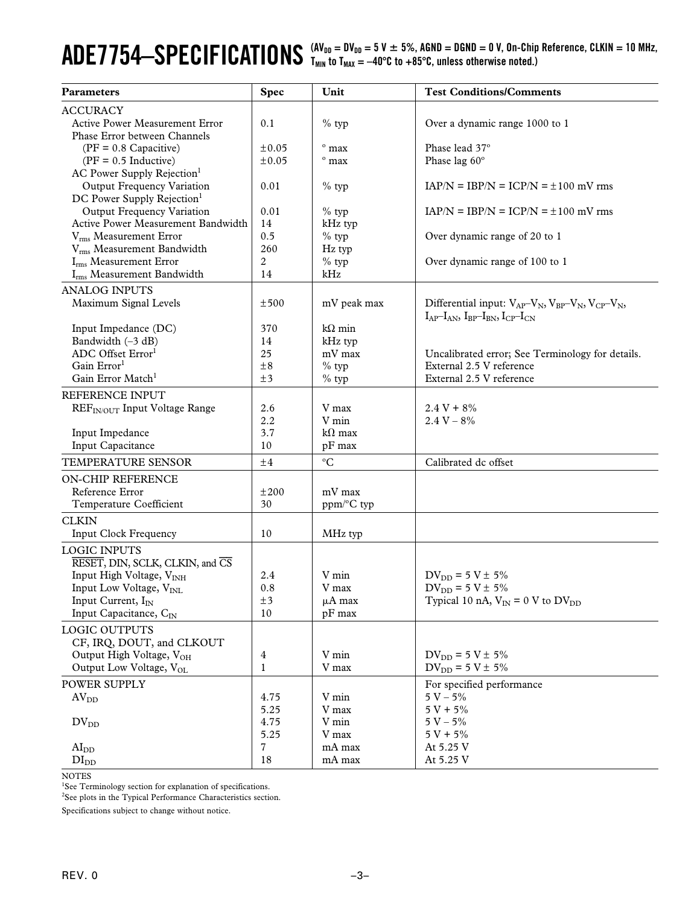# ADE7754–SPECIFICATIONS

($AV_{DD} = DV_{DD} = 5$ V ± 5%, AGND = DGND = 0 V, On-Chip Reference, CLKIN = 10 MHz, $T_{MIN}$ to $T_{MAX}$ = –40°C to +85°C, unless otherwise noted.)

| Parameters | Spec | Unit | Test Conditions/Comments |
|---|---|---|---|
| ACCURACY | | | |
| Active Power Measurement Error | 0.1 | % typ | Over a dynamic range 1000 to 1 |
| Phase Error between Channels | | | |
| (PF = 0.8 Capacitive) | ±0.05 | ° max | Phase lead 37° |
| (PF = 0.5 Inductive) | ±0.05 | ° max | Phase lag 60° |
| AC Power Supply Rejection[1] | | | |
| Output Frequency Variation | 0.01 | % typ | IAP/N = IBP/N = ICP/N = ±100 mV rms |
| DC Power Supply Rejection[1] | | | |
| Output Frequency Variation | 0.01 | % typ | IAP/N = IBP/N = ICP/N = ±100 mV rms |
| Active Power Measurement Bandwidth | 14 | kHz typ | |
| $V_{rms}$ Measurement Error | 0.5 | % typ | Over dynamic range of 20 to 1 |
| $V_{rms}$ Measurement Bandwidth | 260 | Hz typ | |
| $I_{rms}$ Measurement Error | 2 | % typ | Over dynamic range of 100 to 1 |
| $I_{rms}$ Measurement Bandwidth | 14 | kHz | |
| ANALOG INPUTS | | | |
| Maximum Signal Levels | ±500 | mV peak max | Differential input: $V_{AP}–V_N$, $V_{BP}–V_N$, $V_{CP}–V_N$, $I_{AP}–I_{AN}$, $I_{BP}–I_{BN}$, $I_{CP}–I_{CN}$ |
| Input Impedance (DC) | 370 | kΩ min | |
| Bandwidth (–3 dB) | 14 | kHz typ | |
| ADC Offset Error[1] | 25 | mV max | Uncalibrated error; See Terminology for details. |
| Gain Error[1] | ±8 | % typ | External 2.5 V reference |
| Gain Error Match[1] | ±3 | % typ | External 2.5 V reference |
| REFERENCE INPUT | | | |
| $REF_{IN/OUT}$ Input Voltage Range | 2.6 | V max | 2.4 V + 8% |
| | 2.2 | V min | 2.4 V – 8% |
| Input Impedance | 3.7 | kΩ max | |
| Input Capacitance | 10 | pF max | |
| TEMPERATURE SENSOR | ±4 | °C | Calibrated dc offset |
| ON-CHIP REFERENCE | | | |
| Reference Error | ±200 | mV max | |
| Temperature Coefficient | 30 | ppm/°C typ | |
| CLKIN | | | |
| Input Clock Frequency | 10 | MHz typ | |
| LOGIC INPUTS | | | |
| $\overline{RESET}$, DIN, SCLK, CLKIN, and $\overline{CS}$ | | | |
| Input High Voltage, $V_{INH}$ | 2.4 | V min | $DV_{DD}$ = 5 V ± 5% |
| Input Low Voltage, $V_{INL}$ | 0.8 | V max | $DV_{DD}$ = 5 V ± 5% |
| Input Current, $I_{IN}$ | ±3 | μA max | Typical 10 nA, $V_{IN}$ = 0 V to $DV_{DD}$ |
| Input Capacitance, $C_{IN}$ | 10 | pF max | |
| LOGIC OUTPUTS | | | |
| CF, IRQ, DOUT, and CLKOUT | | | |
| Output High Voltage, $V_{OH}$ | 4 | V min | $DV_{DD}$ = 5 V ± 5% |
| Output Low Voltage, $V_{OL}$ | 1 | V max | $DV_{DD}$ = 5 V ± 5% |
| POWER SUPPLY | | | For specified performance |
| $AV_{DD}$ | 4.75 | V min | 5 V – 5% |
| | 5.25 | V max | 5 V + 5% |
| $DV_{DD}$ | 4.75 | V min | 5 V – 5% |
| | 5.25 | V max | 5 V + 5% |
| $AI_{DD}$ | 7 | mA max | At 5.25 V |
| $DI_{DD}$ | 18 | mA max | At 5.25 V |

NOTES

[1]See Terminology section for explanation of specifications.

[2]See plots in the Typical Performance Characteristics section.

Specifications subject to change without notice.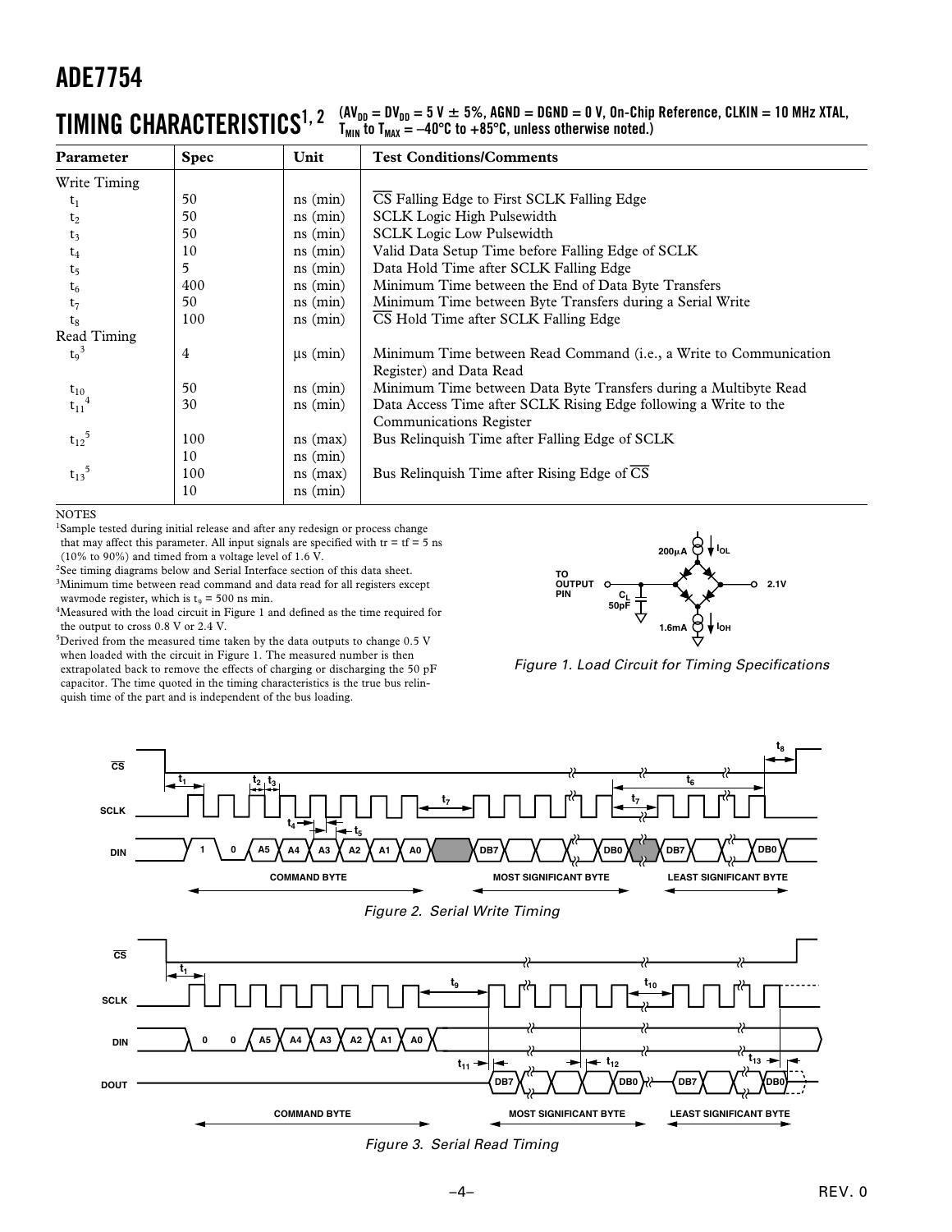## TIMING CHARACTERISTICS[1, 2]

($AV_{DD} = DV_{DD} = 5\ V \pm 5\%$, AGND = DGND = 0 V, On-Chip Reference, CLKIN = 10 MHz XTAL, $T_{MIN}$ to $T_{MAX}$ = –40°C to +85°C, unless otherwise noted.)

| Parameter | Spec | Unit | Test Conditions/Comments |
|---|---|---|---|
| Write Timing | | | |
| $t_1$ | 50 | ns (min) | $\overline{CS}$ Falling Edge to First SCLK Falling Edge |
| $t_2$ | 50 | ns (min) | SCLK Logic High Pulsewidth |
| $t_3$ | 50 | ns (min) | SCLK Logic Low Pulsewidth |
| $t_4$ | 10 | ns (min) | Valid Data Setup Time before Falling Edge of SCLK |
| $t_5$ | 5 | ns (min) | Data Hold Time after SCLK Falling Edge |
| $t_6$ | 400 | ns (min) | Minimum Time between the End of Data Byte Transfers |
| $t_7$ | 50 | ns (min) | Minimum Time between Byte Transfers during a Serial Write |
| $t_8$ | 100 | ns (min) | $\overline{CS}$ Hold Time after SCLK Falling Edge |
| Read Timing | | | |
| $t_9$[3] | 4 | µs (min) | Minimum Time between Read Command (i.e., a Write to Communication Register) and Data Read |
| $t_{10}$ | 50 | ns (min) | Minimum Time between Data Byte Transfers during a Multibyte Read |
| $t_{11}$[4] | 30 | ns (min) | Data Access Time after SCLK Rising Edge following a Write to the Communications Register |
| $t_{12}$[5] | 100 | ns (max) | Bus Relinquish Time after Falling Edge of SCLK |
| | 10 | ns (min) | |
| $t_{13}$[5] | 100 | ns (max) | Bus Relinquish Time after Rising Edge of $\overline{CS}$ |
| | 10 | ns (min) | |

NOTES

[1]Sample tested during initial release and after any redesign or process change that may affect this parameter. All input signals are specified with tr = tf = 5 ns (10% to 90%) and timed from a voltage level of 1.6 V.

[2]See timing diagrams below and Serial Interface section of this data sheet.

[3]Minimum time between read command and data read for all registers except wavmode register, which is $t_9$ = 500 ns min.

[4]Measured with the load circuit in Figure 1 and defined as the time required for the output to cross 0.8 V or 2.4 V.

[5]Derived from the measured time taken by the data outputs to change 0.5 V when loaded with the circuit in Figure 1. The measured number is then extrapolated back to remove the effects of charging or discharging the 50 pF capacitor. The time quoted in the timing characteristics is the true bus relinquish time of the part and is independent of the bus loading.

*Figure 1. Load Circuit for Timing Specifications*

*Figure 2. Serial Write Timing*

*Figure 3. Serial Read Timing*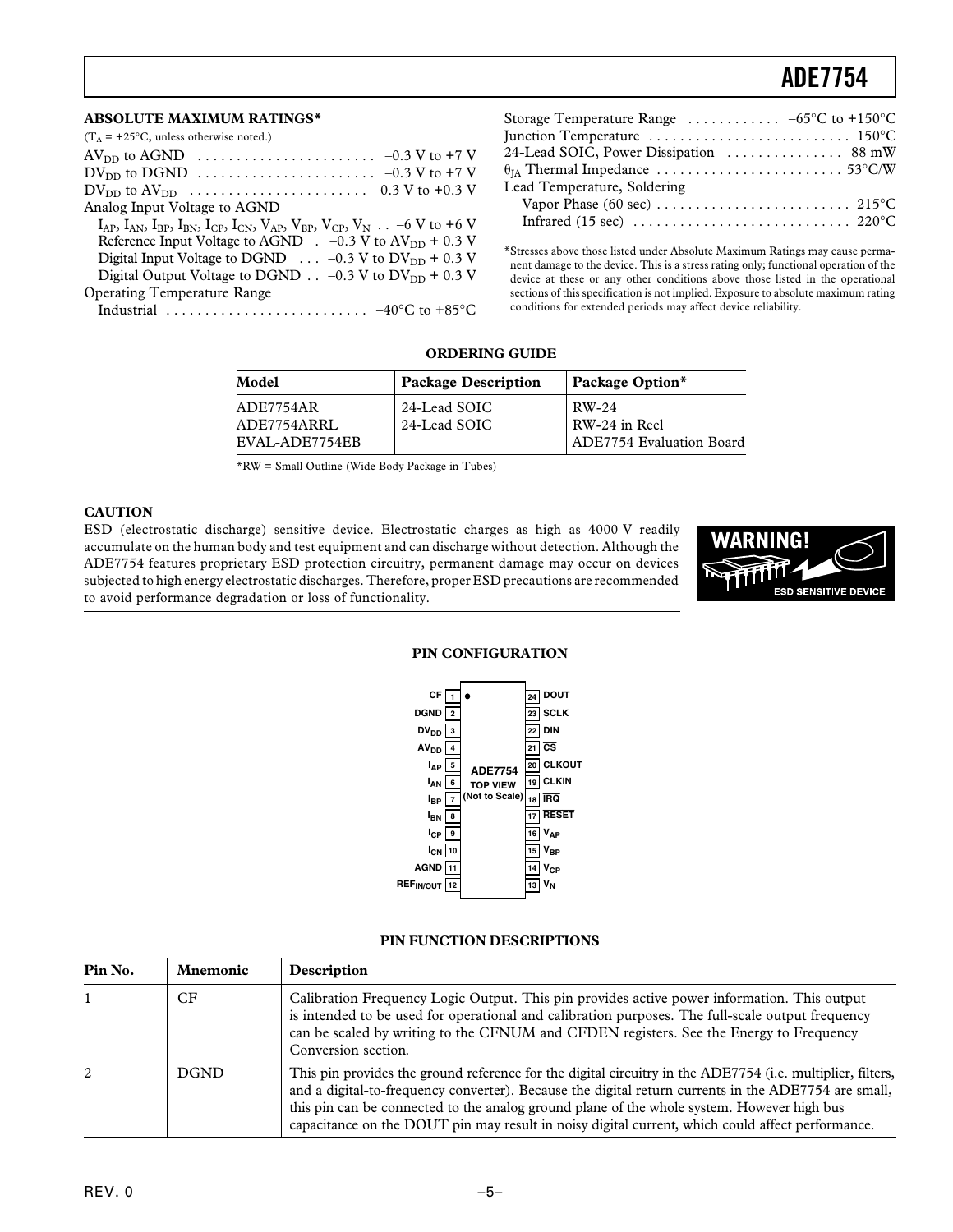## ABSOLUTE MAXIMUM RATINGS*

($T_A$ = +25°C, unless otherwise noted.)

$AV_{DD}$ to AGND . . . . . . . . . . . . . . . . . . . . . . –0.3 V to +7 V
$DV_{DD}$ to DGND . . . . . . . . . . . . . . . . . . . . . . –0.3 V to +7 V
$DV_{DD}$ to $AV_{DD}$ . . . . . . . . . . . . . . . . . . . . . . –0.3 V to +0.3 V
Analog Input Voltage to AGND
  $I_{AP}$, $I_{AN}$, $I_{BP}$, $I_{BN}$, $I_{CP}$, $I_{CN}$, $V_{AP}$, $V_{BP}$, $V_{CP}$, $V_N$ . . –6 V to +6 V
  Reference Input Voltage to AGND . –0.3 V to $AV_{DD}$ + 0.3 V
  Digital Input Voltage to DGND . . . –0.3 V to $DV_{DD}$ + 0.3 V
  Digital Output Voltage to DGND . . –0.3 V to $DV_{DD}$ + 0.3 V
Operating Temperature Range
  Industrial . . . . . . . . . . . . . . . . . . . . . . . . . –40°C to +85°C
Storage Temperature Range . . . . . . . . . . . –65°C to +150°C
Junction Temperature . . . . . . . . . . . . . . . . . . . . . . . . . 150°C
24-Lead SOIC, Power Dissipation . . . . . . . . . . . . . . 88 mW
$\theta_{JA}$ Thermal Impedance . . . . . . . . . . . . . . . . . . . . . . . 53°C/W
Lead Temperature, Soldering
  Vapor Phase (60 sec) . . . . . . . . . . . . . . . . . . . . . . . . 215°C
  Infrared (15 sec) . . . . . . . . . . . . . . . . . . . . . . . . . . . 220°C

*Stresses above those listed under Absolute Maximum Ratings may cause permanent damage to the device. This is a stress rating only; functional operation of the device at these or any other conditions above those listed in the operational sections of this specification is not implied. Exposure to absolute maximum rating conditions for extended periods may affect device reliability.

## ORDERING GUIDE

| Model | Package Description | Package Option* |
|---|---|---|
| ADE7754AR | 24-Lead SOIC | RW-24 |
| ADE7754ARRL | 24-Lead SOIC | RW-24 in Reel |
| EVAL-ADE7754EB | | ADE7754 Evaluation Board |

*RW = Small Outline (Wide Body Package in Tubes)

### CAUTION

ESD (electrostatic discharge) sensitive device. Electrostatic charges as high as 4000 V readily accumulate on the human body and test equipment and can discharge without detection. Although the ADE7754 features proprietary ESD protection circuitry, permanent damage may occur on devices subjected to high energy electrostatic discharges. Therefore, proper ESD precautions are recommended to avoid performance degradation or loss of functionality.

WARNING! ESD SENSITIVE DEVICE

## PIN CONFIGURATION

ADE7754 TOP VIEW (Not to Scale)

| Pin | Name | Pin | Name |
|---|---|---|---|
| 1 | CF | 24 | DOUT |
| 2 | DGND | 23 | SCLK |
| 3 | $DV_{DD}$ | 22 | DIN |
| 4 | $AV_{DD}$ | 21 | $\overline{CS}$ |
| 5 | $I_{AP}$ | 20 | CLKOUT |
| 6 | $I_{AN}$ | 19 | CLKIN |
| 7 | $I_{BP}$ | 18 | $\overline{IRQ}$ |
| 8 | $I_{BN}$ | 17 | $\overline{RESET}$ |
| 9 | $I_{CP}$ | 16 | $V_{AP}$ |
| 10 | $I_{CN}$ | 15 | $V_{BP}$ |
| 11 | AGND | 14 | $V_{CP}$ |
| 12 | $REF_{IN/OUT}$ | 13 | $V_N$ |

## PIN FUNCTION DESCRIPTIONS

| Pin No. | Mnemonic | Description |
|---|---|---|
| 1 | CF | Calibration Frequency Logic Output. This pin provides active power information. This output is intended to be used for operational and calibration purposes. The full-scale output frequency can be scaled by writing to the CFNUM and CFDEN registers. See the Energy to Frequency Conversion section. |
| 2 | DGND | This pin provides the ground reference for the digital circuitry in the ADE7754 (i.e. multiplier, filters, and a digital-to-frequency converter). Because the digital return currents in the ADE7754 are small, this pin can be connected to the analog ground plane of the whole system. However high bus capacitance on the DOUT pin may result in noisy digital current, which could affect performance. |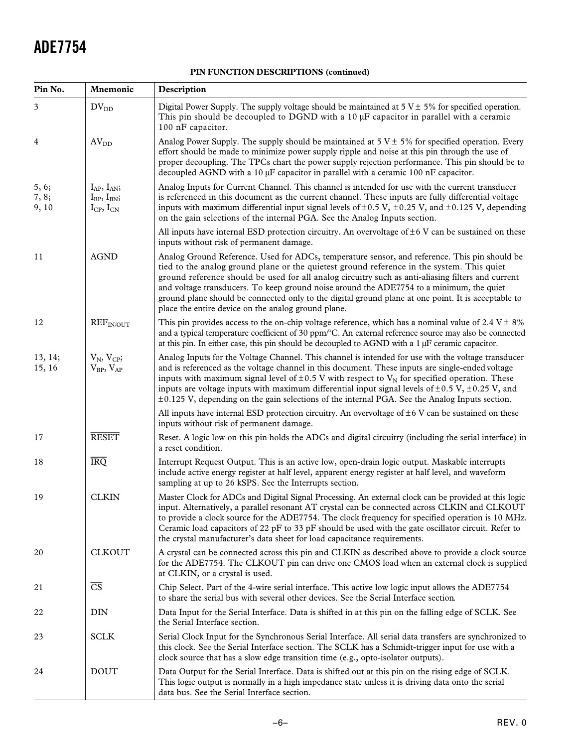**PIN FUNCTION DESCRIPTIONS (continued)**

| Pin No. | Mnemonic | Description |
|---|---|---|
| 3 | $DV_{DD}$ | Digital Power Supply. The supply voltage should be maintained at 5 V ± 5% for specified operation. This pin should be decoupled to DGND with a 10 µF capacitor in parallel with a ceramic 100 nF capacitor. |
| 4 | $AV_{DD}$ | Analog Power Supply. The supply should be maintained at 5 V ± 5% for specified operation. Every effort should be made to minimize power supply ripple and noise at this pin through the use of proper decoupling. The TPCs chart the power supply rejection performance. This pin should be to decoupled AGND with a 10 µF capacitor in parallel with a ceramic 100 nF capacitor. |
| 5, 6; 7, 8; 9, 10 | $I_{AP}$, $I_{AN}$; $I_{BP}$, $I_{BN}$; $I_{CP}$, $I_{CN}$ | Analog Inputs for Current Channel. This channel is intended for use with the current transducer is referenced in this document as the current channel. These inputs are fully differential voltage inputs with maximum differential input signal levels of ±0.5 V, ±0.25 V, and ±0.125 V, depending on the gain selections of the internal PGA. See the Analog Inputs section. All inputs have internal ESD protection circuitry. An overvoltage of ±6 V can be sustained on these inputs without risk of permanent damage. |
| 11 | AGND | Analog Ground Reference. Used for ADCs, temperature sensor, and reference. This pin should be tied to the analog ground plane or the quietest ground reference in the system. This quiet ground reference should be used for all analog circuitry such as anti-aliasing filters and current and voltage transducers. To keep ground noise around the ADE7754 to a minimum, the quiet ground plane should be connected only to the digital ground plane at one point. It is acceptable to place the entire device on the analog ground plane. |
| 12 | $REF_{IN/OUT}$ | This pin provides access to the on-chip voltage reference, which has a nominal value of 2.4 V ± 8% and a typical temperature coefficient of 30 ppm/°C. An external reference source may also be connected at this pin. In either case, this pin should be decoupled to AGND with a 1 µF ceramic capacitor. |
| 13, 14; 15, 16 | $V_N$, $V_{CP}$; $V_{BP}$, $V_{AP}$ | Analog Inputs for the Voltage Channel. This channel is intended for use with the voltage transducer and is referenced as the voltage channel in this document. These inputs are single-ended voltage inputs with maximum signal level of ±0.5 V with respect to $V_N$ for specified operation. These inputs are voltage inputs with maximum differential input signal levels of ±0.5 V, ±0.25 V, and ±0.125 V, depending on the gain selections of the internal PGA. See the Analog Inputs section. All inputs have internal ESD protection circuitry. An overvoltage of ±6 V can be sustained on these inputs without risk of permanent damage. |
| 17 | $\overline{RESET}$ | Reset. A logic low on this pin holds the ADCs and digital circuitry (including the serial interface) in a reset condition. |
| 18 | $\overline{IRQ}$ | Interrupt Request Output. This is an active low, open-drain logic output. Maskable interrupts include active energy register at half level, apparent energy register at half level, and waveform sampling at up to 26 kSPS. See the Interrupts section. |
| 19 | CLKIN | Master Clock for ADCs and Digital Signal Processing. An external clock can be provided at this logic input. Alternatively, a parallel resonant AT crystal can be connected across CLKIN and CLKOUT to provide a clock source for the ADE7754. The clock frequency for specified operation is 10 MHz. Ceramic load capacitors of 22 pF to 33 pF should be used with the gate oscillator circuit. Refer to the crystal manufacturer's data sheet for load capacitance requirements. |
| 20 | CLKOUT | A crystal can be connected across this pin and CLKIN as described above to provide a clock source for the ADE7754. The CLKOUT pin can drive one CMOS load when an external clock is supplied at CLKIN, or a crystal is used. |
| 21 | $\overline{CS}$ | Chip Select. Part of the 4-wire serial interface. This active low logic input allows the ADE7754 to share the serial bus with several other devices. See the Serial Interface section. |
| 22 | DIN | Data Input for the Serial Interface. Data is shifted in at this pin on the falling edge of SCLK. See the Serial Interface section. |
| 23 | SCLK | Serial Clock Input for the Synchronous Serial Interface. All serial data transfers are synchronized to this clock. See the Serial Interface section. The SCLK has a Schmidt-trigger input for use with a clock source that has a slow edge transition time (e.g., opto-isolator outputs). |
| 24 | DOUT | Data Output for the Serial Interface. Data is shifted out at this pin on the rising edge of SCLK. This logic output is normally in a high impedance state unless it is driving data onto the serial data bus. See the Serial Interface section. |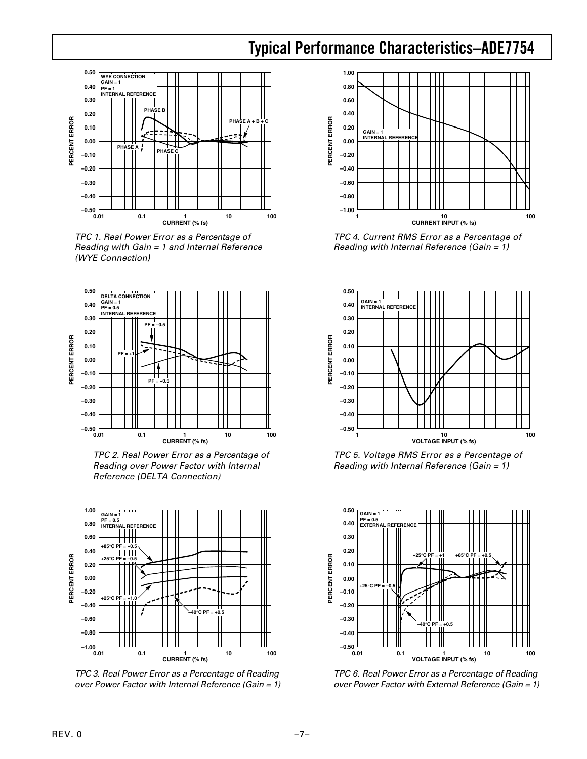# Typical Performance Characteristics–ADE7754

TPC 1. Real Power Error as a Percentage of Reading with Gain = 1 and Internal Reference (WYE Connection)

TPC 2. Real Power Error as a Percentage of Reading over Power Factor with Internal Reference (DELTA Connection)

TPC 3. Real Power Error as a Percentage of Reading over Power Factor with Internal Reference (Gain = 1)

TPC 4. Current RMS Error as a Percentage of Reading with Internal Reference (Gain = 1)

TPC 5. Voltage RMS Error as a Percentage of Reading with Internal Reference (Gain = 1)

TPC 6. Real Power Error as a Percentage of Reading over Power Factor with External Reference (Gain = 1)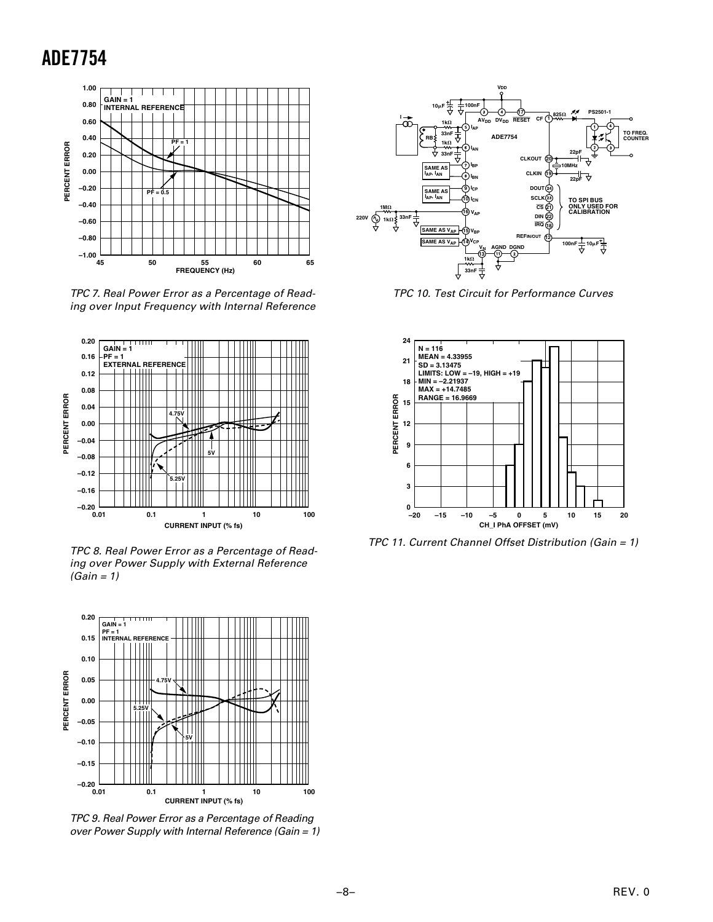TPC 7. Real Power Error as a Percentage of Reading over Input Frequency with Internal Reference

TPC 8. Real Power Error as a Percentage of Reading over Power Supply with External Reference (Gain = 1)

TPC 9. Real Power Error as a Percentage of Reading over Power Supply with Internal Reference (Gain = 1)

TPC 10. Test Circuit for Performance Curves

TPC 11. Current Channel Offset Distribution (Gain = 1)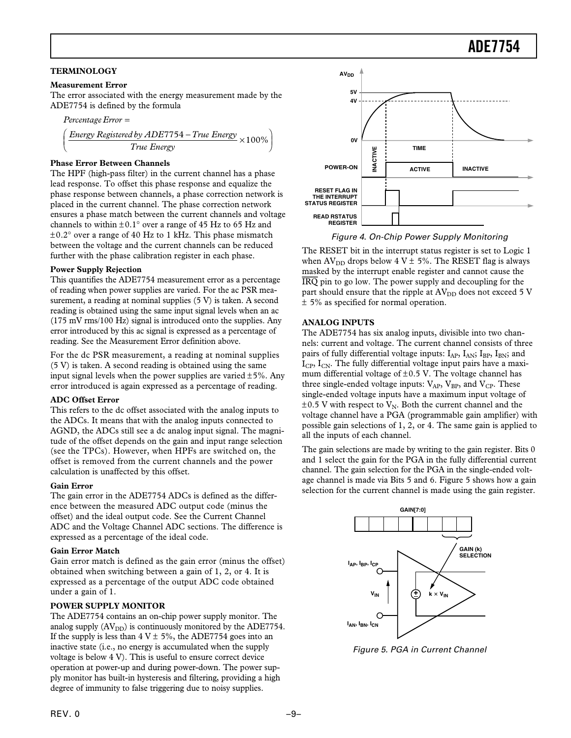## TERMINOLOGY

### Measurement Error

The error associated with the energy measurement made by the ADE7754 is defined by the formula

$$\text{Percentage Error} = \left( \frac{\text{Energy Registered by ADE7754} - \text{True Energy}}{\text{True Energy}} \times 100\% \right)$$

### Phase Error Between Channels

The HPF (high-pass filter) in the current channel has a phase lead response. To offset this phase response and equalize the phase response between channels, a phase correction network is placed in the current channel. The phase correction network ensures a phase match between the current channels and voltage channels to within ±0.1° over a range of 45 Hz to 65 Hz and ±0.2° over a range of 40 Hz to 1 kHz. This phase mismatch between the voltage and the current channels can be reduced further with the phase calibration register in each phase.

### Power Supply Rejection

This quantifies the ADE7754 measurement error as a percentage of reading when power supplies are varied. For the ac PSR measurement, a reading at nominal supplies (5 V) is taken. A second reading is obtained using the same input signal levels when an ac (175 mV rms/100 Hz) signal is introduced onto the supplies. Any error introduced by this ac signal is expressed as a percentage of reading. See the Measurement Error definition above.

For the dc PSR measurement, a reading at nominal supplies (5 V) is taken. A second reading is obtained using the same input signal levels when the power supplies are varied ±5%. Any error introduced is again expressed as a percentage of reading.

### ADC Offset Error

This refers to the dc offset associated with the analog inputs to the ADCs. It means that with the analog inputs connected to AGND, the ADCs still see a dc analog input signal. The magnitude of the offset depends on the gain and input range selection (see the TPCs). However, when HPFs are switched on, the offset is removed from the current channels and the power calculation is unaffected by this offset.

### Gain Error

The gain error in the ADE7754 ADCs is defined as the difference between the measured ADC output code (minus the offset) and the ideal output code. See the Current Channel ADC and the Voltage Channel ADC sections. The difference is expressed as a percentage of the ideal code.

### Gain Error Match

Gain error match is defined as the gain error (minus the offset) obtained when switching between a gain of 1, 2, or 4. It is expressed as a percentage of the output ADC code obtained under a gain of 1.

## POWER SUPPLY MONITOR

The ADE7754 contains an on-chip power supply monitor. The analog supply ($AV_{DD}$) is continuously monitored by the ADE7754. If the supply is less than 4 V ± 5%, the ADE7754 goes into an inactive state (i.e., no energy is accumulated when the supply voltage is below 4 V). This is useful to ensure correct device operation at power-up and during power-down. The power supply monitor has built-in hysteresis and filtering, providing a high degree of immunity to false triggering due to noisy supplies.

Figure 4. On-Chip Power Supply Monitoring

The RESET bit in the interrupt status register is set to Logic 1 when $AV_{DD}$ drops below 4 V ± 5%. The RESET flag is always masked by the interrupt enable register and cannot cause the $\overline{IRQ}$ pin to go low. The power supply and decoupling for the part should ensure that the ripple at $AV_{DD}$ does not exceed 5 V ± 5% as specified for normal operation.

## ANALOG INPUTS

The ADE7754 has six analog inputs, divisible into two channels: current and voltage. The current channel consists of three pairs of fully differential voltage inputs: $I_{AP}$, $I_{AN}$; $I_{BP}$, $I_{BN}$; and $I_{CP}$, $I_{CN}$. The fully differential voltage input pairs have a maximum differential voltage of ±0.5 V. The voltage channel has three single-ended voltage inputs: $V_{AP}$, $V_{BP}$, and $V_{CP}$. These single-ended voltage inputs have a maximum input voltage of ±0.5 V with respect to $V_N$. Both the current channel and the voltage channel have a PGA (programmable gain amplifier) with possible gain selections of 1, 2, or 4. The same gain is applied to all the inputs of each channel.

The gain selections are made by writing to the gain register. Bits 0 and 1 select the gain for the PGA in the fully differential current channel. The gain selection for the PGA in the single-ended voltage channel is made via Bits 5 and 6. Figure 5 shows how a gain selection for the current channel is made using the gain register.

Figure 5. PGA in Current Channel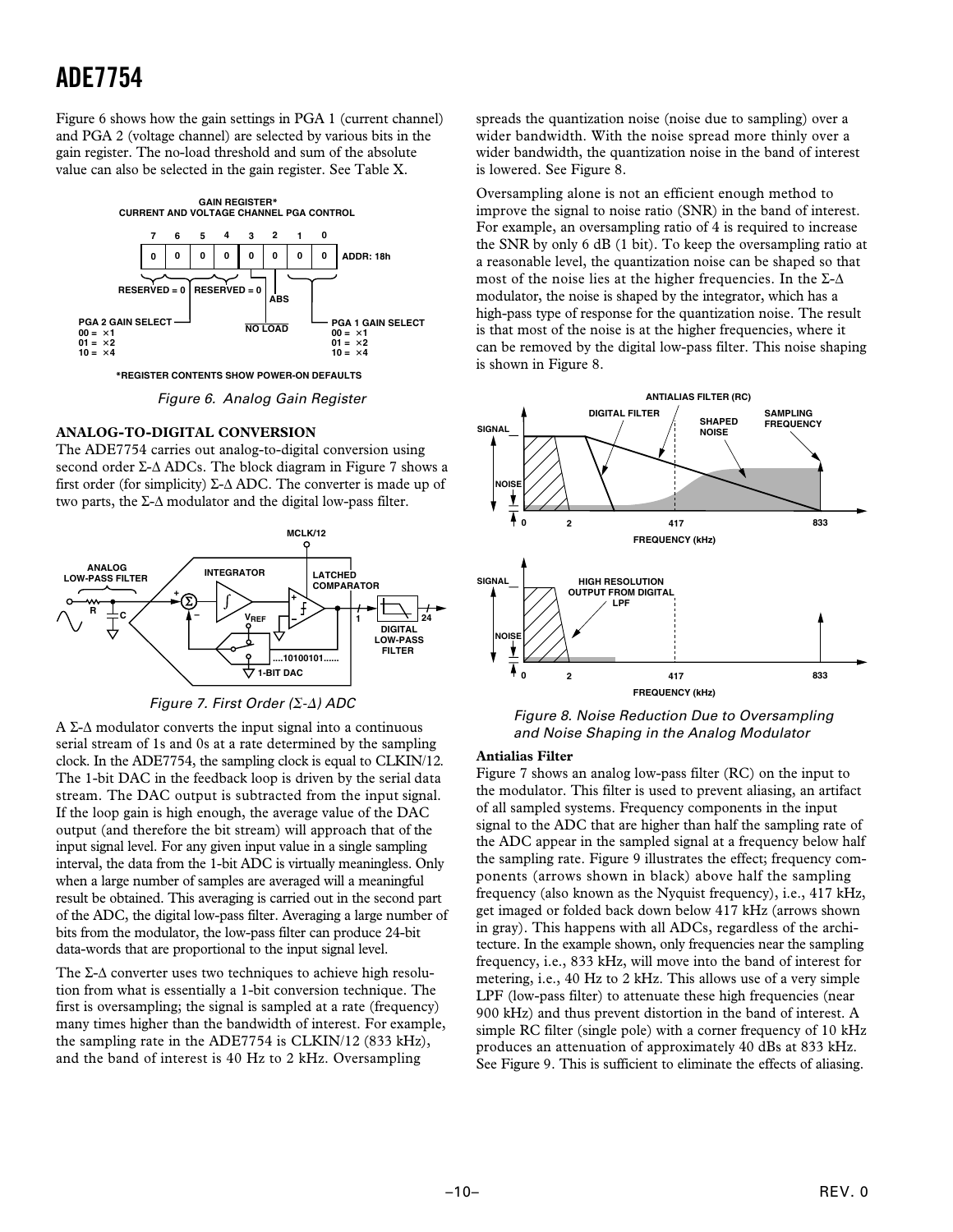Figure 6 shows how the gain settings in PGA 1 (current channel) and PGA 2 (voltage channel) are selected by various bits in the gain register. The no-load threshold and sum of the absolute value can also be selected in the gain register. See Table X.

*Figure 6. Analog Gain Register*

## ANALOG-TO-DIGITAL CONVERSION

The ADE7754 carries out analog-to-digital conversion using second order Σ-Δ ADCs. The block diagram in Figure 7 shows a first order (for simplicity) Σ-Δ ADC. The converter is made up of two parts, the Σ-Δ modulator and the digital low-pass filter.

*Figure 7. First Order (Σ-Δ) ADC*

A Σ-Δ modulator converts the input signal into a continuous serial stream of 1s and 0s at a rate determined by the sampling clock. In the ADE7754, the sampling clock is equal to CLKIN/12. The 1-bit DAC in the feedback loop is driven by the serial data stream. The DAC output is subtracted from the input signal. If the loop gain is high enough, the average value of the DAC output (and therefore the bit stream) will approach that of the input signal level. For any given input value in a single sampling interval, the data from the 1-bit ADC is virtually meaningless. Only when a large number of samples are averaged will a meaningful result be obtained. This averaging is carried out in the second part of the ADC, the digital low-pass filter. Averaging a large number of bits from the modulator, the low-pass filter can produce 24-bit data-words that are proportional to the input signal level.

The Σ-Δ converter uses two techniques to achieve high resolution from what is essentially a 1-bit conversion technique. The first is oversampling; the signal is sampled at a rate (frequency) many times higher than the bandwidth of interest. For example, the sampling rate in the ADE7754 is CLKIN/12 (833 kHz), and the band of interest is 40 Hz to 2 kHz. Oversampling spreads the quantization noise (noise due to sampling) over a wider bandwidth. With the noise spread more thinly over a wider bandwidth, the quantization noise in the band of interest is lowered. See Figure 8.

Oversampling alone is not an efficient enough method to improve the signal to noise ratio (SNR) in the band of interest. For example, an oversampling ratio of 4 is required to increase the SNR by only 6 dB (1 bit). To keep the oversampling ratio at a reasonable level, the quantization noise can be shaped so that most of the noise lies at the higher frequencies. In the Σ-Δ modulator, the noise is shaped by the integrator, which has a high-pass type of response for the quantization noise. The result is that most of the noise is at the higher frequencies, where it can be removed by the digital low-pass filter. This noise shaping is shown in Figure 8.

*Figure 8. Noise Reduction Due to Oversampling and Noise Shaping in the Analog Modulator*

### Antialias Filter

Figure 7 shows an analog low-pass filter (RC) on the input to the modulator. This filter is used to prevent aliasing, an artifact of all sampled systems. Frequency components in the input signal to the ADC that are higher than half the sampling rate of the ADC appear in the sampled signal at a frequency below half the sampling rate. Figure 9 illustrates the effect; frequency components (arrows shown in black) above half the sampling frequency (also known as the Nyquist frequency), i.e., 417 kHz, get imaged or folded back down below 417 kHz (arrows shown in gray). This happens with all ADCs, regardless of the architecture. In the example shown, only frequencies near the sampling frequency, i.e., 833 kHz, will move into the band of interest for metering, i.e., 40 Hz to 2 kHz. This allows use of a very simple LPF (low-pass filter) to attenuate these high frequencies (near 900 kHz) and thus prevent distortion in the band of interest. A simple RC filter (single pole) with a corner frequency of 10 kHz produces an attenuation of approximately 40 dBs at 833 kHz. See Figure 9. This is sufficient to eliminate the effects of aliasing.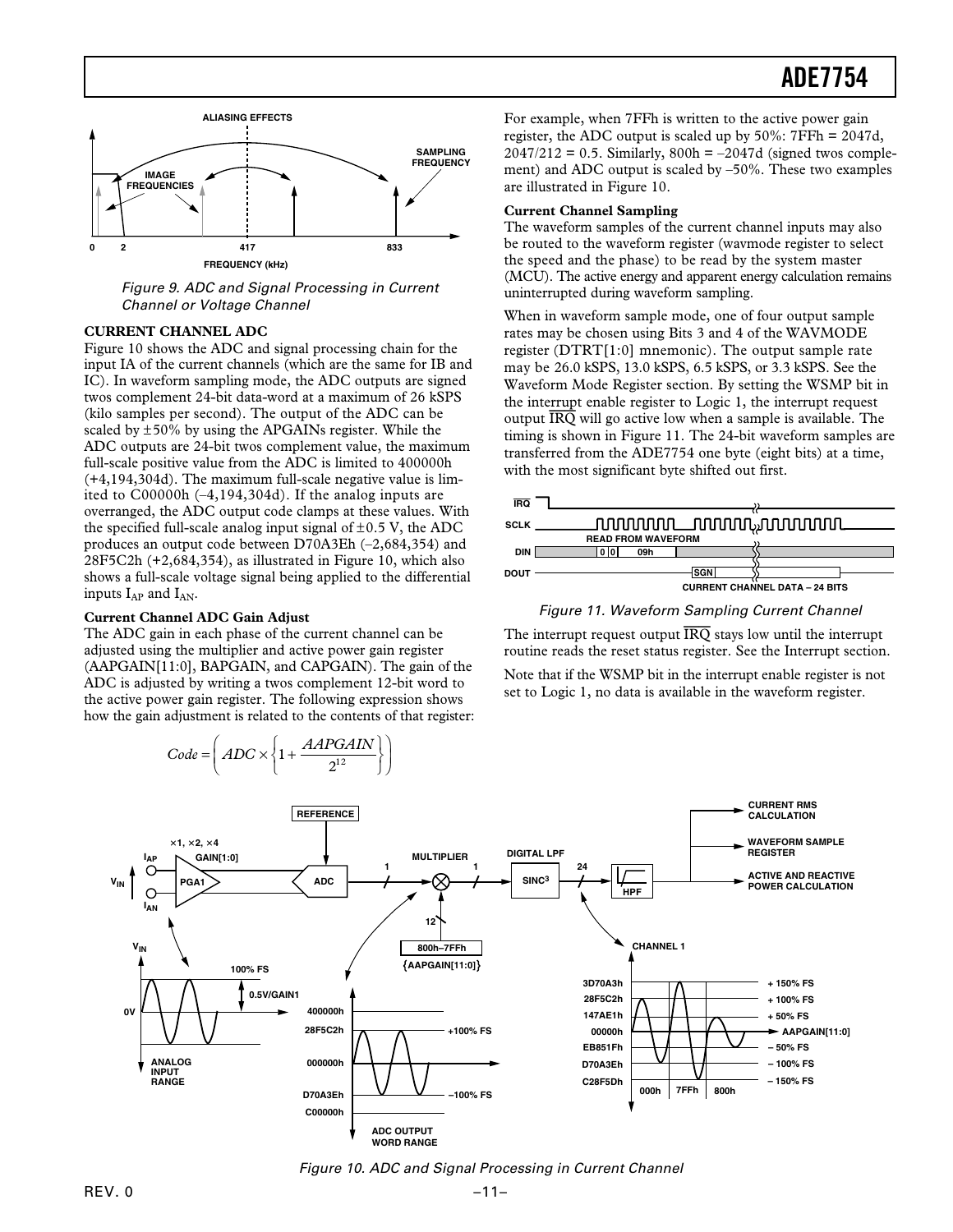Figure 9. ADC and Signal Processing in Current Channel or Voltage Channel

**CURRENT CHANNEL ADC**

Figure 10 shows the ADC and signal processing chain for the input IA of the current channels (which are the same for IB and IC). In waveform sampling mode, the ADC outputs are signed twos complement 24-bit data-word at a maximum of 26 kSPS (kilo samples per second). The output of the ADC can be scaled by ±50% by using the APGAINs register. While the ADC outputs are 24-bit twos complement value, the maximum full-scale positive value from the ADC is limited to 400000h (+4,194,304d). The maximum full-scale negative value is limited to C00000h (–4,194,304d). If the analog inputs are overranged, the ADC output code clamps at these values. With the specified full-scale analog input signal of ±0.5 V, the ADC produces an output code between D70A3Eh (–2,684,354) and 28F5C2h (+2,684,354), as illustrated in Figure 10, which also shows a full-scale voltage signal being applied to the differential inputs $I_{AP}$ and $I_{AN}$.

**Current Channel ADC Gain Adjust**

The ADC gain in each phase of the current channel can be adjusted using the multiplier and active power gain register (AAPGAIN[11:0], BAPGAIN, and CAPGAIN). The gain of the ADC is adjusted by writing a twos complement 12-bit word to the active power gain register. The following expression shows how the gain adjustment is related to the contents of that register:

$$Code = \left( ADC \times \left\{ 1 + \frac{AAPGAIN}{2^{12}} \right\} \right)$$

For example, when 7FFh is written to the active power gain register, the ADC output is scaled up by 50%: 7FFh = 2047d, 2047/212 = 0.5. Similarly, 800h = –2047d (signed twos complement) and ADC output is scaled by –50%. These two examples are illustrated in Figure 10.

**Current Channel Sampling**

The waveform samples of the current channel inputs may also be routed to the waveform register (wavmode register to select the speed and the phase) to be read by the system master (MCU). The active energy and apparent energy calculation remains uninterrupted during waveform sampling.

When in waveform sample mode, one of four output sample rates may be chosen using Bits 3 and 4 of the WAVMODE register (DTRT[1:0] mnemonic). The output sample rate may be 26.0 kSPS, 13.0 kSPS, 6.5 kSPS, or 3.3 kSPS. See the Waveform Mode Register section. By setting the WSMP bit in the interrupt enable register to Logic 1, the interrupt request output $\overline{IRQ}$ will go active low when a sample is available. The timing is shown in Figure 11. The 24-bit waveform samples are transferred from the ADE7754 one byte (eight bits) at a time, with the most significant byte shifted out first.

Figure 11. Waveform Sampling Current Channel

The interrupt request output $\overline{IRQ}$ stays low until the interrupt routine reads the reset status register. See the Interrupt section.

Note that if the WSMP bit in the interrupt enable register is not set to Logic 1, no data is available in the waveform register.

Figure 10. ADC and Signal Processing in Current Channel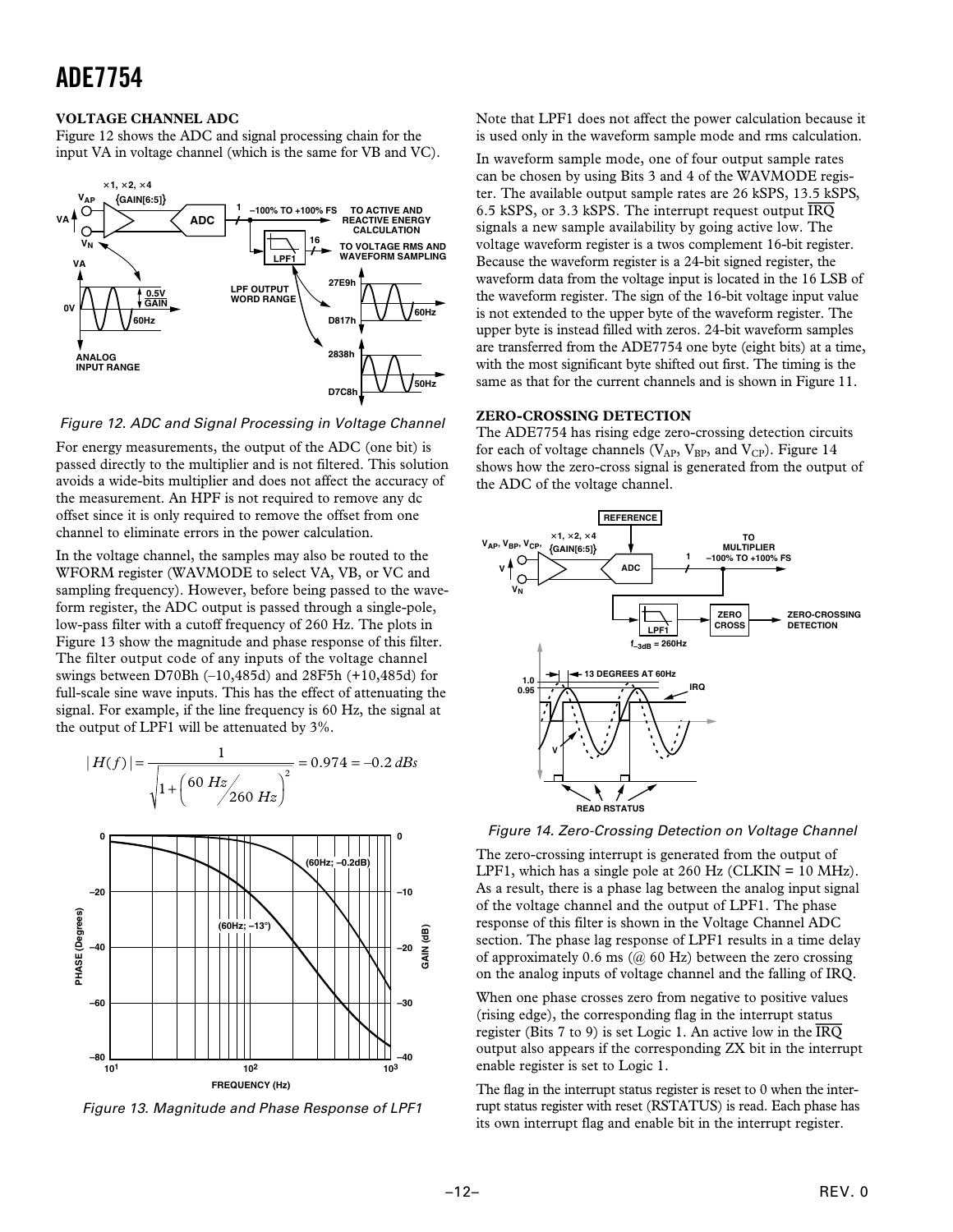### VOLTAGE CHANNEL ADC

Figure 12 shows the ADC and signal processing chain for the input VA in voltage channel (which is the same for VB and VC).

*Figure 12. ADC and Signal Processing in Voltage Channel*

For energy measurements, the output of the ADC (one bit) is passed directly to the multiplier and is not filtered. This solution avoids a wide-bits multiplier and does not affect the accuracy of the measurement. An HPF is not required to remove any dc offset since it is only required to remove the offset from one channel to eliminate errors in the power calculation.

In the voltage channel, the samples may also be routed to the WFORM register (WAVMODE to select VA, VB, or VC and sampling frequency). However, before being passed to the waveform register, the ADC output is passed through a single-pole, low-pass filter with a cutoff frequency of 260 Hz. The plots in Figure 13 show the magnitude and phase response of this filter. The filter output code of any inputs of the voltage channel swings between D70Bh (–10,485d) and 28F5h (+10,485d) for full-scale sine wave inputs. This has the effect of attenuating the signal. For example, if the line frequency is 60 Hz, the signal at the output of LPF1 will be attenuated by 3%.

$$|H(f)| = \frac{1}{\sqrt{1+\left(\frac{60\ Hz}{260\ Hz}\right)^2}} = 0.974 = -0.2\ dBs$$

*Figure 13. Magnitude and Phase Response of LPF1*

Note that LPF1 does not affect the power calculation because it is used only in the waveform sample mode and rms calculation.

In waveform sample mode, one of four output sample rates can be chosen by using Bits 3 and 4 of the WAVMODE register. The available output sample rates are 26 kSPS, 13.5 kSPS, 6.5 kSPS, or 3.3 kSPS. The interrupt request output $\overline{\text{IRQ}}$ signals a new sample availability by going active low. The voltage waveform register is a twos complement 16-bit register. Because the waveform register is a 24-bit signed register, the waveform data from the voltage input is located in the 16 LSB of the waveform register. The sign of the 16-bit voltage input value is not extended to the upper byte of the waveform register. The upper byte is instead filled with zeros. 24-bit waveform samples are transferred from the ADE7754 one byte (eight bits) at a time, with the most significant byte shifted out first. The timing is the same as that for the current channels and is shown in Figure 11.

### ZERO-CROSSING DETECTION

The ADE7754 has rising edge zero-crossing detection circuits for each of voltage channels ($V_{AP}$, $V_{BP}$, and $V_{CP}$). Figure 14 shows how the zero-cross signal is generated from the output of the ADC of the voltage channel.

*Figure 14. Zero-Crossing Detection on Voltage Channel*

The zero-crossing interrupt is generated from the output of LPF1, which has a single pole at 260 Hz (CLKIN = 10 MHz). As a result, there is a phase lag between the analog input signal of the voltage channel and the output of LPF1. The phase response of this filter is shown in the Voltage Channel ADC section. The phase lag response of LPF1 results in a time delay of approximately 0.6 ms (@ 60 Hz) between the zero crossing on the analog inputs of voltage channel and the falling of IRQ.

When one phase crosses zero from negative to positive values (rising edge), the corresponding flag in the interrupt status register (Bits 7 to 9) is set Logic 1. An active low in the $\overline{\text{IRQ}}$ output also appears if the corresponding ZX bit in the interrupt enable register is set to Logic 1.

The flag in the interrupt status register is reset to 0 when the interrupt status register with reset (RSTATUS) is read. Each phase has its own interrupt flag and enable bit in the interrupt register.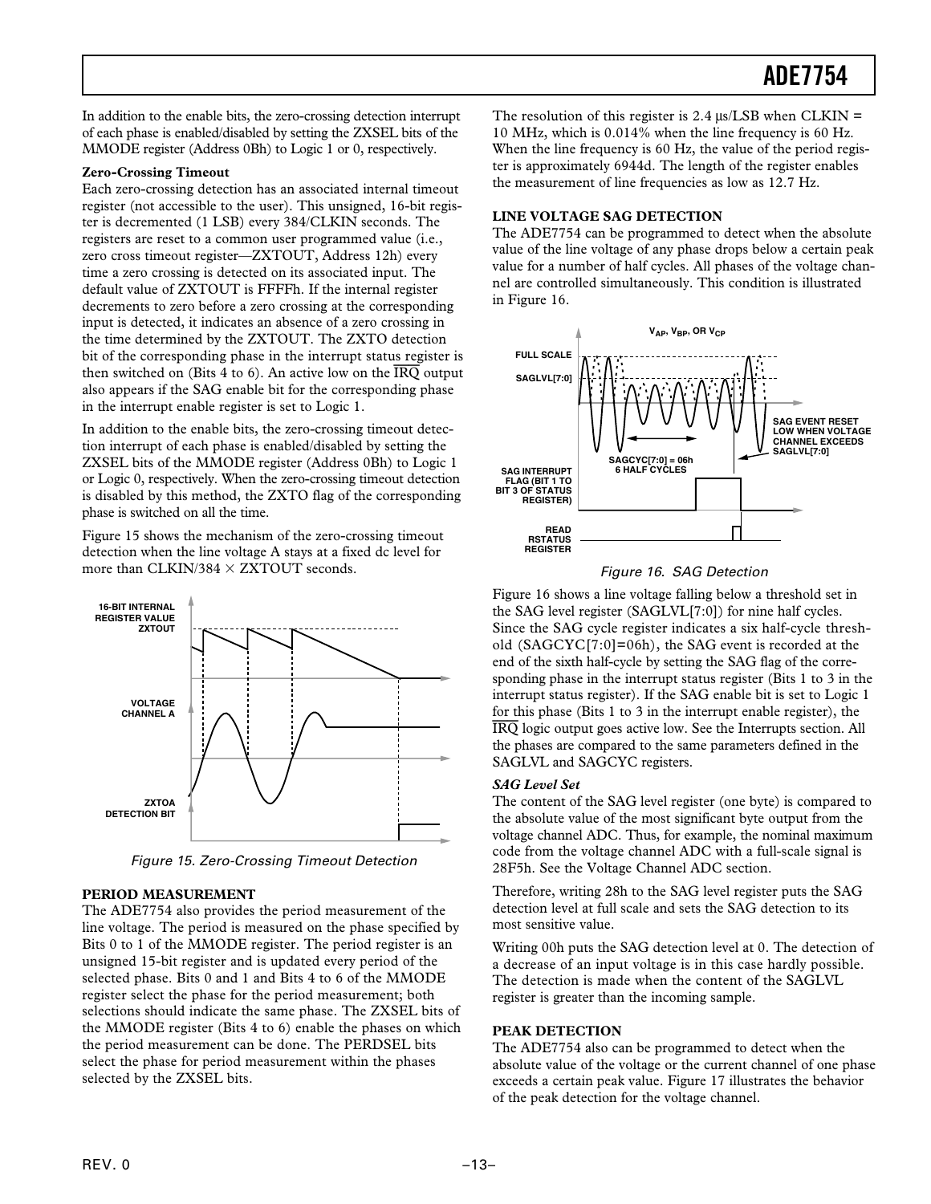In addition to the enable bits, the zero-crossing detection interrupt of each phase is enabled/disabled by setting the ZXSEL bits of the MMODE register (Address 0Bh) to Logic 1 or 0, respectively.

**Zero-Crossing Timeout**

Each zero-crossing detection has an associated internal timeout register (not accessible to the user). This unsigned, 16-bit register is decremented (1 LSB) every 384/CLKIN seconds. The registers are reset to a common user programmed value (i.e., zero cross timeout register—ZXTOUT, Address 12h) every time a zero crossing is detected on its associated input. The default value of ZXTOUT is FFFFh. If the internal register decrements to zero before a zero crossing at the corresponding input is detected, it indicates an absence of a zero crossing in the time determined by the ZXTOUT. The ZXTO detection bit of the corresponding phase in the interrupt status register is then switched on (Bits 4 to 6). An active low on the $\overline{IRQ}$ output also appears if the SAG enable bit for the corresponding phase in the interrupt enable register is set to Logic 1.

In addition to the enable bits, the zero-crossing timeout detection interrupt of each phase is enabled/disabled by setting the ZXSEL bits of the MMODE register (Address 0Bh) to Logic 1 or Logic 0, respectively. When the zero-crossing timeout detection is disabled by this method, the ZXTO flag of the corresponding phase is switched on all the time.

Figure 15 shows the mechanism of the zero-crossing timeout detection when the line voltage A stays at a fixed dc level for more than CLKIN/384 × ZXTOUT seconds.

Figure 15. Zero-Crossing Timeout Detection

**PERIOD MEASUREMENT**

The ADE7754 also provides the period measurement of the line voltage. The period is measured on the phase specified by Bits 0 to 1 of the MMODE register. The period register is an unsigned 15-bit register and is updated every period of the selected phase. Bits 0 and 1 and Bits 4 to 6 of the MMODE register select the phase for the period measurement; both selections should indicate the same phase. The ZXSEL bits of the MMODE register (Bits 4 to 6) enable the phases on which the period measurement can be done. The PERDSEL bits select the phase for period measurement within the phases selected by the ZXSEL bits.

The resolution of this register is 2.4 μs/LSB when CLKIN = 10 MHz, which is 0.014% when the line frequency is 60 Hz. When the line frequency is 60 Hz, the value of the period register is approximately 6944d. The length of the register enables the measurement of line frequencies as low as 12.7 Hz.

**LINE VOLTAGE SAG DETECTION**

The ADE7754 can be programmed to detect when the absolute value of the line voltage of any phase drops below a certain peak value for a number of half cycles. All phases of the voltage channel are controlled simultaneously. This condition is illustrated in Figure 16.

Figure 16. SAG Detection

Figure 16 shows a line voltage falling below a threshold set in the SAG level register (SAGLVL[7:0]) for nine half cycles. Since the SAG cycle register indicates a six half-cycle threshold (SAGCYC[7:0]=06h), the SAG event is recorded at the end of the sixth half-cycle by setting the SAG flag of the corresponding phase in the interrupt status register (Bits 1 to 3 in the interrupt status register). If the SAG enable bit is set to Logic 1 for this phase (Bits 1 to 3 in the interrupt enable register), the $\overline{IRQ}$ logic output goes active low. See the Interrupts section. All the phases are compared to the same parameters defined in the SAGLVL and SAGCYC registers.

***SAG Level Set***

The content of the SAG level register (one byte) is compared to the absolute value of the most significant byte output from the voltage channel ADC. Thus, for example, the nominal maximum code from the voltage channel ADC with a full-scale signal is 28F5h. See the Voltage Channel ADC section.

Therefore, writing 28h to the SAG level register puts the SAG detection level at full scale and sets the SAG detection to its most sensitive value.

Writing 00h puts the SAG detection level at 0. The detection of a decrease of an input voltage is in this case hardly possible. The detection is made when the content of the SAGLVL register is greater than the incoming sample.

**PEAK DETECTION**

The ADE7754 also can be programmed to detect when the absolute value of the voltage or the current channel of one phase exceeds a certain peak value. Figure 17 illustrates the behavior of the peak detection for the voltage channel.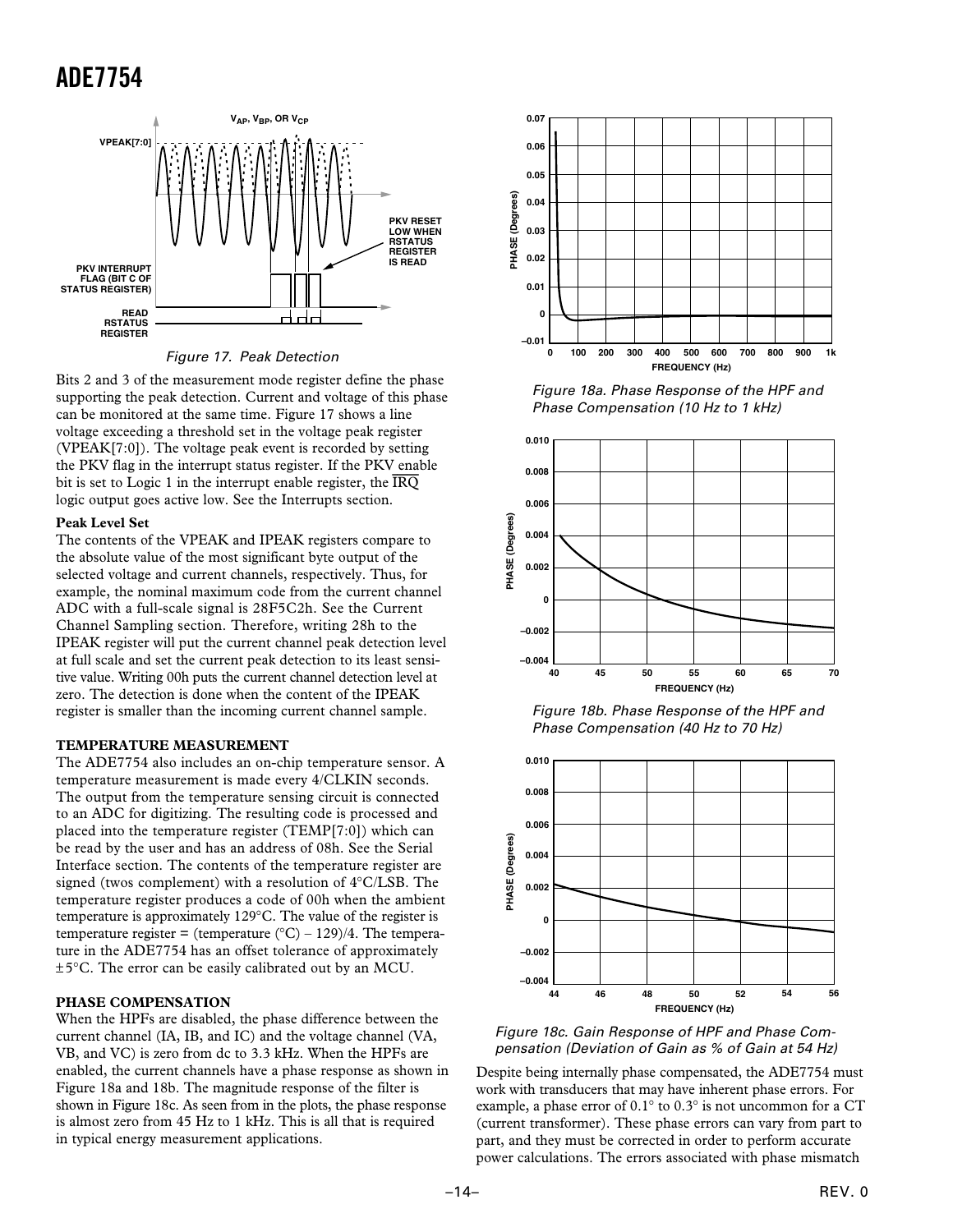Figure 17. Peak Detection

Bits 2 and 3 of the measurement mode register define the phase supporting the peak detection. Current and voltage of this phase can be monitored at the same time. Figure 17 shows a line voltage exceeding a threshold set in the voltage peak register (VPEAK[7:0]). The voltage peak event is recorded by setting the PKV flag in the interrupt status register. If the PKV enable bit is set to Logic 1 in the interrupt enable register, the $\overline{IRQ}$ logic output goes active low. See the Interrupts section.

**Peak Level Set**

The contents of the VPEAK and IPEAK registers compare to the absolute value of the most significant byte output of the selected voltage and current channels, respectively. Thus, for example, the nominal maximum code from the current channel ADC with a full-scale signal is 28F5C2h. See the Current Channel Sampling section. Therefore, writing 28h to the IPEAK register will put the current channel peak detection level at full scale and set the current peak detection to its least sensitive value. Writing 00h puts the current channel detection level at zero. The detection is done when the content of the IPEAK register is smaller than the incoming current channel sample.

## TEMPERATURE MEASUREMENT

The ADE7754 also includes an on-chip temperature sensor. A temperature measurement is made every 4/CLKIN seconds. The output from the temperature sensing circuit is connected to an ADC for digitizing. The resulting code is processed and placed into the temperature register (TEMP[7:0]) which can be read by the user and has an address of 08h. See the Serial Interface section. The contents of the temperature register are signed (twos complement) with a resolution of 4°C/LSB. The temperature register produces a code of 00h when the ambient temperature is approximately 129°C. The value of the register is temperature register = (temperature (°C) – 129)/4. The temperature in the ADE7754 has an offset tolerance of approximately ±5°C. The error can be easily calibrated out by an MCU.

## PHASE COMPENSATION

When the HPFs are disabled, the phase difference between the current channel (IA, IB, and IC) and the voltage channel (VA, VB, and VC) is zero from dc to 3.3 kHz. When the HPFs are enabled, the current channels have a phase response as shown in Figure 18a and 18b. The magnitude response of the filter is shown in Figure 18c. As seen from in the plots, the phase response is almost zero from 45 Hz to 1 kHz. This is all that is required in typical energy measurement applications.

Figure 18a. Phase Response of the HPF and Phase Compensation (10 Hz to 1 kHz)

Figure 18b. Phase Response of the HPF and Phase Compensation (40 Hz to 70 Hz)

Figure 18c. Gain Response of HPF and Phase Compensation (Deviation of Gain as % of Gain at 54 Hz)

Despite being internally phase compensated, the ADE7754 must work with transducers that may have inherent phase errors. For example, a phase error of 0.1° to 0.3° is not uncommon for a CT (current transformer). These phase errors can vary from part to part, and they must be corrected in order to perform accurate power calculations. The errors associated with phase mismatch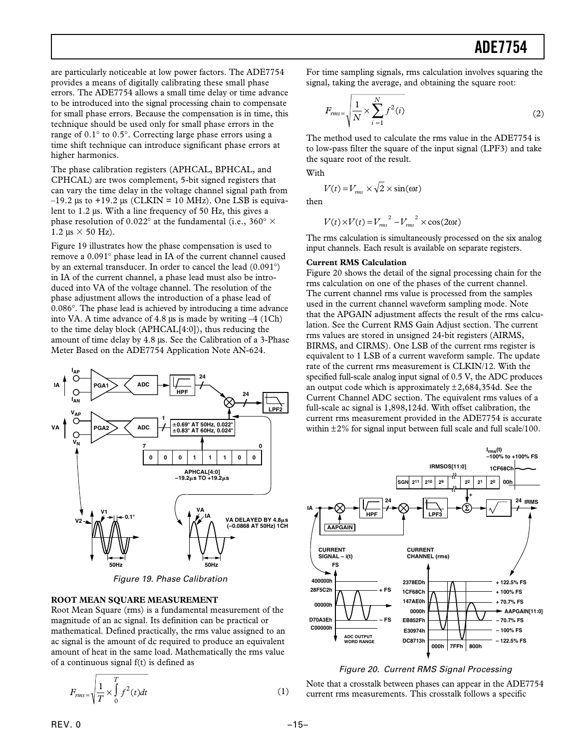are particularly noticeable at low power factors. The ADE7754 provides a means of digitally calibrating these small phase errors. The ADE7754 allows a small time delay or time advance to be introduced into the signal processing chain to compensate for small phase errors. Because the compensation is in time, this technique should be used only for small phase errors in the range of 0.1° to 0.5°. Correcting large phase errors using a time shift technique can introduce significant phase errors at higher harmonics.

The phase calibration registers (APHCAL, BPHCAL, and CPHCAL) are twos complement, 5-bit signed registers that can vary the time delay in the voltage channel signal path from –19.2 μs to +19.2 μs (CLKIN = 10 MHz). One LSB is equivalent to 1.2 μs. With a line frequency of 50 Hz, this gives a phase resolution of 0.022° at the fundamental (i.e., 360° × 1.2 μs × 50 Hz).

Figure 19 illustrates how the phase compensation is used to remove a 0.091° phase lead in IA of the current channel caused by an external transducer. In order to cancel the lead (0.091°) in IA of the current channel, a phase lead must also be introduced into VA of the voltage channel. The resolution of the phase adjustment allows the introduction of a phase lead of 0.086°. The phase lead is achieved by introducing a time advance into VA. A time advance of 4.8 μs is made by writing –4 (1Ch) to the time delay block (APHCAL[4:0]), thus reducing the amount of time delay by 4.8 μs. See the Calibration of a 3-Phase Meter Based on the ADE7754 Application Note AN-624.

*Figure 19. Phase Calibration*

## ROOT MEAN SQUARE MEASUREMENT

Root Mean Square (rms) is a fundamental measurement of the magnitude of an ac signal. Its definition can be practical or mathematical. Defined practically, the rms value assigned to an ac signal is the amount of dc required to produce an equivalent amount of heat in the same load. Mathematically the rms value of a continuous signal f(t) is defined as

$$F_{rms} = \sqrt{\frac{1}{T} \times \int_0^T f^2(t)dt} \tag{1}$$

For time sampling signals, rms calculation involves squaring the signal, taking the average, and obtaining the square root:

$$F_{rms} = \sqrt{\frac{1}{N} \times \sum_{i=1}^{N} f^2(i)} \tag{2}$$

The method used to calculate the rms value in the ADE7754 is to low-pass filter the square of the input signal (LPF3) and take the square root of the result.

With

$$V(t) = V_{rms} \times \sqrt{2} \times \sin(\omega t)$$

then

$$V(t) \times V(t) = V_{rms}^{\ 2} - V_{rms}^{\ 2} \times \cos(2\omega t)$$

The rms calculation is simultaneously processed on the six analog input channels. Each result is available on separate registers.

**Current RMS Calculation**

Figure 20 shows the detail of the signal processing chain for the rms calculation on one of the phases of the current channel. The current channel rms value is processed from the samples used in the current channel waveform sampling mode. Note that the APGAIN adjustment affects the result of the rms calculation. See the Current RMS Gain Adjust section. The current rms values are stored in unsigned 24-bit registers (AIRMS, BIRMS, and CIRMS). One LSB of the current rms register is equivalent to 1 LSB of a current waveform sample. The update rate of the current rms measurement is CLKIN/12. With the specified full-scale analog input signal of 0.5 V, the ADC produces an output code which is approximately ±2,684,354d. See the Current Channel ADC section. The equivalent rms values of a full-scale ac signal is 1,898,124d. With offset calibration, the current rms measurement provided in the ADE7754 is accurate within ±2% for signal input between full scale and full scale/100.

*Figure 20. Current RMS Signal Processing*

Note that a crosstalk between phases can appear in the ADE7754 current rms measurements. This crosstalk follows a specific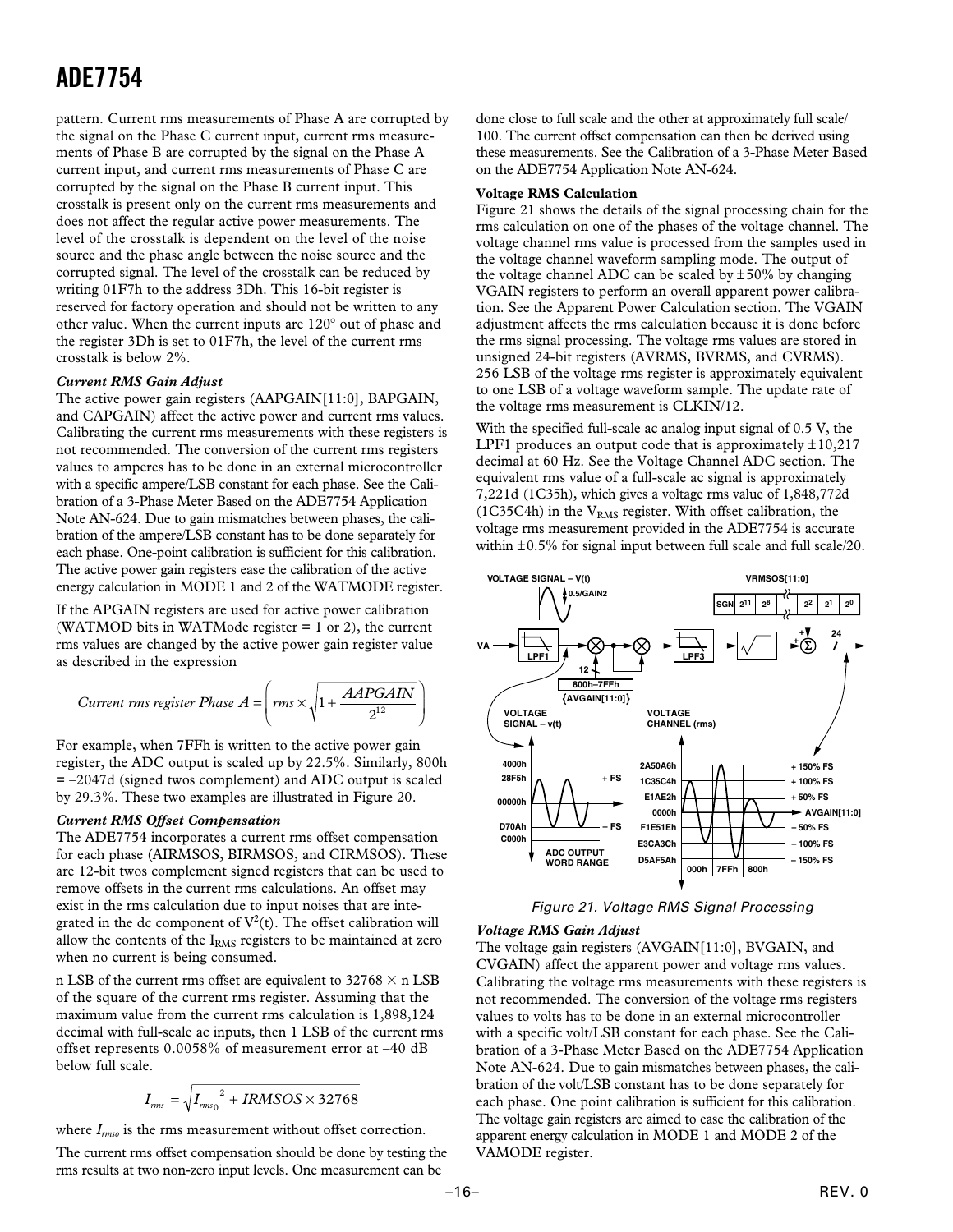pattern. Current rms measurements of Phase A are corrupted by the signal on the Phase C current input, current rms measurements of Phase B are corrupted by the signal on the Phase A current input, and current rms measurements of Phase C are corrupted by the signal on the Phase B current input. This crosstalk is present only on the current rms measurements and does not affect the regular active power measurements. The level of the crosstalk is dependent on the level of the noise source and the phase angle between the noise source and the corrupted signal. The level of the crosstalk can be reduced by writing 01F7h to the address 3Dh. This 16-bit register is reserved for factory operation and should not be written to any other value. When the current inputs are 120° out of phase and the register 3Dh is set to 01F7h, the level of the current rms crosstalk is below 2%.

#### *Current RMS Gain Adjust*

The active power gain registers (AAPGAIN[11:0], BAPGAIN, and CAPGAIN) affect the active power and current rms values. Calibrating the current rms measurements with these registers is not recommended. The conversion of the current rms registers values to amperes has to be done in an external microcontroller with a specific ampere/LSB constant for each phase. See the Calibration of a 3-Phase Meter Based on the ADE7754 Application Note AN-624. Due to gain mismatches between phases, the calibration of the ampere/LSB constant has to be done separately for each phase. One-point calibration is sufficient for this calibration. The active power gain registers ease the calibration of the active energy calculation in MODE 1 and 2 of the WATMODE register.

If the APGAIN registers are used for active power calibration (WATMOD bits in WATMode register = 1 or 2), the current rms values are changed by the active power gain register value as described in the expression

$$\text{Current rms register Phase } A = \left( rms \times \sqrt{1 + \frac{AAPGAIN}{2^{12}}} \right)$$

For example, when 7FFh is written to the active power gain register, the ADC output is scaled up by 22.5%. Similarly, 800h = –2047d (signed twos complement) and ADC output is scaled by 29.3%. These two examples are illustrated in Figure 20.

#### *Current RMS Offset Compensation*

The ADE7754 incorporates a current rms offset compensation for each phase (AIRMSOS, BIRMSOS, and CIRMSOS). These are 12-bit twos complement signed registers that can be used to remove offsets in the current rms calculations. An offset may exist in the rms calculation due to input noises that are integrated in the dc component of $V^2(t)$. The offset calibration will allow the contents of the $I_{RMS}$ registers to be maintained at zero when no current is being consumed.

n LSB of the current rms offset are equivalent to 32768 × n LSB of the square of the current rms register. Assuming that the maximum value from the current rms calculation is 1,898,124 decimal with full-scale ac inputs, then 1 LSB of the current rms offset represents 0.0058% of measurement error at –40 dB below full scale.

$$I_{rms} = \sqrt{{I_{rms_0}}^2 + IRMSOS \times 32768}$$

where $I_{rmso}$ is the rms measurement without offset correction.

The current rms offset compensation should be done by testing the rms results at two non-zero input levels. One measurement can be done close to full scale and the other at approximately full scale/100. The current offset compensation can then be derived using these measurements. See the Calibration of a 3-Phase Meter Based on the ADE7754 Application Note AN-624.

#### **Voltage RMS Calculation**

Figure 21 shows the details of the signal processing chain for the rms calculation on one of the phases of the voltage channel. The voltage channel rms value is processed from the samples used in the voltage channel waveform sampling mode. The output of the voltage channel ADC can be scaled by ±50% by changing VGAIN registers to perform an overall apparent power calibration. See the Apparent Power Calculation section. The VGAIN adjustment affects the rms calculation because it is done before the rms signal processing. The voltage rms values are stored in unsigned 24-bit registers (AVRMS, BVRMS, and CVRMS). 256 LSB of the voltage rms register is approximately equivalent to one LSB of a voltage waveform sample. The update rate of the voltage rms measurement is CLKIN/12.

With the specified full-scale ac analog input signal of 0.5 V, the LPF1 produces an output code that is approximately ±10,217 decimal at 60 Hz. See the Voltage Channel ADC section. The equivalent rms value of a full-scale ac signal is approximately 7,221d (1C35h), which gives a voltage rms value of 1,848,772d (1C35C4h) in the $V_{RMS}$ register. With offset calibration, the voltage rms measurement provided in the ADE7754 is accurate within ±0.5% for signal input between full scale and full scale/20.

*Figure 21. Voltage RMS Signal Processing*

#### *Voltage RMS Gain Adjust*

The voltage gain registers (AVGAIN[11:0], BVGAIN, and CVGAIN) affect the apparent power and voltage rms values. Calibrating the voltage rms measurements with these registers is not recommended. The conversion of the voltage rms registers values to volts has to be done in an external microcontroller with a specific volt/LSB constant for each phase. See the Calibration of a 3-Phase Meter Based on the ADE7754 Application Note AN-624. Due to gain mismatches between phases, the calibration of the volt/LSB constant has to be done separately for each phase. One point calibration is sufficient for this calibration. The voltage gain registers are aimed to ease the calibration of the apparent energy calculation in MODE 1 and MODE 2 of the VAMODE register.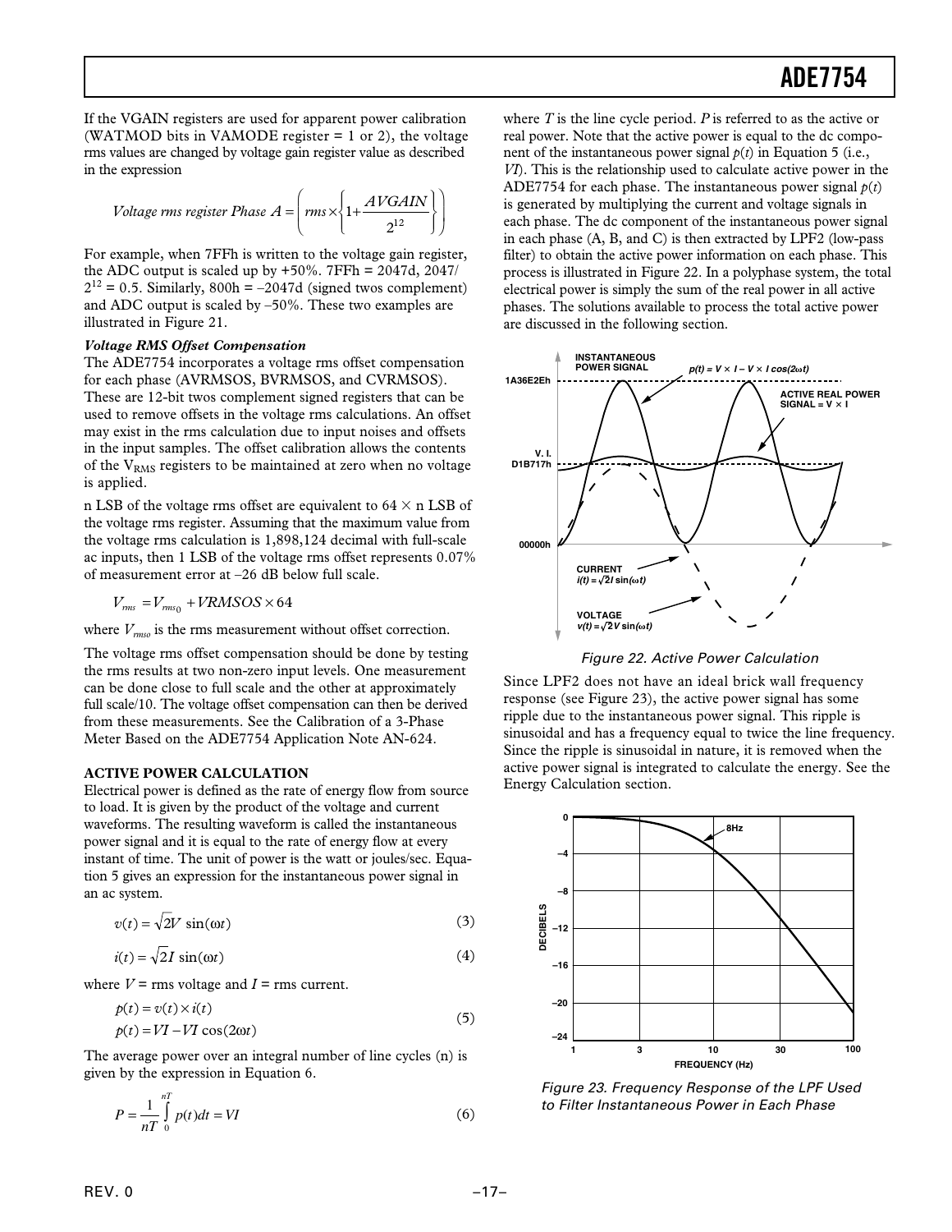If the VGAIN registers are used for apparent power calibration (WATMOD bits in VAMODE register = 1 or 2), the voltage rms values are changed by voltage gain register value as described in the expression

$$Voltage\ rms\ register\ Phase\ A = \left( rms \times \left\{ 1 + \frac{AVGAIN}{2^{12}} \right\} \right)$$

For example, when 7FFh is written to the voltage gain register, the ADC output is scaled up by +50%. 7FFh = 2047d, 2047/ $2^{12}$ = 0.5. Similarly, 800h = –2047d (signed twos complement) and ADC output is scaled by –50%. These two examples are illustrated in Figure 21.

***Voltage RMS Offset Compensation***

The ADE7754 incorporates a voltage rms offset compensation for each phase (AVRMSOS, BVRMSOS, and CVRMSOS). These are 12-bit twos complement signed registers that can be used to remove offsets in the voltage rms calculations. An offset may exist in the rms calculation due to input noises and offsets in the input samples. The offset calibration allows the contents of the $V_{RMS}$ registers to be maintained at zero when no voltage is applied.

n LSB of the voltage rms offset are equivalent to 64 × n LSB of the voltage rms register. Assuming that the maximum value from the voltage rms calculation is 1,898,124 decimal with full-scale ac inputs, then 1 LSB of the voltage rms offset represents 0.07% of measurement error at –26 dB below full scale.

$$V_{rms} = V_{rms_0} + VRMSOS \times 64$$

where $V_{rms0}$ is the rms measurement without offset correction.

The voltage rms offset compensation should be done by testing the rms results at two non-zero input levels. One measurement can be done close to full scale and the other at approximately full scale/10. The voltage offset compensation can then be derived from these measurements. See the Calibration of a 3-Phase Meter Based on the ADE7754 Application Note AN-624.

## ACTIVE POWER CALCULATION

Electrical power is defined as the rate of energy flow from source to load. It is given by the product of the voltage and current waveforms. The resulting waveform is called the instantaneous power signal and it is equal to the rate of energy flow at every instant of time. The unit of power is the watt or joules/sec. Equation 5 gives an expression for the instantaneous power signal in an ac system.

$$v(t) = \sqrt{2}V \sin(\omega t) \tag{3}$$

$$i(t) = \sqrt{2}I \sin(\omega t) \tag{4}$$

where $V$ = rms voltage and $I$ = rms current.

$$p(t) = v(t) \times i(t)$$
$$p(t) = VI - VI \cos(2\omega t) \tag{5}$$

The average power over an integral number of line cycles (n) is given by the expression in Equation 6.

$$P = \frac{1}{nT} \int_0^{nT} p(t)dt = VI \tag{6}$$

where $T$ is the line cycle period. $P$ is referred to as the active or real power. Note that the active power is equal to the dc component of the instantaneous power signal $p(t)$ in Equation 5 (i.e., $VI$). This is the relationship used to calculate active power in the ADE7754 for each phase. The instantaneous power signal $p(t)$ is generated by multiplying the current and voltage signals in each phase. The dc component of the instantaneous power signal in each phase (A, B, and C) is then extracted by LPF2 (low-pass filter) to obtain the active power information on each phase. This process is illustrated in Figure 22. In a polyphase system, the total electrical power is simply the sum of the real power in all active phases. The solutions available to process the total active power are discussed in the following section.

*Figure 22. Active Power Calculation*

Since LPF2 does not have an ideal brick wall frequency response (see Figure 23), the active power signal has some ripple due to the instantaneous power signal. This ripple is sinusoidal and has a frequency equal to twice the line frequency. Since the ripple is sinusoidal in nature, it is removed when the active power signal is integrated to calculate the energy. See the Energy Calculation section.

*Figure 23. Frequency Response of the LPF Used to Filter Instantaneous Power in Each Phase*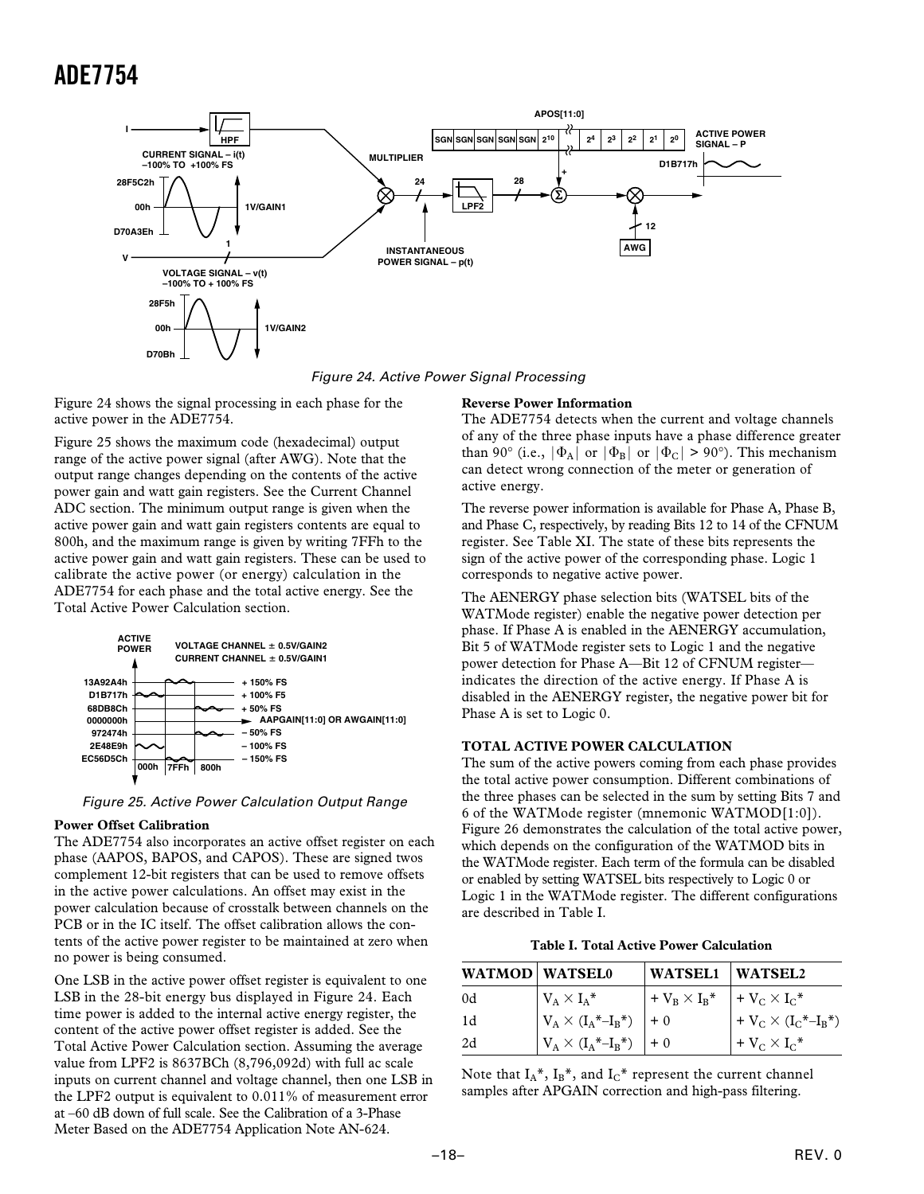Figure 24. Active Power Signal Processing

Figure 24 shows the signal processing in each phase for the active power in the ADE7754.

Figure 25 shows the maximum code (hexadecimal) output range of the active power signal (after AWG). Note that the output range changes depending on the contents of the active power gain and watt gain registers. See the Current Channel ADC section. The minimum output range is given when the active power gain and watt gain registers contents are equal to 800h, and the maximum range is given by writing 7FFh to the active power gain and watt gain registers. These can be used to calibrate the active power (or energy) calculation in the ADE7754 for each phase and the total active energy. See the Total Active Power Calculation section.

Figure 25. Active Power Calculation Output Range

**Power Offset Calibration**

The ADE7754 also incorporates an active offset register on each phase (AAPOS, BAPOS, and CAPOS). These are signed twos complement 12-bit registers that can be used to remove offsets in the active power calculations. An offset may exist in the power calculation because of crosstalk between channels on the PCB or in the IC itself. The offset calibration allows the contents of the active power register to be maintained at zero when no power is being consumed.

One LSB in the active power offset register is equivalent to one LSB in the 28-bit energy bus displayed in Figure 24. Each time power is added to the internal active energy register, the content of the active power offset register is added. See the Total Active Power Calculation section. Assuming the average value from LPF2 is 8637BCh (8,796,092d) with full ac scale inputs on current channel and voltage channel, then one LSB in the LPF2 output is equivalent to 0.011% of measurement error at –60 dB down of full scale. See the Calibration of a 3-Phase Meter Based on the ADE7754 Application Note AN-624.

**Reverse Power Information**

The ADE7754 detects when the current and voltage channels of any of the three phase inputs have a phase difference greater than 90° (i.e., $|\Phi_A|$ or $|\Phi_B|$ or $|\Phi_C| > 90°$). This mechanism can detect wrong connection of the meter or generation of active energy.

The reverse power information is available for Phase A, Phase B, and Phase C, respectively, by reading Bits 12 to 14 of the CFNUM register. See Table XI. The state of these bits represents the sign of the active power of the corresponding phase. Logic 1 corresponds to negative active power.

The AENERGY phase selection bits (WATSEL bits of the WATMode register) enable the negative power detection per phase. If Phase A is enabled in the AENERGY accumulation, Bit 5 of WATMode register sets to Logic 1 and the negative power detection for Phase A—Bit 12 of CFNUM register—indicates the direction of the active energy. If Phase A is disabled in the AENERGY register, the negative power bit for Phase A is set to Logic 0.

**TOTAL ACTIVE POWER CALCULATION**

The sum of the active powers coming from each phase provides the total active power consumption. Different combinations of the three phases can be selected in the sum by setting Bits 7 and 6 of the WATMode register (mnemonic WATMOD[1:0]). Figure 26 demonstrates the calculation of the total active power, which depends on the configuration of the WATMOD bits in the WATMode register. Each term of the formula can be disabled or enabled by setting WATSEL bits respectively to Logic 0 or Logic 1 in the WATMode register. The different configurations are described in Table I.

**Table I. Total Active Power Calculation**

| WATMOD | WATSEL0 | WATSEL1 | WATSEL2 |
|---|---|---|---|
| 0d | $V_A \times I_A^*$ | $+ V_B \times I_B^*$ | $+ V_C \times I_C^*$ |
| 1d | $V_A \times (I_A^*–I_B^*)$ | + 0 | $+ V_C \times (I_C^*–I_B^*)$ |
| 2d | $V_A \times (I_A^*–I_B^*)$ | + 0 | $+ V_C \times I_C^*$ |

Note that $I_A^*$, $I_B^*$, and $I_C^*$ represent the current channel samples after APGAIN correction and high-pass filtering.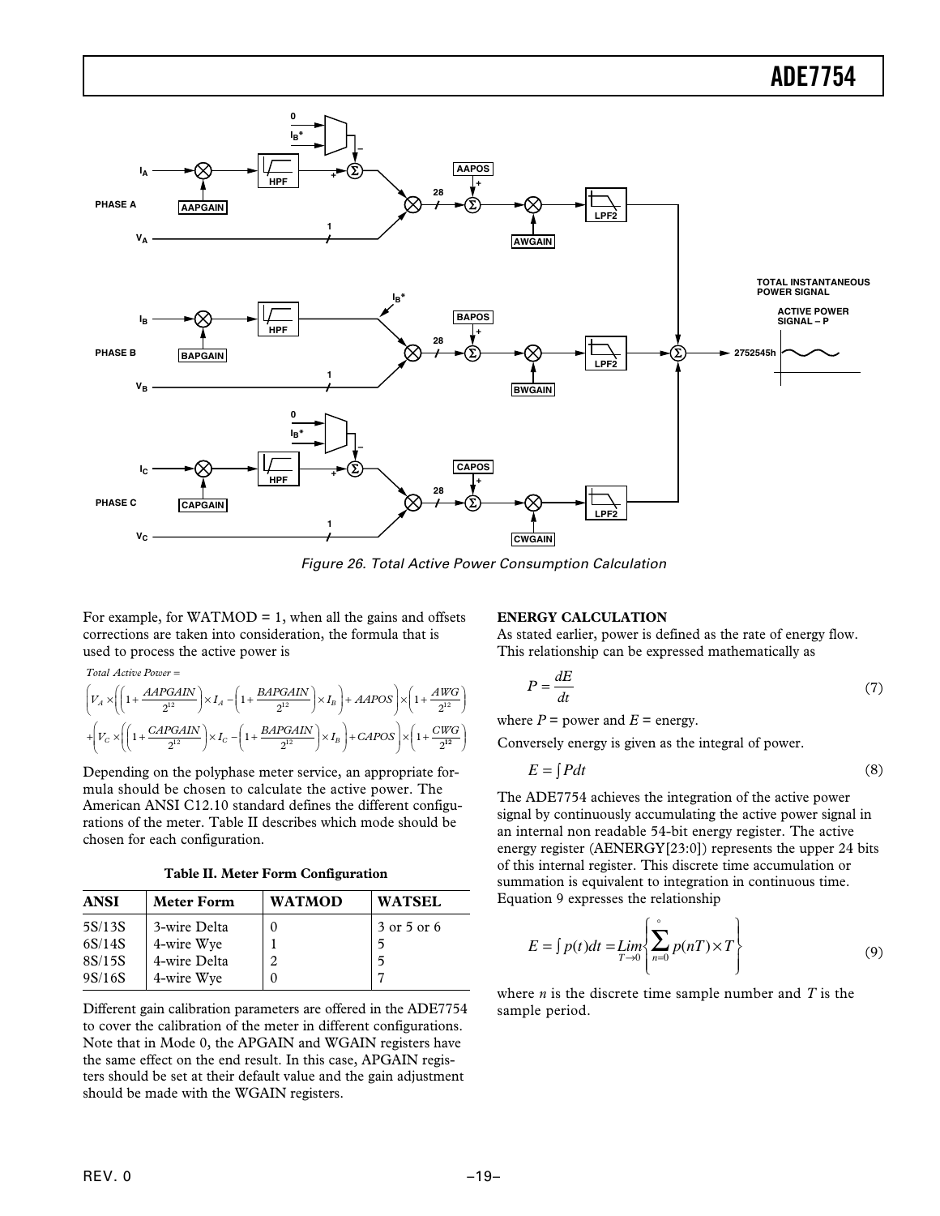Figure 26. Total Active Power Consumption Calculation

For example, for WATMOD = 1, when all the gains and offsets corrections are taken into consideration, the formula that is used to process the active power is

$$Total\ Active\ Power =$$

$$\left(V_A \times \left(\left(1+\frac{AAPGAIN}{2^{12}}\right)\times I_A - \left(1+\frac{BAPGAIN}{2^{12}}\right)\times I_B\right) + AAPOS\right)\times\left(1+\frac{AWG}{2^{12}}\right)$$

$$+\left(V_C \times \left(\left(1+\frac{CAPGAIN}{2^{12}}\right)\times I_C - \left(1+\frac{BAPGAIN}{2^{12}}\right)\times I_B\right) + CAPOS\right)\times\left(1+\frac{CWG}{2^{12}}\right)$$

Depending on the polyphase meter service, an appropriate formula should be chosen to calculate the active power. The American ANSI C12.10 standard defines the different configurations of the meter. Table II describes which mode should be chosen for each configuration.

**Table II. Meter Form Configuration**

| ANSI | Meter Form | WATMOD | WATSEL |
|---|---|---|---|
| 5S/13S | 3-wire Delta | 0 | 3 or 5 or 6 |
| 6S/14S | 4-wire Wye | 1 | 5 |
| 8S/15S | 4-wire Delta | 2 | 5 |
| 9S/16S | 4-wire Wye | 0 | 7 |

Different gain calibration parameters are offered in the ADE7754 to cover the calibration of the meter in different configurations. Note that in Mode 0, the APGAIN and WGAIN registers have the same effect on the end result. In this case, APGAIN registers should be set at their default value and the gain adjustment should be made with the WGAIN registers.

## ENERGY CALCULATION

As stated earlier, power is defined as the rate of energy flow. This relationship can be expressed mathematically as

$$P = \frac{dE}{dt} \tag{7}$$

where $P$ = power and $E$ = energy.

Conversely energy is given as the integral of power.

$$E = \int P dt \tag{8}$$

The ADE7754 achieves the integration of the active power signal by continuously accumulating the active power signal in an internal non readable 54-bit energy register. The active energy register (AENERGY[23:0]) represents the upper 24 bits of this internal register. This discrete time accumulation or summation is equivalent to integration in continuous time. Equation 9 expresses the relationship

$$E = \int p(t)dt = \lim_{T\to 0}\left\{\sum_{n=0}^{\infty} p(nT)\times T\right\} \tag{9}$$

where $n$ is the discrete time sample number and $T$ is the sample period.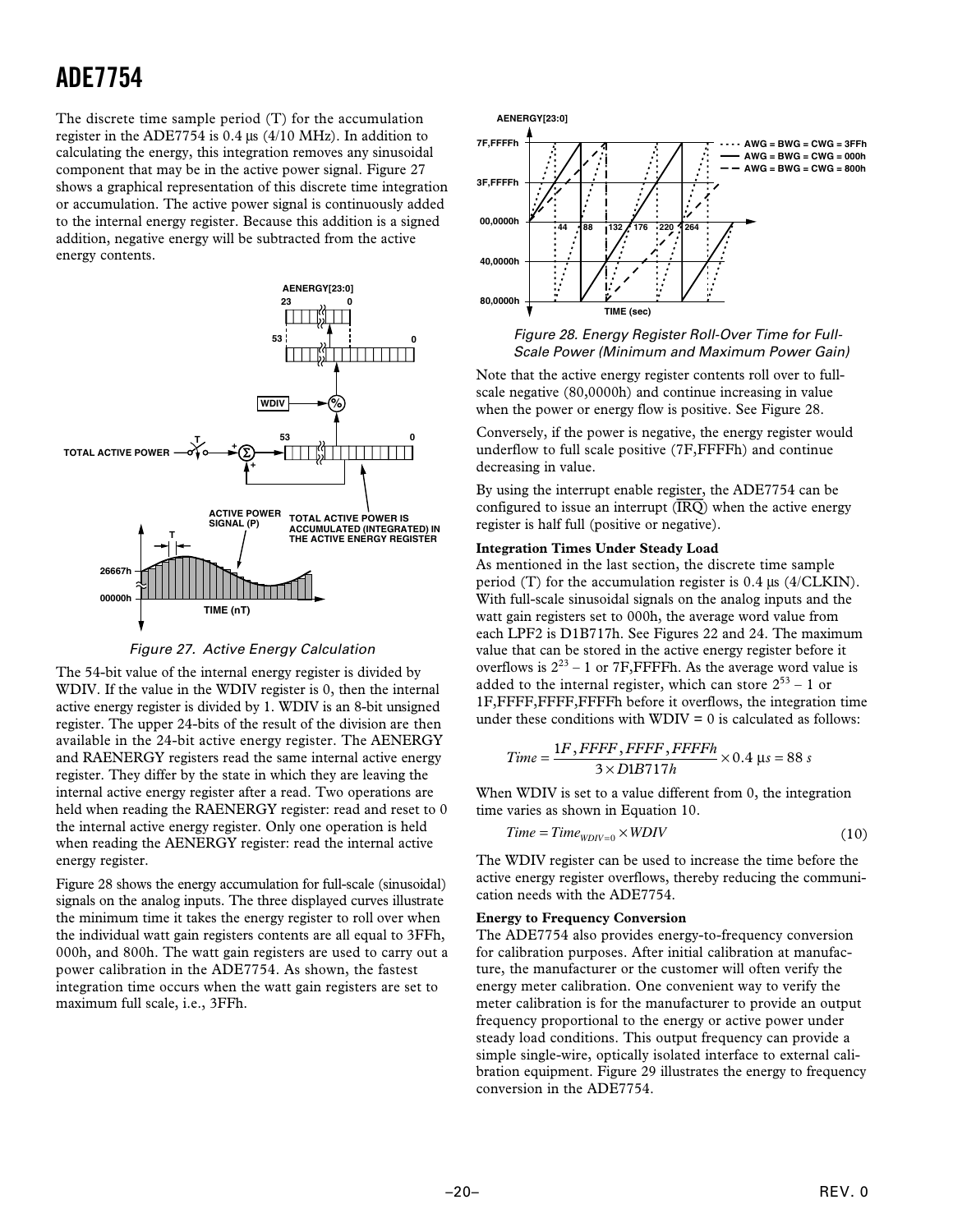The discrete time sample period (T) for the accumulation register in the ADE7754 is 0.4 µs (4/10 MHz). In addition to calculating the energy, this integration removes any sinusoidal component that may be in the active power signal. Figure 27 shows a graphical representation of this discrete time integration or accumulation. The active power signal is continuously added to the internal energy register. Because this addition is a signed addition, negative energy will be subtracted from the active energy contents.

*Figure 27. Active Energy Calculation*

The 54-bit value of the internal energy register is divided by WDIV. If the value in the WDIV register is 0, then the internal active energy register is divided by 1. WDIV is an 8-bit unsigned register. The upper 24-bits of the result of the division are then available in the 24-bit active energy register. The AENERGY and RAENERGY registers read the same internal active energy register. They differ by the state in which they are leaving the internal active energy register after a read. Two operations are held when reading the RAENERGY register: read and reset to 0 the internal active energy register. Only one operation is held when reading the AENERGY register: read the internal active energy register.

Figure 28 shows the energy accumulation for full-scale (sinusoidal) signals on the analog inputs. The three displayed curves illustrate the minimum time it takes the energy register to roll over when the individual watt gain registers contents are all equal to 3FFh, 000h, and 800h. The watt gain registers are used to carry out a power calibration in the ADE7754. As shown, the fastest integration time occurs when the watt gain registers are set to maximum full scale, i.e., 3FFh.

*Figure 28. Energy Register Roll-Over Time for Full-Scale Power (Minimum and Maximum Power Gain)*

Note that the active energy register contents roll over to full-scale negative (80,0000h) and continue increasing in value when the power or energy flow is positive. See Figure 28.

Conversely, if the power is negative, the energy register would underflow to full scale positive (7F,FFFFh) and continue decreasing in value.

By using the interrupt enable register, the ADE7754 can be configured to issue an interrupt ($\overline{IRQ}$) when the active energy register is half full (positive or negative).

**Integration Times Under Steady Load**

As mentioned in the last section, the discrete time sample period (T) for the accumulation register is 0.4 µs (4/CLKIN). With full-scale sinusoidal signals on the analog inputs and the watt gain registers set to 000h, the average word value from each LPF2 is D1B717h. See Figures 22 and 24. The maximum value that can be stored in the active energy register before it overflows is $2^{23} - 1$ or 7F,FFFFh. As the average word value is added to the internal register, which can store $2^{53} - 1$ or 1F,FFFF,FFFF,FFFFh before it overflows, the integration time under these conditions with WDIV = 0 is calculated as follows:

$$Time = \frac{1F,FFFF,FFFF,FFFFh}{3 \times D1B717h} \times 0.4\ \mu s = 88\ s$$

When WDIV is set to a value different from 0, the integration time varies as shown in Equation 10.

$$Time = Time_{WDIV=0} \times WDIV \tag{10}$$

The WDIV register can be used to increase the time before the active energy register overflows, thereby reducing the communication needs with the ADE7754.

**Energy to Frequency Conversion**

The ADE7754 also provides energy-to-frequency conversion for calibration purposes. After initial calibration at manufacture, the manufacturer or the customer will often verify the energy meter calibration. One convenient way to verify the meter calibration is for the manufacturer to provide an output frequency proportional to the energy or active power under steady load conditions. This output frequency can provide a simple single-wire, optically isolated interface to external calibration equipment. Figure 29 illustrates the energy to frequency conversion in the ADE7754.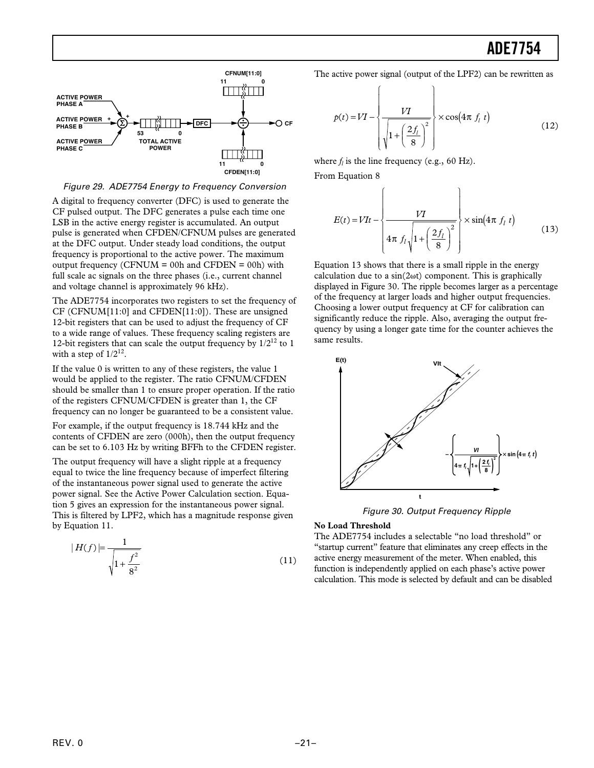Figure 29. ADE7754 Energy to Frequency Conversion

A digital to frequency converter (DFC) is used to generate the CF pulsed output. The DFC generates a pulse each time one LSB in the active energy register is accumulated. An output pulse is generated when CFDEN/CFNUM pulses are generated at the DFC output. Under steady load conditions, the output frequency is proportional to the active power. The maximum output frequency (CFNUM = 00h and CFDEN = 00h) with full scale ac signals on the three phases (i.e., current channel and voltage channel is approximately 96 kHz).

The ADE7754 incorporates two registers to set the frequency of CF (CFNUM[11:0] and CFDEN[11:0]). These are unsigned 12-bit registers that can be used to adjust the frequency of CF to a wide range of values. These frequency scaling registers are 12-bit registers that can scale the output frequency by $1/2^{12}$ to 1 with a step of $1/2^{12}$.

If the value 0 is written to any of these registers, the value 1 would be applied to the register. The ratio CFNUM/CFDEN should be smaller than 1 to ensure proper operation. If the ratio of the registers CFNUM/CFDEN is greater than 1, the CF frequency can no longer be guaranteed to be a consistent value.

For example, if the output frequency is 18.744 kHz and the contents of CFDEN are zero (000h), then the output frequency can be set to 6.103 Hz by writing BFFh to the CFDEN register.

The output frequency will have a slight ripple at a frequency equal to twice the line frequency because of imperfect filtering of the instantaneous power signal used to generate the active power signal. See the Active Power Calculation section. Equation 5 gives an expression for the instantaneous power signal. This is filtered by LPF2, which has a magnitude response given by Equation 11.

$$|H(f)| = \frac{1}{\sqrt{1 + \frac{f^2}{8^2}}} \tag{11}$$

The active power signal (output of the LPF2) can be rewritten as

$$p(t) = VI - \left\{ \frac{VI}{\sqrt{1 + \left(\frac{2f_l}{8}\right)^2}} \right\} \times \cos(4\pi \ f_l \ t) \tag{12}$$

where $f_l$ is the line frequency (e.g., 60 Hz).

From Equation 8

$$E(t) = VIt - \left\{ \frac{VI}{4\pi \ f_l \sqrt{1 + \left(\frac{2f_l}{8}\right)^2}} \right\} \times \sin(4\pi \ f_l \ t) \tag{13}$$

Equation 13 shows that there is a small ripple in the energy calculation due to a $\sin(2\omega t)$ component. This is graphically displayed in Figure 30. The ripple becomes larger as a percentage of the frequency at larger loads and higher output frequencies. Choosing a lower output frequency at CF for calibration can significantly reduce the ripple. Also, averaging the output frequency by using a longer gate time for the counter achieves the same results.

Figure 30. Output Frequency Ripple

**No Load Threshold**

The ADE7754 includes a selectable "no load threshold" or "startup current" feature that eliminates any creep effects in the active energy measurement of the meter. When enabled, this function is independently applied on each phase's active power calculation. This mode is selected by default and can be disabled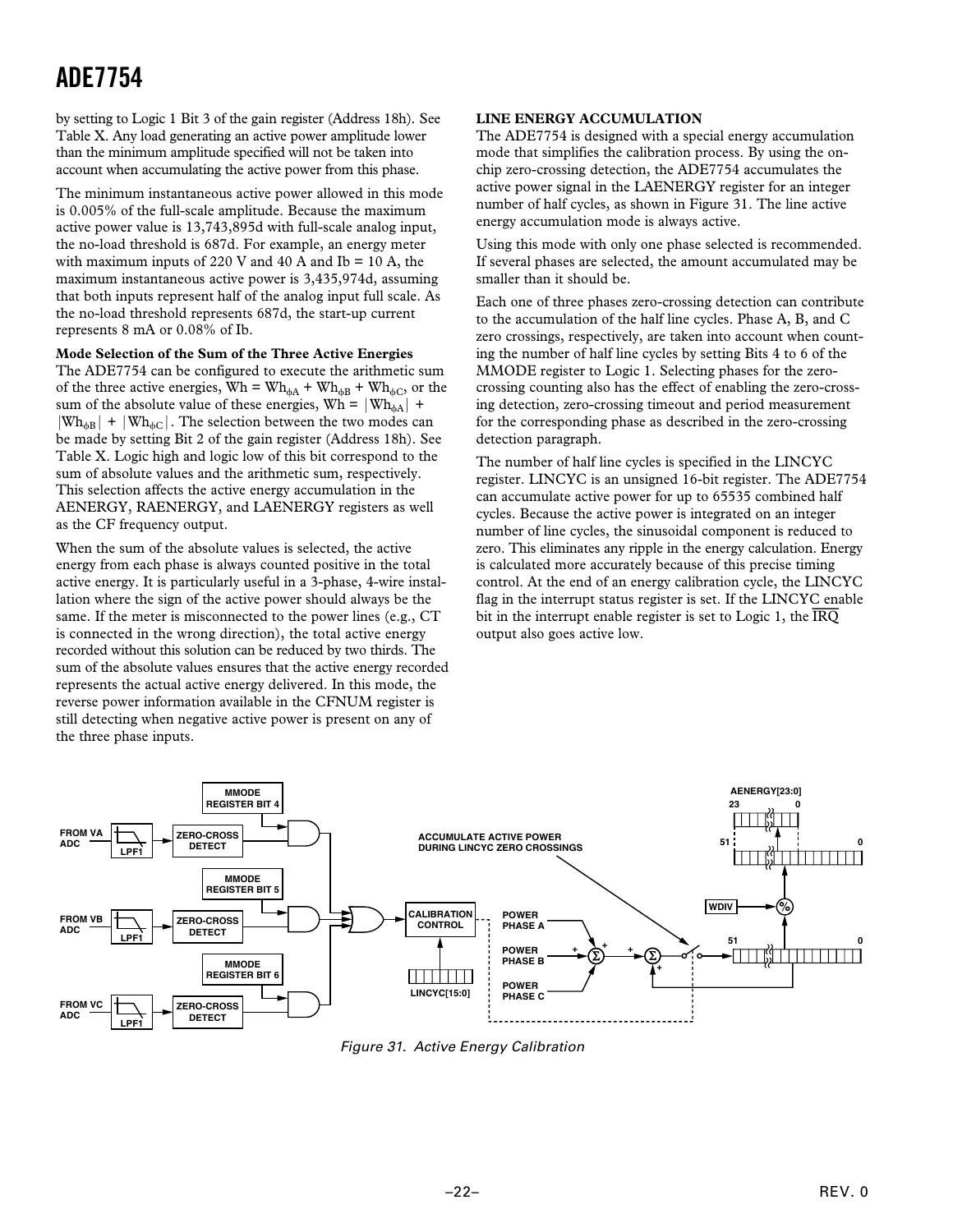by setting to Logic 1 Bit 3 of the gain register (Address 18h). See Table X. Any load generating an active power amplitude lower than the minimum amplitude specified will not be taken into account when accumulating the active power from this phase.

The minimum instantaneous active power allowed in this mode is 0.005% of the full-scale amplitude. Because the maximum active power value is 13,743,895d with full-scale analog input, the no-load threshold is 687d. For example, an energy meter with maximum inputs of 220 V and 40 A and Ib = 10 A, the maximum instantaneous active power is 3,435,974d, assuming that both inputs represent half of the analog input full scale. As the no-load threshold represents 687d, the start-up current represents 8 mA or 0.08% of Ib.

**Mode Selection of the Sum of the Three Active Energies**

The ADE7754 can be configured to execute the arithmetic sum of the three active energies, $Wh = Wh_{\phi A} + Wh_{\phi B} + Wh_{\phi C}$, or the sum of the absolute value of these energies, $Wh = |Wh_{\phi A}| + |Wh_{\phi B}| + |Wh_{\phi C}|$. The selection between the two modes can be made by setting Bit 2 of the gain register (Address 18h). See Table X. Logic high and logic low of this bit correspond to the sum of absolute values and the arithmetic sum, respectively. This selection affects the active energy accumulation in the AENERGY, RAENERGY, and LAENERGY registers as well as the CF frequency output.

When the sum of the absolute values is selected, the active energy from each phase is always counted positive in the total active energy. It is particularly useful in a 3-phase, 4-wire installation where the sign of the active power should always be the same. If the meter is misconnected to the power lines (e.g., CT is connected in the wrong direction), the total active energy recorded without this solution can be reduced by two thirds. The sum of the absolute values ensures that the active energy recorded represents the actual active energy delivered. In this mode, the reverse power information available in the CFNUM register is still detecting when negative active power is present on any of the three phase inputs.

## LINE ENERGY ACCUMULATION

The ADE7754 is designed with a special energy accumulation mode that simplifies the calibration process. By using the on-chip zero-crossing detection, the ADE7754 accumulates the active power signal in the LAENERGY register for an integer number of half cycles, as shown in Figure 31. The line active energy accumulation mode is always active.

Using this mode with only one phase selected is recommended. If several phases are selected, the amount accumulated may be smaller than it should be.

Each one of three phases zero-crossing detection can contribute to the accumulation of the half line cycles. Phase A, B, and C zero crossings, respectively, are taken into account when counting the number of half line cycles by setting Bits 4 to 6 of the MMODE register to Logic 1. Selecting phases for the zero-crossing counting also has the effect of enabling the zero-crossing detection, zero-crossing timeout and period measurement for the corresponding phase as described in the zero-crossing detection paragraph.

The number of half line cycles is specified in the LINCYC register. LINCYC is an unsigned 16-bit register. The ADE7754 can accumulate active power for up to 65535 combined half cycles. Because the active power is integrated on an integer number of line cycles, the sinusoidal component is reduced to zero. This eliminates any ripple in the energy calculation. Energy is calculated more accurately because of this precise timing control. At the end of an energy calibration cycle, the LINCYC flag in the interrupt status register is set. If the LINCYC enable bit in the interrupt enable register is set to Logic 1, the $\overline{IRQ}$ output also goes active low.

*Figure 31. Active Energy Calibration*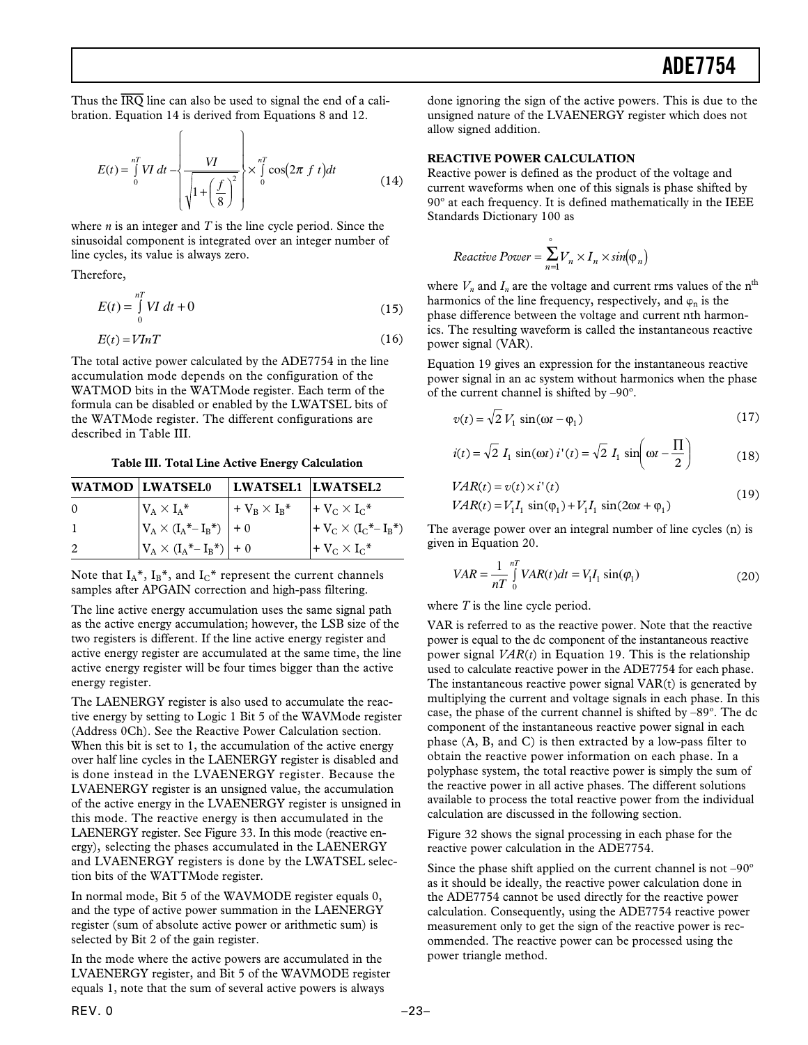Thus the $\overline{IRQ}$ line can also be used to signal the end of a calibration. Equation 14 is derived from Equations 8 and 12.

$$E(t) = \int_0^{nT} VI\, dt - \left\{ \frac{VI}{\sqrt{1 + \left(\frac{f}{8}\right)^2}} \right\} \times \int_0^{nT} \cos(2\pi\ f\ t) dt \tag{14}$$

where *n* is an integer and *T* is the line cycle period. Since the sinusoidal component is integrated over an integer number of line cycles, its value is always zero.

Therefore,

$$E(t) = \int_0^{nT} VI\, dt + 0 \tag{15}$$

$$E(t) = VInT \tag{16}$$

The total active power calculated by the ADE7754 in the line accumulation mode depends on the configuration of the WATMOD bits in the WATMode register. Each term of the formula can be disabled or enabled by the LWATSEL bits of the WATMode register. The different configurations are described in Table III.

**Table III. Total Line Active Energy Calculation**

| WATMOD | LWATSEL0 | LWATSEL1 | LWATSEL2 |
|---|---|---|---|
| 0 | $V_A \times I_A$* | + $V_B \times I_B$* | + $V_C \times I_C$* |
| 1 | $V_A \times (I_A$*– $I_B$*) | + 0 | + $V_C \times (I_C$*– $I_B$*) |
| 2 | $V_A \times (I_A$*– $I_B$*) | + 0 | + $V_C \times I_C$* |

Note that $I_A$*, $I_B$*, and $I_C$* represent the current channels samples after APGAIN correction and high-pass filtering.

The line active energy accumulation uses the same signal path as the active energy accumulation; however, the LSB size of the two registers is different. If the line active energy register and active energy register are accumulated at the same time, the line active energy register will be four times bigger than the active energy register.

The LAENERGY register is also used to accumulate the reactive energy by setting to Logic 1 Bit 5 of the WAVMode register (Address 0Ch). See the Reactive Power Calculation section. When this bit is set to 1, the accumulation of the active energy over half line cycles in the LAENERGY register is disabled and is done instead in the LVAENERGY register. Because the LVAENERGY register is an unsigned value, the accumulation of the active energy in the LVAENERGY register is unsigned in this mode. The reactive energy is then accumulated in the LAENERGY register. See Figure 33. In this mode (reactive energy), selecting the phases accumulated in the LAENERGY and LVAENERGY registers is done by the LWATSEL selection bits of the WATTMode register.

In normal mode, Bit 5 of the WAVMODE register equals 0, and the type of active power summation in the LAENERGY register (sum of absolute active power or arithmetic sum) is selected by Bit 2 of the gain register.

In the mode where the active powers are accumulated in the LVAENERGY register, and Bit 5 of the WAVMODE register equals 1, note that the sum of several active powers is always done ignoring the sign of the active powers. This is due to the unsigned nature of the LVAENERGY register which does not allow signed addition.

## REACTIVE POWER CALCULATION

Reactive power is defined as the product of the voltage and current waveforms when one of this signals is phase shifted by 90° at each frequency. It is defined mathematically in the IEEE Standards Dictionary 100 as

$$Reactive\ Power = \sum_{n=1}^{\circ} V_n \times I_n \times sin(\varphi_n)$$

where $V_n$ and $I_n$ are the voltage and current rms values of the n[th] harmonics of the line frequency, respectively, and $\varphi_n$ is the phase difference between the voltage and current nth harmonics. The resulting waveform is called the instantaneous reactive power signal (VAR).

Equation 19 gives an expression for the instantaneous reactive power signal in an ac system without harmonics when the phase of the current channel is shifted by –90°.

$$v(t) = \sqrt{2}\, V_1 \sin(\omega t - \varphi_1) \tag{17}$$

$$i(t) = \sqrt{2}\, I_1 \sin(\omega t)\ i'(t) = \sqrt{2}\, I_1 \sin\left(\omega t - \frac{\Pi}{2}\right) \tag{18}$$

$$\begin{aligned} VAR(t) &= v(t) \times i'(t) \\ VAR(t) &= V_1 I_1 \sin(\varphi_1) + V_1 I_1 \sin(2\omega t + \varphi_1) \end{aligned} \tag{19}$$

The average power over an integral number of line cycles (n) is given in Equation 20.

$$VAR = \frac{1}{nT} \int_0^{nT} VAR(t) dt = V_1 I_1 \sin(\varphi_1) \tag{20}$$

where *T* is the line cycle period.

VAR is referred to as the reactive power. Note that the reactive power is equal to the dc component of the instantaneous reactive power signal *VAR*(*t*) in Equation 19. This is the relationship used to calculate reactive power in the ADE7754 for each phase. The instantaneous reactive power signal VAR(t) is generated by multiplying the current and voltage signals in each phase. In this case, the phase of the current channel is shifted by –89°. The dc component of the instantaneous reactive power signal in each phase (A, B, and C) is then extracted by a low-pass filter to obtain the reactive power information on each phase. In a polyphase system, the total reactive power is simply the sum of the reactive power in all active phases. The different solutions available to process the total reactive power from the individual calculation are discussed in the following section.

Figure 32 shows the signal processing in each phase for the reactive power calculation in the ADE7754.

Since the phase shift applied on the current channel is not –90° as it should be ideally, the reactive power calculation done in the ADE7754 cannot be used directly for the reactive power calculation. Consequently, using the ADE7754 reactive power measurement only to get the sign of the reactive power is recommended. The reactive power can be processed using the power triangle method.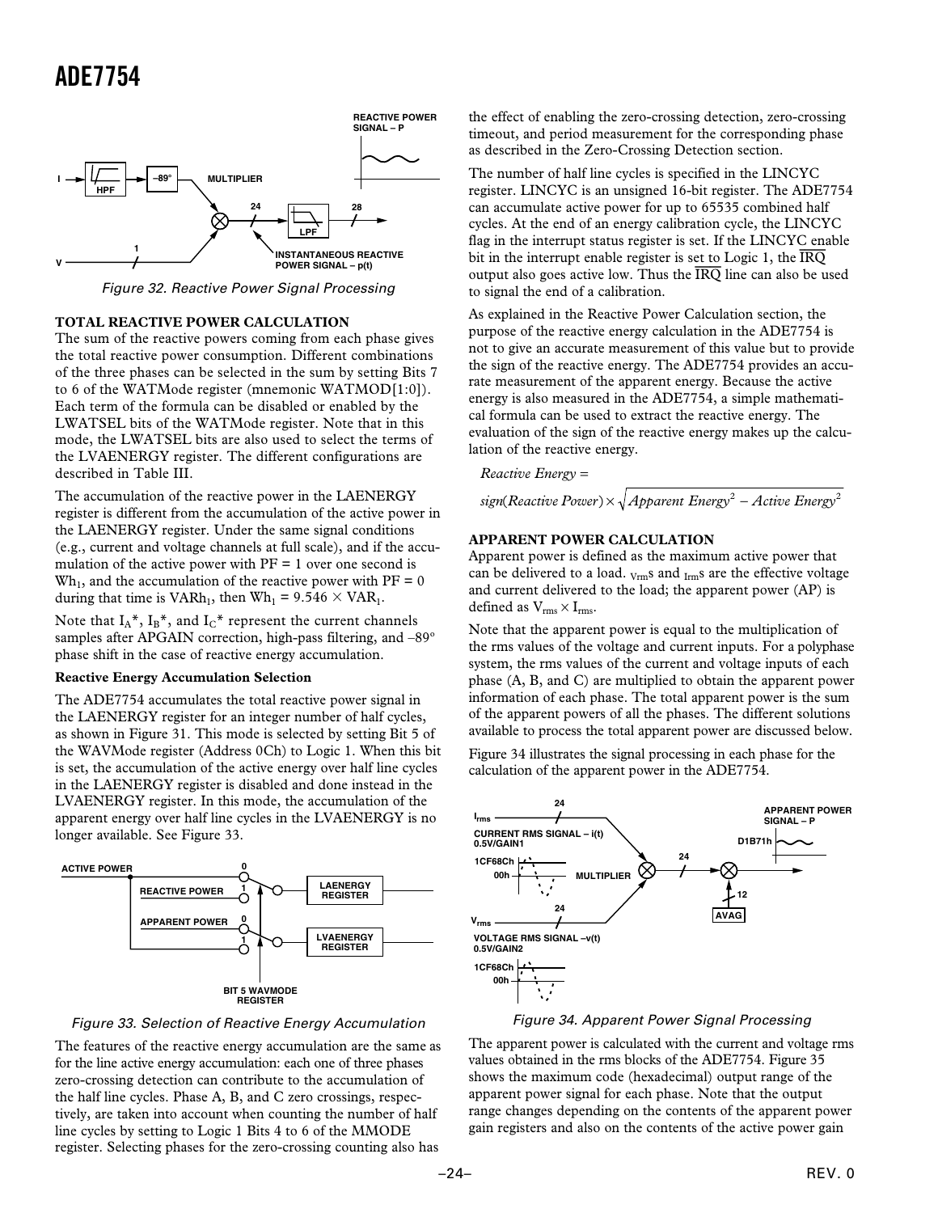Figure 32. Reactive Power Signal Processing

### TOTAL REACTIVE POWER CALCULATION

The sum of the reactive powers coming from each phase gives the total reactive power consumption. Different combinations of the three phases can be selected in the sum by setting Bits 7 to 6 of the WATMode register (mnemonic WATMOD[1:0]). Each term of the formula can be disabled or enabled by the LWATSEL bits of the WATMode register. Note that in this mode, the LWATSEL bits are also used to select the terms of the LVAENERGY register. The different configurations are described in Table III.

The accumulation of the reactive power in the LAENERGY register is different from the accumulation of the active power in the LAENERGY register. Under the same signal conditions (e.g., current and voltage channels at full scale), and if the accumulation of the active power with PF = 1 over one second is $Wh_1$, and the accumulation of the reactive power with PF = 0 during that time is $VARh_1$, then $Wh_1 = 9.546 \times VAR_1$.

Note that $I_A$*, $I_B$*, and $I_C$* represent the current channels samples after APGAIN correction, high-pass filtering, and –89° phase shift in the case of reactive energy accumulation.

#### Reactive Energy Accumulation Selection

The ADE7754 accumulates the total reactive power signal in the LAENERGY register for an integer number of half cycles, as shown in Figure 31. This mode is selected by setting Bit 5 of the WAVMode register (Address 0Ch) to Logic 1. When this bit is set, the accumulation of the active energy over half line cycles in the LAENERGY register is disabled and done instead in the LVAENERGY register. In this mode, the accumulation of the apparent energy over half line cycles in the LVAENERGY is no longer available. See Figure 33.

Figure 33. Selection of Reactive Energy Accumulation

The features of the reactive energy accumulation are the same as for the line active energy accumulation: each one of three phases zero-crossing detection can contribute to the accumulation of the half line cycles. Phase A, B, and C zero crossings, respectively, are taken into account when counting the number of half line cycles by setting to Logic 1 Bits 4 to 6 of the MMODE register. Selecting phases for the zero-crossing counting also has the effect of enabling the zero-crossing detection, zero-crossing timeout, and period measurement for the corresponding phase as described in the Zero-Crossing Detection section.

The number of half line cycles is specified in the LINCYC register. LINCYC is an unsigned 16-bit register. The ADE7754 can accumulate active power for up to 65535 combined half cycles. At the end of an energy calibration cycle, the LINCYC flag in the interrupt status register is set. If the LINCYC enable bit in the interrupt enable register is set to Logic 1, the $\overline{IRQ}$ output also goes active low. Thus the $\overline{IRQ}$ line can also be used to signal the end of a calibration.

As explained in the Reactive Power Calculation section, the purpose of the reactive energy calculation in the ADE7754 is not to give an accurate measurement of this value but to provide the sign of the reactive energy. The ADE7754 provides an accurate measurement of the apparent energy. Because the active energy is also measured in the ADE7754, a simple mathematical formula can be used to extract the reactive energy. The evaluation of the sign of the reactive energy makes up the calculation of the reactive energy.

$$Reactive\ Energy =$$
$$sign(Reactive\ Power) \times \sqrt{Apparent\ Energy^2 - Active\ Energy^2}$$

### APPARENT POWER CALCULATION

Apparent power is defined as the maximum active power that can be delivered to a load. $V_{rm}$s and $I_{rm}$s are the effective voltage and current delivered to the load; the apparent power (AP) is defined as $V_{rms} \times I_{rms}$.

Note that the apparent power is equal to the multiplication of the rms values of the voltage and current inputs. For a polyphase system, the rms values of the current and voltage inputs of each phase (A, B, and C) are multiplied to obtain the apparent power information of each phase. The total apparent power is the sum of the apparent powers of all the phases. The different solutions available to process the total apparent power are discussed below.

Figure 34 illustrates the signal processing in each phase for the calculation of the apparent power in the ADE7754.

Figure 34. Apparent Power Signal Processing

The apparent power is calculated with the current and voltage rms values obtained in the rms blocks of the ADE7754. Figure 35 shows the maximum code (hexadecimal) output range of the apparent power signal for each phase. Note that the output range changes depending on the contents of the apparent power gain registers and also on the contents of the active power gain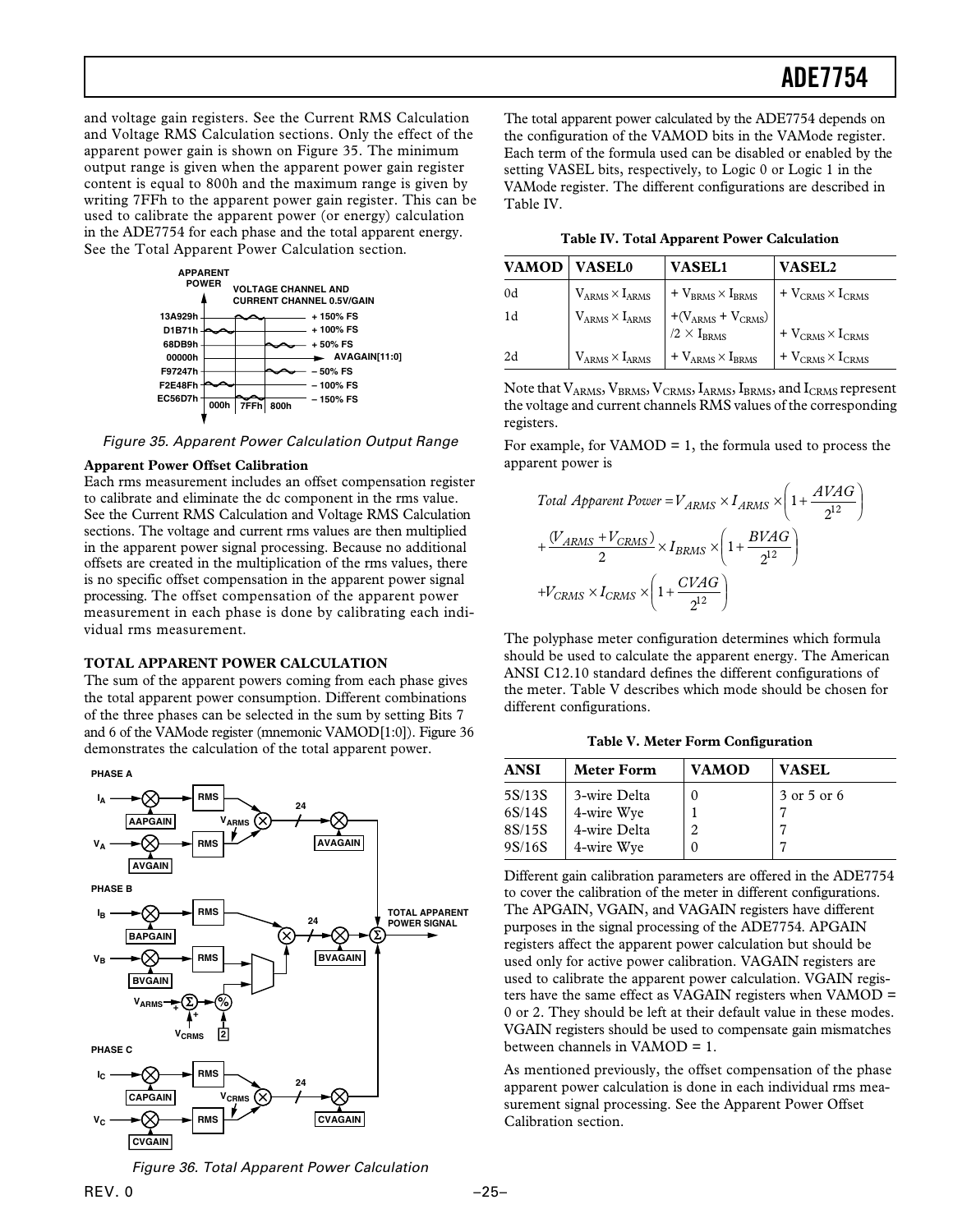and voltage gain registers. See the Current RMS Calculation and Voltage RMS Calculation sections. Only the effect of the apparent power gain is shown on Figure 35. The minimum output range is given when the apparent power gain register content is equal to 800h and the maximum range is given by writing 7FFh to the apparent power gain register. This can be used to calibrate the apparent power (or energy) calculation in the ADE7754 for each phase and the total apparent energy. See the Total Apparent Power Calculation section.

*Figure 35. Apparent Power Calculation Output Range*

**Apparent Power Offset Calibration**

Each rms measurement includes an offset compensation register to calibrate and eliminate the dc component in the rms value. See the Current RMS Calculation and Voltage RMS Calculation sections. The voltage and current rms values are then multiplied in the apparent power signal processing. Because no additional offsets are created in the multiplication of the rms values, there is no specific offset compensation in the apparent power signal processing. The offset compensation of the apparent power measurement in each phase is done by calibrating each individual rms measurement.

### TOTAL APPARENT POWER CALCULATION

The sum of the apparent powers coming from each phase gives the total apparent power consumption. Different combinations of the three phases can be selected in the sum by setting Bits 7 and 6 of the VAMode register (mnemonic VAMOD[1:0]). Figure 36 demonstrates the calculation of the total apparent power.

*Figure 36. Total Apparent Power Calculation*

The total apparent power calculated by the ADE7754 depends on the configuration of the VAMOD bits in the VAMode register. Each term of the formula used can be disabled or enabled by the setting VASEL bits, respectively, to Logic 0 or Logic 1 in the VAMode register. The different configurations are described in Table IV.

**Table IV. Total Apparent Power Calculation**

| VAMOD | VASEL0 | VASEL1 | VASEL2 |
|---|---|---|---|
| 0d | $V_{ARMS} \times I_{ARMS}$ | $+ V_{BRMS} \times I_{BRMS}$ | $+ V_{CRMS} \times I_{CRMS}$ |
| 1d | $V_{ARMS} \times I_{ARMS}$ | $+(V_{ARMS} + V_{CRMS}) /2 \times I_{BRMS}$ | $+ V_{CRMS} \times I_{CRMS}$ |
| 2d | $V_{ARMS} \times I_{ARMS}$ | $+ V_{ARMS} \times I_{BRMS}$ | $+ V_{CRMS} \times I_{CRMS}$ |

Note that $V_{ARMS}$, $V_{BRMS}$, $V_{CRMS}$, $I_{ARMS}$, $I_{BRMS}$, and $I_{CRMS}$ represent the voltage and current channels RMS values of the corresponding registers.

For example, for VAMOD = 1, the formula used to process the apparent power is

$$Total\ Apparent\ Power = V_{ARMS} \times I_{ARMS} \times \left(1 + \frac{AVAG}{2^{12}}\right) + \frac{(V_{ARMS} + V_{CRMS})}{2} \times I_{BRMS} \times \left(1 + \frac{BVAG}{2^{12}}\right) + V_{CRMS} \times I_{CRMS} \times \left(1 + \frac{CVAG}{2^{12}}\right)$$

The polyphase meter configuration determines which formula should be used to calculate the apparent energy. The American ANSI C12.10 standard defines the different configurations of the meter. Table V describes which mode should be chosen for different configurations.

**Table V. Meter Form Configuration**

| ANSI | Meter Form | VAMOD | VASEL |
|---|---|---|---|
| 5S/13S | 3-wire Delta | 0 | 3 or 5 or 6 |
| 6S/14S | 4-wire Wye | 1 | 7 |
| 8S/15S | 4-wire Delta | 2 | 7 |
| 9S/16S | 4-wire Wye | 0 | 7 |

Different gain calibration parameters are offered in the ADE7754 to cover the calibration of the meter in different configurations. The APGAIN, VGAIN, and VAGAIN registers have different purposes in the signal processing of the ADE7754. APGAIN registers affect the apparent power calculation but should be used only for active power calibration. VAGAIN registers are used to calibrate the apparent power calculation. VGAIN registers have the same effect as VAGAIN registers when VAMOD = 0 or 2. They should be left at their default value in these modes. VGAIN registers should be used to compensate gain mismatches between channels in VAMOD = 1.

As mentioned previously, the offset compensation of the phase apparent power calculation is done in each individual rms measurement signal processing. See the Apparent Power Offset Calibration section.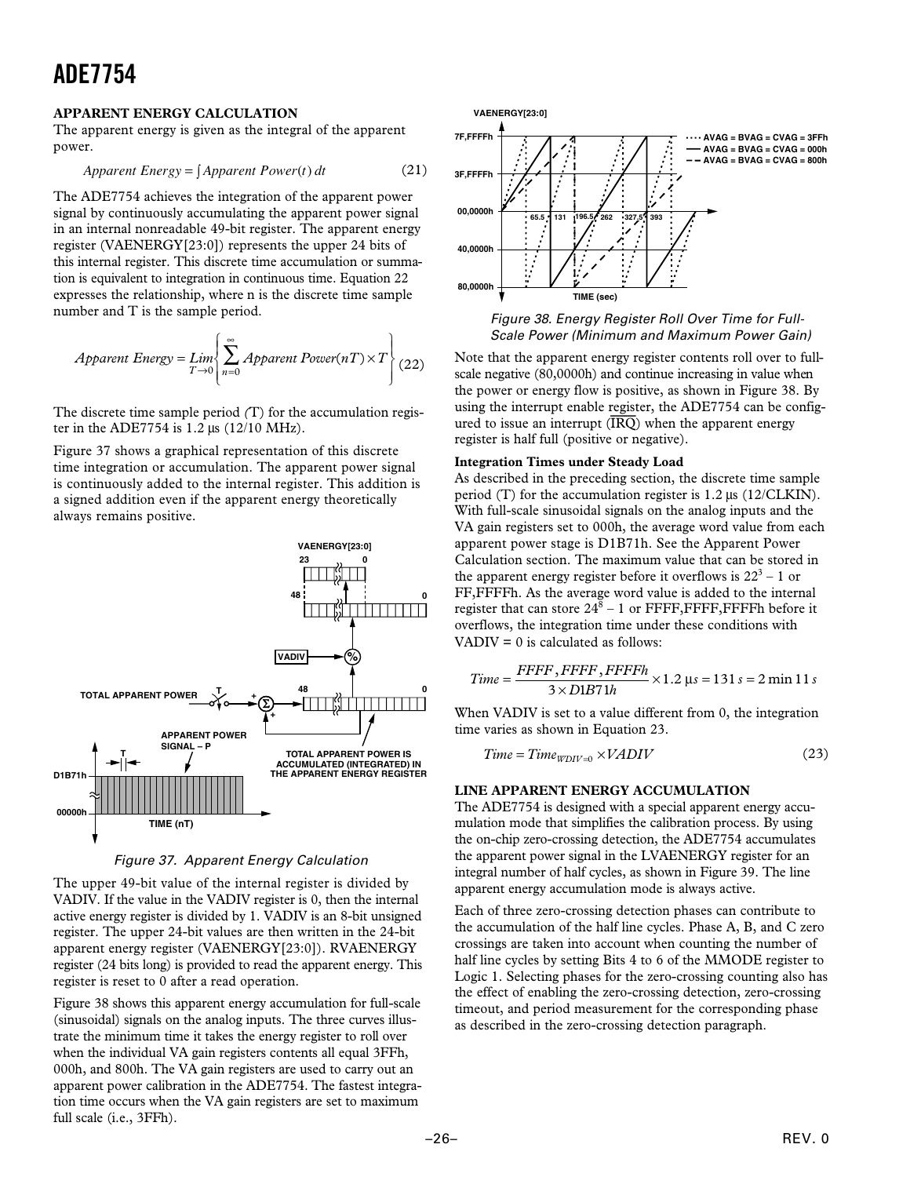## APPARENT ENERGY CALCULATION

The apparent energy is given as the integral of the apparent power.

$$Apparent\ Energy = \int Apparent\ Power(t)\ dt \tag{21}$$

The ADE7754 achieves the integration of the apparent power signal by continuously accumulating the apparent power signal in an internal nonreadable 49-bit register. The apparent energy register (VAENERGY[23:0]) represents the upper 24 bits of this internal register. This discrete time accumulation or summation is equivalent to integration in continuous time. Equation 22 expresses the relationship, where n is the discrete time sample number and T is the sample period.

$$Apparent\ Energy = \lim_{T \to 0} \left\{ \sum_{n=0}^{\infty} Apparent\ Power(nT) \times T \right\} \tag{22}$$

The discrete time sample period (T) for the accumulation register in the ADE7754 is 1.2 µs (12/10 MHz).

Figure 37 shows a graphical representation of this discrete time integration or accumulation. The apparent power signal is continuously added to the internal register. This addition is a signed addition even if the apparent energy theoretically always remains positive.

Figure 37. Apparent Energy Calculation

The upper 49-bit value of the internal register is divided by VADIV. If the value in the VADIV register is 0, then the internal active energy register is divided by 1. VADIV is an 8-bit unsigned register. The upper 24-bit values are then written in the 24-bit apparent energy register (VAENERGY[23:0]). RVAENERGY register (24 bits long) is provided to read the apparent energy. This register is reset to 0 after a read operation.

Figure 38 shows this apparent energy accumulation for full-scale (sinusoidal) signals on the analog inputs. The three curves illustrate the minimum time it takes the energy register to roll over when the individual VA gain registers contents all equal 3FFh, 000h, and 800h. The VA gain registers are used to carry out an apparent power calibration in the ADE7754. The fastest integration time occurs when the VA gain registers are set to maximum full scale (i.e., 3FFh).

Figure 38. Energy Register Roll Over Time for Full-Scale Power (Minimum and Maximum Power Gain)

Note that the apparent energy register contents roll over to full-scale negative (80,0000h) and continue increasing in value when the power or energy flow is positive, as shown in Figure 38. By using the interrupt enable register, the ADE7754 can be configured to issue an interrupt ($\overline{IRQ}$) when the apparent energy register is half full (positive or negative).

### Integration Times under Steady Load

As described in the preceding section, the discrete time sample period (T) for the accumulation register is 1.2 µs (12/CLKIN). With full-scale sinusoidal signals on the analog inputs and the VA gain registers set to 000h, the average word value from each apparent power stage is D1B71h. See the Apparent Power Calculation section. The maximum value that can be stored in the apparent energy register before it overflows is $22^3 - 1$ or FF,FFFFh. As the average word value is added to the internal register that can store $24^8 - 1$ or FFFF,FFFF,FFFFh before it overflows, the integration time under these conditions with VADIV = 0 is calculated as follows:

$$Time = \frac{FFFF,FFFF,FFFFh}{3 \times D1B71h} \times 1.2\ \mu s = 131\ s = 2\ \min 11\ s$$

When VADIV is set to a value different from 0, the integration time varies as shown in Equation 23.

$$Time = Time_{WDIV=0} \times VADIV \tag{23}$$

## LINE APPARENT ENERGY ACCUMULATION

The ADE7754 is designed with a special apparent energy accumulation mode that simplifies the calibration process. By using the on-chip zero-crossing detection, the ADE7754 accumulates the apparent power signal in the LVAENERGY register for an integral number of half cycles, as shown in Figure 39. The line apparent energy accumulation mode is always active.

Each of three zero-crossing detection phases can contribute to the accumulation of the half line cycles. Phase A, B, and C zero crossings are taken into account when counting the number of half line cycles by setting Bits 4 to 6 of the MMODE register to Logic 1. Selecting phases for the zero-crossing counting also has the effect of enabling the zero-crossing detection, zero-crossing timeout, and period measurement for the corresponding phase as described in the zero-crossing detection paragraph.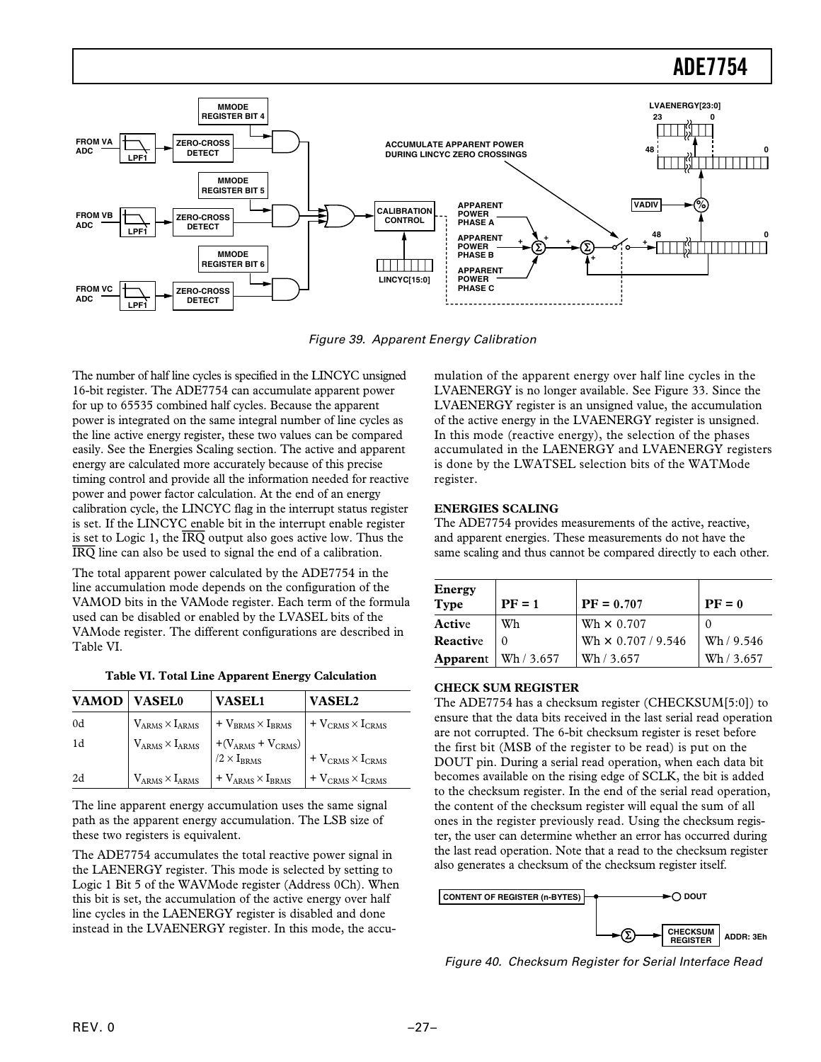Figure 39. Apparent Energy Calibration

The number of half line cycles is specified in the LINCYC unsigned 16-bit register. The ADE7754 can accumulate apparent power for up to 65535 combined half cycles. Because the apparent power is integrated on the same integral number of line cycles as the line active energy register, these two values can be compared easily. See the Energies Scaling section. The active and apparent energy are calculated more accurately because of this precise timing control and provide all the information needed for reactive power and power factor calculation. At the end of an energy calibration cycle, the LINCYC flag in the interrupt status register is set. If the LINCYC enable bit in the interrupt enable register is set to Logic 1, the $\overline{IRQ}$ output also goes active low. Thus the $\overline{IRQ}$ line can also be used to signal the end of a calibration.

The total apparent power calculated by the ADE7754 in the line accumulation mode depends on the configuration of the VAMOD bits in the VAMode register. Each term of the formula used can be disabled or enabled by the LVASEL bits of the VAMode register. The different configurations are described in Table VI.

**Table VI. Total Line Apparent Energy Calculation**

| VAMOD | VASEL0 | VASEL1 | VASEL2 |
|---|---|---|---|
| 0d | $V_{ARMS} \times I_{ARMS}$ | $+ V_{BRMS} \times I_{BRMS}$ | $+ V_{CRMS} \times I_{CRMS}$ |
| 1d | $V_{ARMS} \times I_{ARMS}$ | $+(V_{ARMS} + V_{CRMS}) /2 \times I_{BRMS}$ | $+ V_{CRMS} \times I_{CRMS}$ |
| 2d | $V_{ARMS} \times I_{ARMS}$ | $+ V_{ARMS} \times I_{BRMS}$ | $+ V_{CRMS} \times I_{CRMS}$ |

The line apparent energy accumulation uses the same signal path as the apparent energy accumulation. The LSB size of these two registers is equivalent.

The ADE7754 accumulates the total reactive power signal in the LAENERGY register. This mode is selected by setting to Logic 1 Bit 5 of the WAVMode register (Address 0Ch). When this bit is set, the accumulation of the active energy over half line cycles in the LAENERGY register is disabled and done instead in the LVAENERGY register. In this mode, the accumulation of the apparent energy over half line cycles in the LVAENERGY is no longer available. See Figure 33. Since the LVAENERGY register is an unsigned value, the accumulation of the active energy in the LVAENERGY register is unsigned. In this mode (reactive energy), the selection of the phases accumulated in the LAENERGY and LVAENERGY registers is done by the LWATSEL selection bits of the WATMode register.

## ENERGIES SCALING

The ADE7754 provides measurements of the active, reactive, and apparent energies. These measurements do not have the same scaling and thus cannot be compared directly to each other.

| Energy Type | PF = 1 | PF = 0.707 | PF = 0 |
|---|---|---|---|
| **Active** | Wh | Wh × 0.707 | 0 |
| **Reactive** | 0 | Wh × 0.707 / 9.546 | Wh / 9.546 |
| **Apparent** | Wh / 3.657 | Wh / 3.657 | Wh / 3.657 |

## CHECK SUM REGISTER

The ADE7754 has a checksum register (CHECKSUM[5:0]) to ensure that the data bits received in the last serial read operation are not corrupted. The 6-bit checksum register is reset before the first bit (MSB of the register to be read) is put on the DOUT pin. During a serial read operation, when each data bit becomes available on the rising edge of SCLK, the bit is added to the checksum register. In the end of the serial read operation, the content of the checksum register will equal the sum of all ones in the register previously read. Using the checksum register, the user can determine whether an error has occurred during the last read operation. Note that a read to the checksum register also generates a checksum of the checksum register itself.

Figure 40. Checksum Register for Serial Interface Read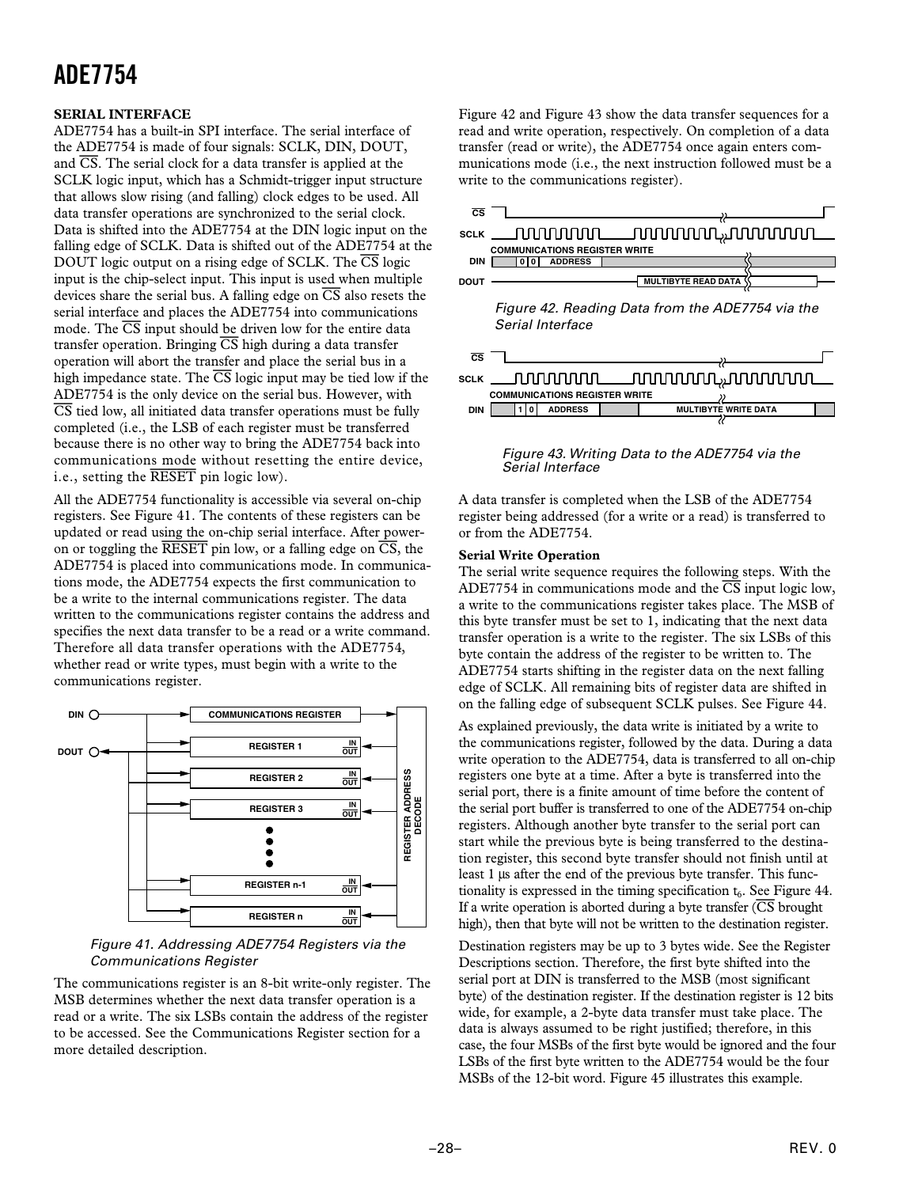## SERIAL INTERFACE

ADE7754 has a built-in SPI interface. The serial interface of the ADE7754 is made of four signals: SCLK, DIN, DOUT, and $\overline{CS}$. The serial clock for a data transfer is applied at the SCLK logic input, which has a Schmidt-trigger input structure that allows slow rising (and falling) clock edges to be used. All data transfer operations are synchronized to the serial clock. Data is shifted into the ADE7754 at the DIN logic input on the falling edge of SCLK. Data is shifted out of the ADE7754 at the DOUT logic output on a rising edge of SCLK. The $\overline{CS}$ logic input is the chip-select input. This input is used when multiple devices share the serial bus. A falling edge on $\overline{CS}$ also resets the serial interface and places the ADE7754 into communications mode. The $\overline{CS}$ input should be driven low for the entire data transfer operation. Bringing $\overline{CS}$ high during a data transfer operation will abort the transfer and place the serial bus in a high impedance state. The $\overline{CS}$ logic input may be tied low if the ADE7754 is the only device on the serial bus. However, with $\overline{CS}$ tied low, all initiated data transfer operations must be fully completed (i.e., the LSB of each register must be transferred because there is no other way to bring the ADE7754 back into communications mode without resetting the entire device, i.e., setting the $\overline{RESET}$ pin logic low).

All the ADE7754 functionality is accessible via several on-chip registers. See Figure 41. The contents of these registers can be updated or read using the on-chip serial interface. After power-on or toggling the $\overline{RESET}$ pin low, or a falling edge on $\overline{CS}$, the ADE7754 is placed into communications mode. In communications mode, the ADE7754 expects the first communication to be a write to the internal communications register. The data written to the communications register contains the address and specifies the next data transfer to be a read or a write command. Therefore all data transfer operations with the ADE7754, whether read or write types, must begin with a write to the communications register.

Figure 41. Addressing ADE7754 Registers via the Communications Register

The communications register is an 8-bit write-only register. The MSB determines whether the next data transfer operation is a read or a write. The six LSBs contain the address of the register to be accessed. See the Communications Register section for a more detailed description.

Figure 42 and Figure 43 show the data transfer sequences for a read and write operation, respectively. On completion of a data transfer (read or write), the ADE7754 once again enters communications mode (i.e., the next instruction followed must be a write to the communications register).

Figure 42. Reading Data from the ADE7754 via the Serial Interface

Figure 43. Writing Data to the ADE7754 via the Serial Interface

A data transfer is completed when the LSB of the ADE7754 register being addressed (for a write or a read) is transferred to or from the ADE7754.

### Serial Write Operation

The serial write sequence requires the following steps. With the ADE7754 in communications mode and the $\overline{CS}$ input logic low, a write to the communications register takes place. The MSB of this byte transfer must be set to 1, indicating that the next data transfer operation is a write to the register. The six LSBs of this byte contain the address of the register to be written to. The ADE7754 starts shifting in the register data on the next falling edge of SCLK. All remaining bits of register data are shifted in on the falling edge of subsequent SCLK pulses. See Figure 44.

As explained previously, the data write is initiated by a write to the communications register, followed by the data. During a data write operation to the ADE7754, data is transferred to all on-chip registers one byte at a time. After a byte is transferred into the serial port, there is a finite amount of time before the content of the serial port buffer is transferred to one of the ADE7754 on-chip registers. Although another byte transfer to the serial port can start while the previous byte is being transferred to the destination register, this second byte transfer should not finish until at least 1 µs after the end of the previous byte transfer. This functionality is expressed in the timing specification $t_6$. See Figure 44. If a write operation is aborted during a byte transfer ($\overline{CS}$ brought high), then that byte will not be written to the destination register.

Destination registers may be up to 3 bytes wide. See the Register Descriptions section. Therefore, the first byte shifted into the serial port at DIN is transferred to the MSB (most significant byte) of the destination register. If the destination register is 12 bits wide, for example, a 2-byte data transfer must take place. The data is always assumed to be right justified; therefore, in this case, the four MSBs of the first byte would be ignored and the four LSBs of the first byte written to the ADE7754 would be the four MSBs of the 12-bit word. Figure 45 illustrates this example.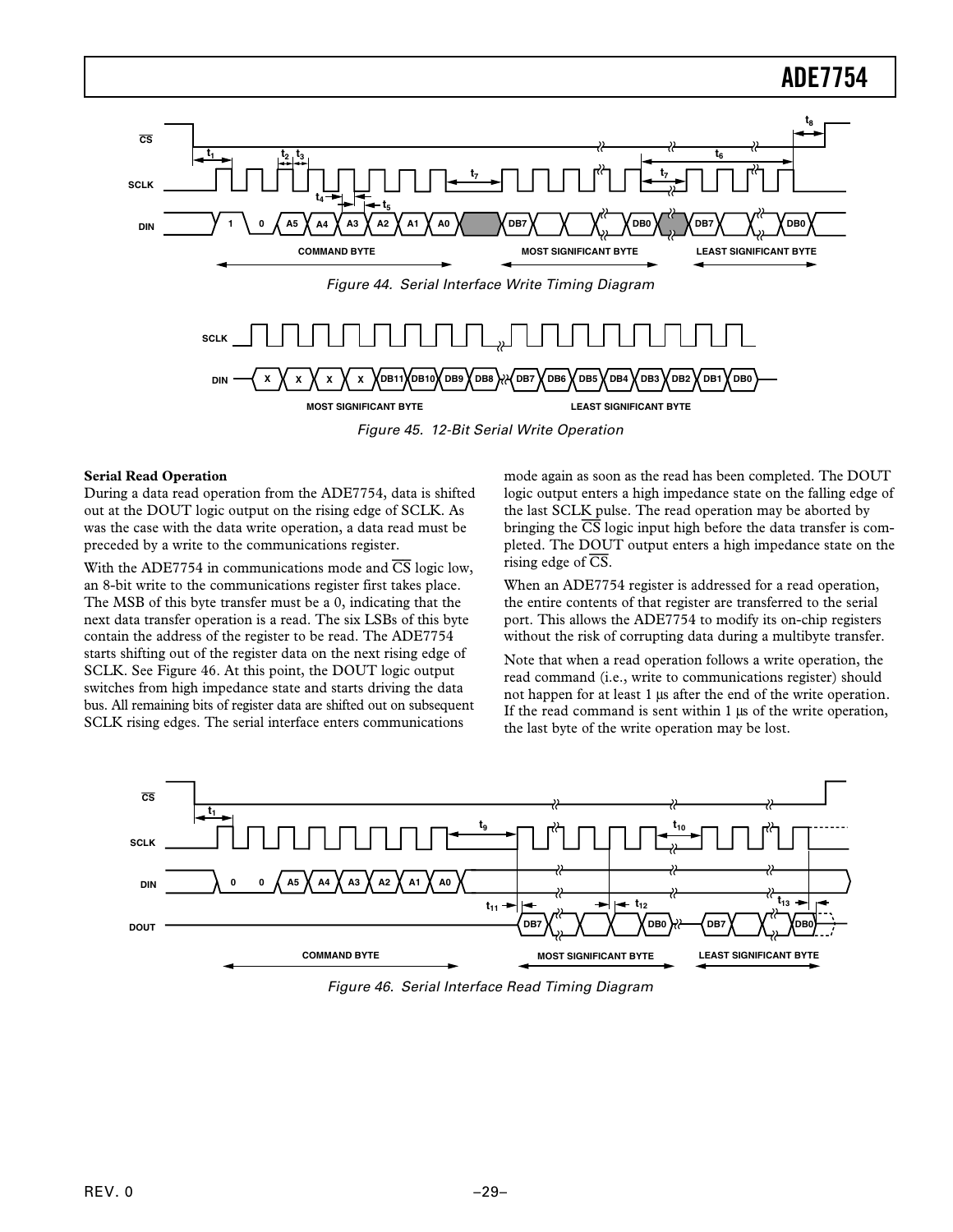Figure 44. Serial Interface Write Timing Diagram

Figure 45. 12-Bit Serial Write Operation

**Serial Read Operation**

During a data read operation from the ADE7754, data is shifted out at the DOUT logic output on the rising edge of SCLK. As was the case with the data write operation, a data read must be preceded by a write to the communications register.

With the ADE7754 in communications mode and $\overline{CS}$ logic low, an 8-bit write to the communications register first takes place. The MSB of this byte transfer must be a 0, indicating that the next data transfer operation is a read. The six LSBs of this byte contain the address of the register to be read. The ADE7754 starts shifting out of the register data on the next rising edge of SCLK. See Figure 46. At this point, the DOUT logic output switches from high impedance state and starts driving the data bus. All remaining bits of register data are shifted out on subsequent SCLK rising edges. The serial interface enters communications mode again as soon as the read has been completed. The DOUT logic output enters a high impedance state on the falling edge of the last SCLK pulse. The read operation may be aborted by bringing the $\overline{CS}$ logic input high before the data transfer is completed. The DOUT output enters a high impedance state on the rising edge of $\overline{CS}$.

When an ADE7754 register is addressed for a read operation, the entire contents of that register are transferred to the serial port. This allows the ADE7754 to modify its on-chip registers without the risk of corrupting data during a multibyte transfer.

Note that when a read operation follows a write operation, the read command (i.e., write to communications register) should not happen for at least 1 µs after the end of the write operation. If the read command is sent within 1 µs of the write operation, the last byte of the write operation may be lost.

Figure 46. Serial Interface Read Timing Diagram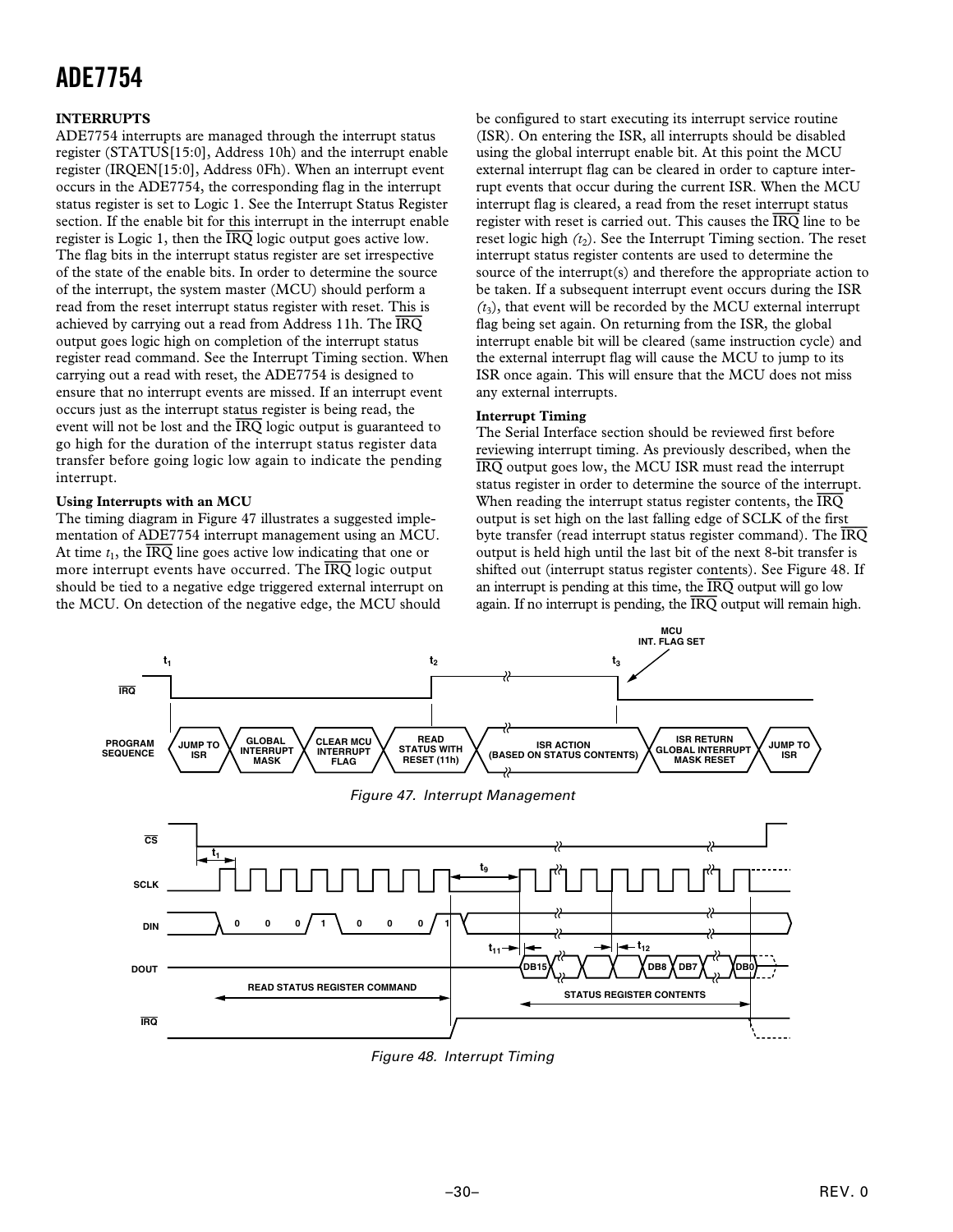## INTERRUPTS

ADE7754 interrupts are managed through the interrupt status register (STATUS[15:0], Address 10h) and the interrupt enable register (IRQEN[15:0], Address 0Fh). When an interrupt event occurs in the ADE7754, the corresponding flag in the interrupt status register is set to Logic 1. See the Interrupt Status Register section. If the enable bit for this interrupt in the interrupt enable register is Logic 1, then the IRQ logic output goes active low. The flag bits in the interrupt status register are set irrespective of the state of the enable bits. In order to determine the source of the interrupt, the system master (MCU) should perform a read from the reset interrupt status register with reset. This is achieved by carrying out a read from Address 11h. The IRQ output goes logic high on completion of the interrupt status register read command. See the Interrupt Timing section. When carrying out a read with reset, the ADE7754 is designed to ensure that no interrupt events are missed. If an interrupt event occurs just as the interrupt status register is being read, the event will not be lost and the IRQ logic output is guaranteed to go high for the duration of the interrupt status register data transfer before going logic low again to indicate the pending interrupt.

### Using Interrupts with an MCU

The timing diagram in Figure 47 illustrates a suggested implementation of ADE7754 interrupt management using an MCU. At time $t_1$, the IRQ line goes active low indicating that one or more interrupt events have occurred. The IRQ logic output should be tied to a negative edge triggered external interrupt on the MCU. On detection of the negative edge, the MCU should be configured to start executing its interrupt service routine (ISR). On entering the ISR, all interrupts should be disabled using the global interrupt enable bit. At this point the MCU external interrupt flag can be cleared in order to capture interrupt events that occur during the current ISR. When the MCU interrupt flag is cleared, a read from the reset interrupt status register with reset is carried out. This causes the IRQ line to be reset logic high ($t_2$). See the Interrupt Timing section. The reset interrupt status register contents are used to determine the source of the interrupt(s) and therefore the appropriate action to be taken. If a subsequent interrupt event occurs during the ISR ($t_3$), that event will be recorded by the MCU external interrupt flag being set again. On returning from the ISR, the global interrupt enable bit will be cleared (same instruction cycle) and the external interrupt flag will cause the MCU to jump to its ISR once again. This will ensure that the MCU does not miss any external interrupts.

### Interrupt Timing

The Serial Interface section should be reviewed first before reviewing interrupt timing. As previously described, when the IRQ output goes low, the MCU ISR must read the interrupt status register in order to determine the source of the interrupt. When reading the interrupt status register contents, the IRQ output is set high on the last falling edge of SCLK of the first byte transfer (read interrupt status register command). The IRQ output is held high until the last bit of the next 8-bit transfer is shifted out (interrupt status register contents). See Figure 48. If an interrupt is pending at this time, the IRQ output will go low again. If no interrupt is pending, the IRQ output will remain high.

Figure 47. Interrupt Management

Figure 48. Interrupt Timing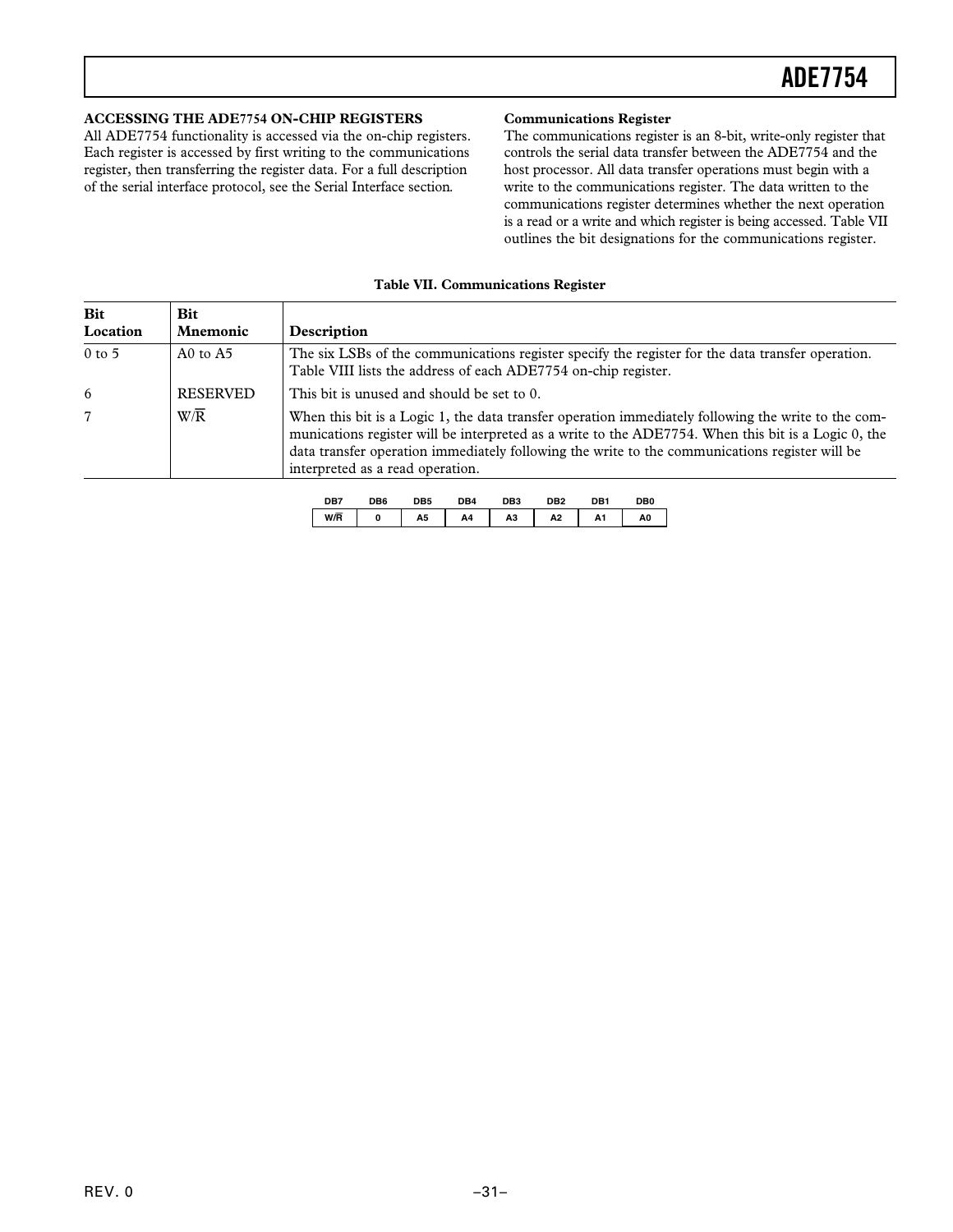## ACCESSING THE ADE7754 ON-CHIP REGISTERS

All ADE7754 functionality is accessed via the on-chip registers. Each register is accessed by first writing to the communications register, then transferring the register data. For a full description of the serial interface protocol, see the Serial Interface section.

### Communications Register

The communications register is an 8-bit, write-only register that controls the serial data transfer between the ADE7754 and the host processor. All data transfer operations must begin with a write to the communications register. The data written to the communications register determines whether the next operation is a read or a write and which register is being accessed. Table VII outlines the bit designations for the communications register.

**Table VII. Communications Register**

| Bit Location | Bit Mnemonic | Description |
|---|---|---|
| 0 to 5 | A0 to A5 | The six LSBs of the communications register specify the register for the data transfer operation. Table VIII lists the address of each ADE7754 on-chip register. |
| 6 | RESERVED | This bit is unused and should be set to 0. |
| 7 | $W/\overline{R}$ | When this bit is a Logic 1, the data transfer operation immediately following the write to the communications register will be interpreted as a write to the ADE7754. When this bit is a Logic 0, the data transfer operation immediately following the write to the communications register will be interpreted as a read operation. |

| DB7 | DB6 | DB5 | DB4 | DB3 | DB2 | DB1 | DB0 |
|---|---|---|---|---|---|---|---|
| $W/\overline{R}$ | 0 | A5 | A4 | A3 | A2 | A1 | A0 |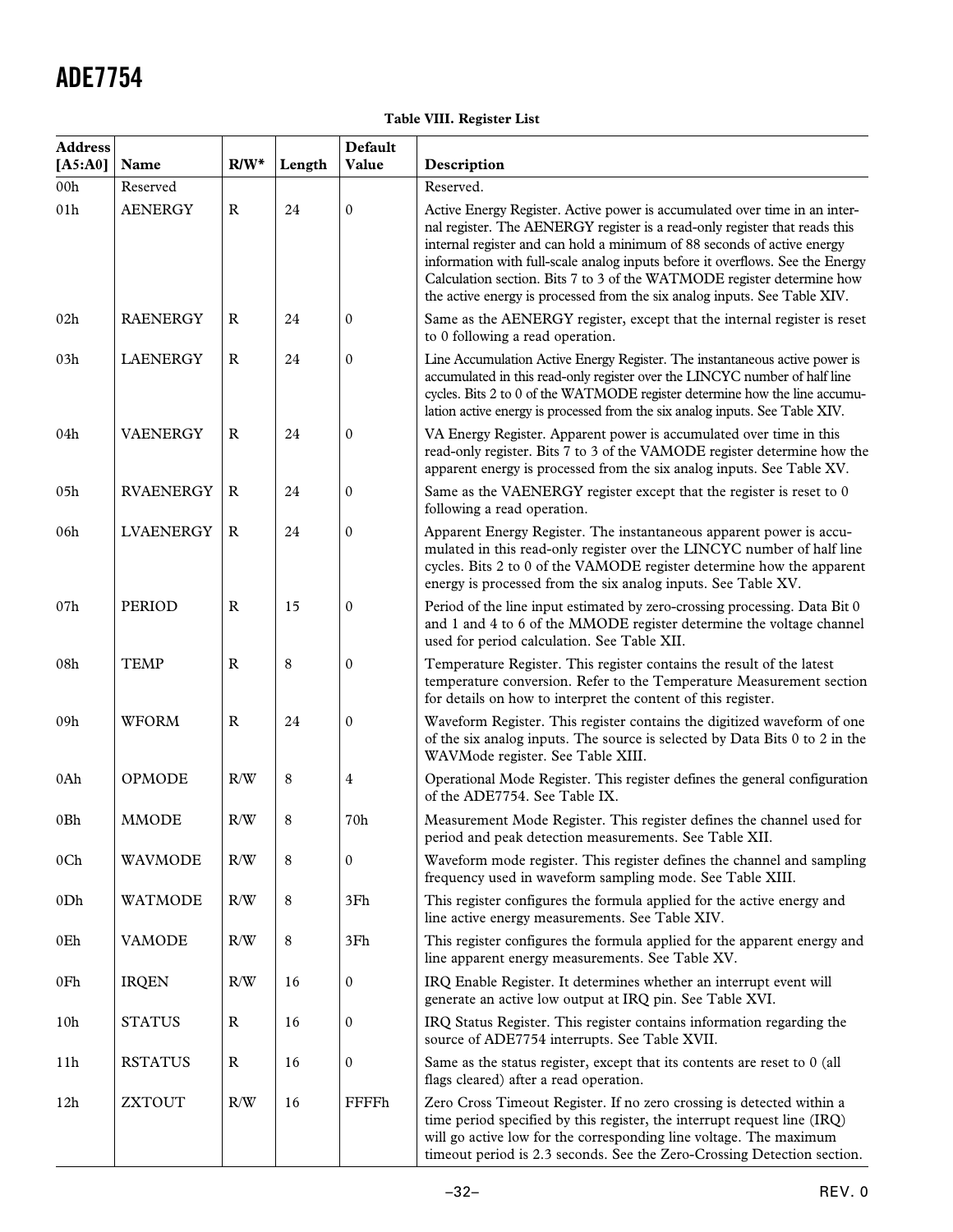**Table VIII. Register List**

| Address [A5:A0] | Name | R/W* | Length | Default Value | Description |
|---|---|---|---|---|---|
| 00h | Reserved | | | | Reserved. |
| 01h | AENERGY | R | 24 | 0 | Active Energy Register. Active power is accumulated over time in an internal register. The AENERGY register is a read-only register that reads this internal register and can hold a minimum of 88 seconds of active energy information with full-scale analog inputs before it overflows. See the Energy Calculation section. Bits 7 to 3 of the WATMODE register determine how the active energy is processed from the six analog inputs. See Table XIV. |
| 02h | RAENERGY | R | 24 | 0 | Same as the AENERGY register, except that the internal register is reset to 0 following a read operation. |
| 03h | LAENERGY | R | 24 | 0 | Line Accumulation Active Energy Register. The instantaneous active power is accumulated in this read-only register over the LINCYC number of half line cycles. Bits 2 to 0 of the WATMODE register determine how the line accumulation active energy is processed from the six analog inputs. See Table XIV. |
| 04h | VAENERGY | R | 24 | 0 | VA Energy Register. Apparent power is accumulated over time in this read-only register. Bits 7 to 3 of the VAMODE register determine how the apparent energy is processed from the six analog inputs. See Table XV. |
| 05h | RVAENERGY | R | 24 | 0 | Same as the VAENERGY register except that the register is reset to 0 following a read operation. |
| 06h | LVAENERGY | R | 24 | 0 | Apparent Energy Register. The instantaneous apparent power is accumulated in this read-only register over the LINCYC number of half line cycles. Bits 2 to 0 of the VAMODE register determine how the apparent energy is processed from the six analog inputs. See Table XV. |
| 07h | PERIOD | R | 15 | 0 | Period of the line input estimated by zero-crossing processing. Data Bit 0 and 1 and 4 to 6 of the MMODE register determine the voltage channel used for period calculation. See Table XII. |
| 08h | TEMP | R | 8 | 0 | Temperature Register. This register contains the result of the latest temperature conversion. Refer to the Temperature Measurement section for details on how to interpret the content of this register. |
| 09h | WFORM | R | 24 | 0 | Waveform Register. This register contains the digitized waveform of one of the six analog inputs. The source is selected by Data Bits 0 to 2 in the WAVMode register. See Table XIII. |
| 0Ah | OPMODE | R/W | 8 | 4 | Operational Mode Register. This register defines the general configuration of the ADE7754. See Table IX. |
| 0Bh | MMODE | R/W | 8 | 70h | Measurement Mode Register. This register defines the channel used for period and peak detection measurements. See Table XII. |
| 0Ch | WAVMODE | R/W | 8 | 0 | Waveform mode register. This register defines the channel and sampling frequency used in waveform sampling mode. See Table XIII. |
| 0Dh | WATMODE | R/W | 8 | 3Fh | This register configures the formula applied for the active energy and line active energy measurements. See Table XIV. |
| 0Eh | VAMODE | R/W | 8 | 3Fh | This register configures the formula applied for the apparent energy and line apparent energy measurements. See Table XV. |
| 0Fh | IRQEN | R/W | 16 | 0 | IRQ Enable Register. It determines whether an interrupt event will generate an active low output at IRQ pin. See Table XVI. |
| 10h | STATUS | R | 16 | 0 | IRQ Status Register. This register contains information regarding the source of ADE7754 interrupts. See Table XVII. |
| 11h | RSTATUS | R | 16 | 0 | Same as the status register, except that its contents are reset to 0 (all flags cleared) after a read operation. |
| 12h | ZXTOUT | R/W | 16 | FFFFh | Zero Cross Timeout Register. If no zero crossing is detected within a time period specified by this register, the interrupt request line (IRQ) will go active low for the corresponding line voltage. The maximum timeout period is 2.3 seconds. See the Zero-Crossing Detection section. |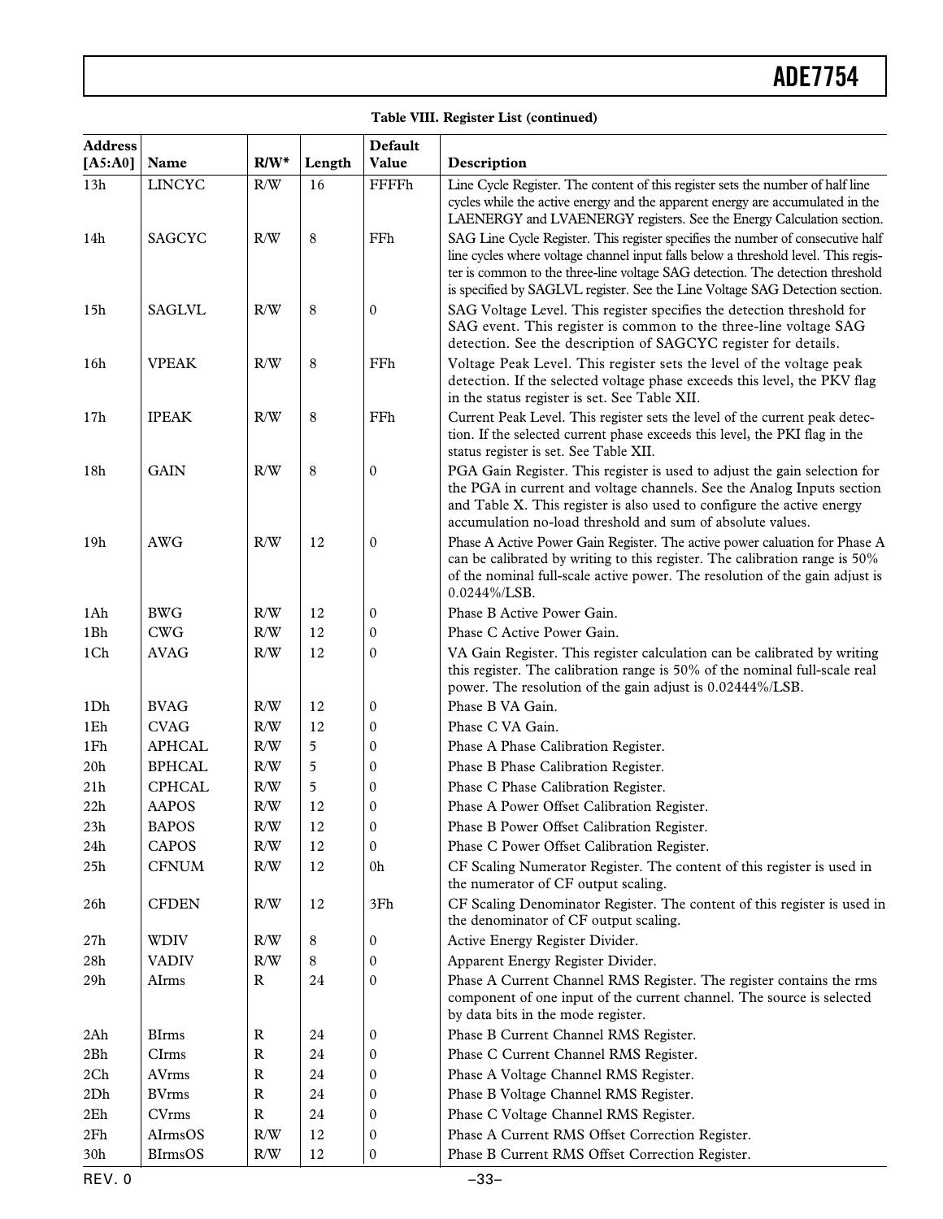**Table VIII. Register List (continued)**

| Address [A5:A0] | Name | R/W* | Length | Default Value | Description |
|---|---|---|---|---|---|
| 13h | LINCYC | R/W | 16 | FFFFh | Line Cycle Register. The content of this register sets the number of half line cycles while the active energy and the apparent energy are accumulated in the LAENERGY and LVAENERGY registers. See the Energy Calculation section. |
| 14h | SAGCYC | R/W | 8 | FFh | SAG Line Cycle Register. This register specifies the number of consecutive half line cycles where voltage channel input falls below a threshold level. This register is common to the three-line voltage SAG detection. The detection threshold is specified by SAGLVL register. See the Line Voltage SAG Detection section. |
| 15h | SAGLVL | R/W | 8 | 0 | SAG Voltage Level. This register specifies the detection threshold for SAG event. This register is common to the three-line voltage SAG detection. See the description of SAGCYC register for details. |
| 16h | VPEAK | R/W | 8 | FFh | Voltage Peak Level. This register sets the level of the voltage peak detection. If the selected voltage phase exceeds this level, the PKV flag in the status register is set. See Table XII. |
| 17h | IPEAK | R/W | 8 | FFh | Current Peak Level. This register sets the level of the current peak detection. If the selected current phase exceeds this level, the PKI flag in the status register is set. See Table XII. |
| 18h | GAIN | R/W | 8 | 0 | PGA Gain Register. This register is used to adjust the gain selection for the PGA in current and voltage channels. See the Analog Inputs section and Table X. This register is also used to configure the active energy accumulation no-load threshold and sum of absolute values. |
| 19h | AWG | R/W | 12 | 0 | Phase A Active Power Gain Register. The active power caluation for Phase A can be calibrated by writing to this register. The calibration range is 50% of the nominal full-scale active power. The resolution of the gain adjust is 0.0244%/LSB. |
| 1Ah | BWG | R/W | 12 | 0 | Phase B Active Power Gain. |
| 1Bh | CWG | R/W | 12 | 0 | Phase C Active Power Gain. |
| 1Ch | AVAG | R/W | 12 | 0 | VA Gain Register. This register calculation can be calibrated by writing this register. The calibration range is 50% of the nominal full-scale real power. The resolution of the gain adjust is 0.02444%/LSB. |
| 1Dh | BVAG | R/W | 12 | 0 | Phase B VA Gain. |
| 1Eh | CVAG | R/W | 12 | 0 | Phase C VA Gain. |
| 1Fh | APHCAL | R/W | 5 | 0 | Phase A Phase Calibration Register. |
| 20h | BPHCAL | R/W | 5 | 0 | Phase B Phase Calibration Register. |
| 21h | CPHCAL | R/W | 5 | 0 | Phase C Phase Calibration Register. |
| 22h | AAPOS | R/W | 12 | 0 | Phase A Power Offset Calibration Register. |
| 23h | BAPOS | R/W | 12 | 0 | Phase B Power Offset Calibration Register. |
| 24h | CAPOS | R/W | 12 | 0 | Phase C Power Offset Calibration Register. |
| 25h | CFNUM | R/W | 12 | 0h | CF Scaling Numerator Register. The content of this register is used in the numerator of CF output scaling. |
| 26h | CFDEN | R/W | 12 | 3Fh | CF Scaling Denominator Register. The content of this register is used in the denominator of CF output scaling. |
| 27h | WDIV | R/W | 8 | 0 | Active Energy Register Divider. |
| 28h | VADIV | R/W | 8 | 0 | Apparent Energy Register Divider. |
| 29h | AIrms | R | 24 | 0 | Phase A Current Channel RMS Register. The register contains the rms component of one input of the current channel. The source is selected by data bits in the mode register. |
| 2Ah | BIrms | R | 24 | 0 | Phase B Current Channel RMS Register. |
| 2Bh | CIrms | R | 24 | 0 | Phase C Current Channel RMS Register. |
| 2Ch | AVrms | R | 24 | 0 | Phase A Voltage Channel RMS Register. |
| 2Dh | BVrms | R | 24 | 0 | Phase B Voltage Channel RMS Register. |
| 2Eh | CVrms | R | 24 | 0 | Phase C Voltage Channel RMS Register. |
| 2Fh | AIrmsOS | R/W | 12 | 0 | Phase A Current RMS Offset Correction Register. |
| 30h | BIrmsOS | R/W | 12 | 0 | Phase B Current RMS Offset Correction Register. |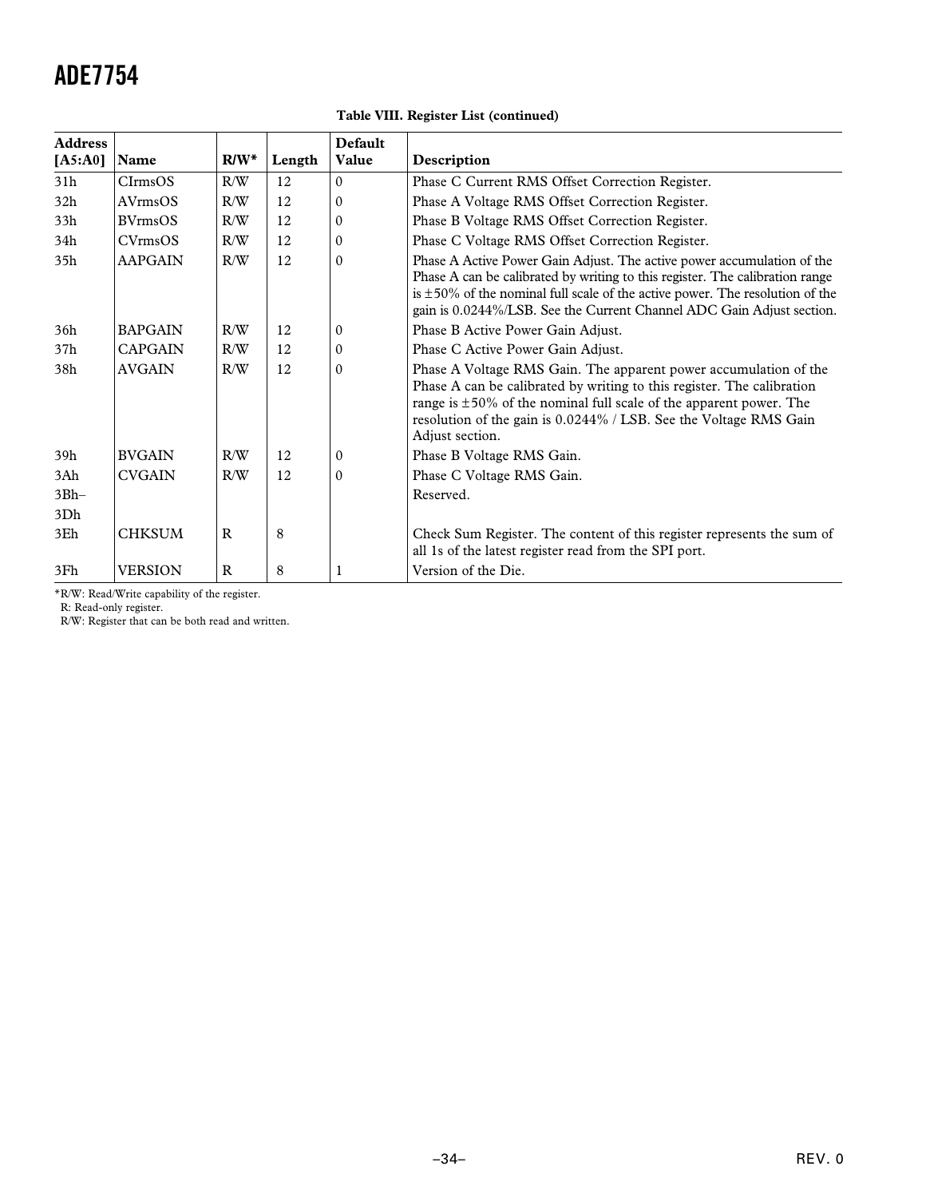**Table VIII. Register List (continued)**

| Address [A5:A0] | Name | R/W* | Length | Default Value | Description |
|---|---|---|---|---|---|
| 31h | CIrmsOS | R/W | 12 | 0 | Phase C Current RMS Offset Correction Register. |
| 32h | AVrmsOS | R/W | 12 | 0 | Phase A Voltage RMS Offset Correction Register. |
| 33h | BVrmsOS | R/W | 12 | 0 | Phase B Voltage RMS Offset Correction Register. |
| 34h | CVrmsOS | R/W | 12 | 0 | Phase C Voltage RMS Offset Correction Register. |
| 35h | AAPGAIN | R/W | 12 | 0 | Phase A Active Power Gain Adjust. The active power accumulation of the Phase A can be calibrated by writing to this register. The calibration range is ±50% of the nominal full scale of the active power. The resolution of the gain is 0.0244%/LSB. See the Current Channel ADC Gain Adjust section. |
| 36h | BAPGAIN | R/W | 12 | 0 | Phase B Active Power Gain Adjust. |
| 37h | CAPGAIN | R/W | 12 | 0 | Phase C Active Power Gain Adjust. |
| 38h | AVGAIN | R/W | 12 | 0 | Phase A Voltage RMS Gain. The apparent power accumulation of the Phase A can be calibrated by writing to this register. The calibration range is ±50% of the nominal full scale of the apparent power. The resolution of the gain is 0.0244% / LSB. See the Voltage RMS Gain Adjust section. |
| 39h | BVGAIN | R/W | 12 | 0 | Phase B Voltage RMS Gain. |
| 3Ah | CVGAIN | R/W | 12 | 0 | Phase C Voltage RMS Gain. |
| 3Bh–3Dh | | | | | Reserved. |
| 3Eh | CHKSUM | R | 8 | | Check Sum Register. The content of this register represents the sum of all 1s of the latest register read from the SPI port. |
| 3Fh | VERSION | R | 8 | 1 | Version of the Die. |

*R/W: Read/Write capability of the register.
R: Read-only register.
R/W: Register that can be both read and written.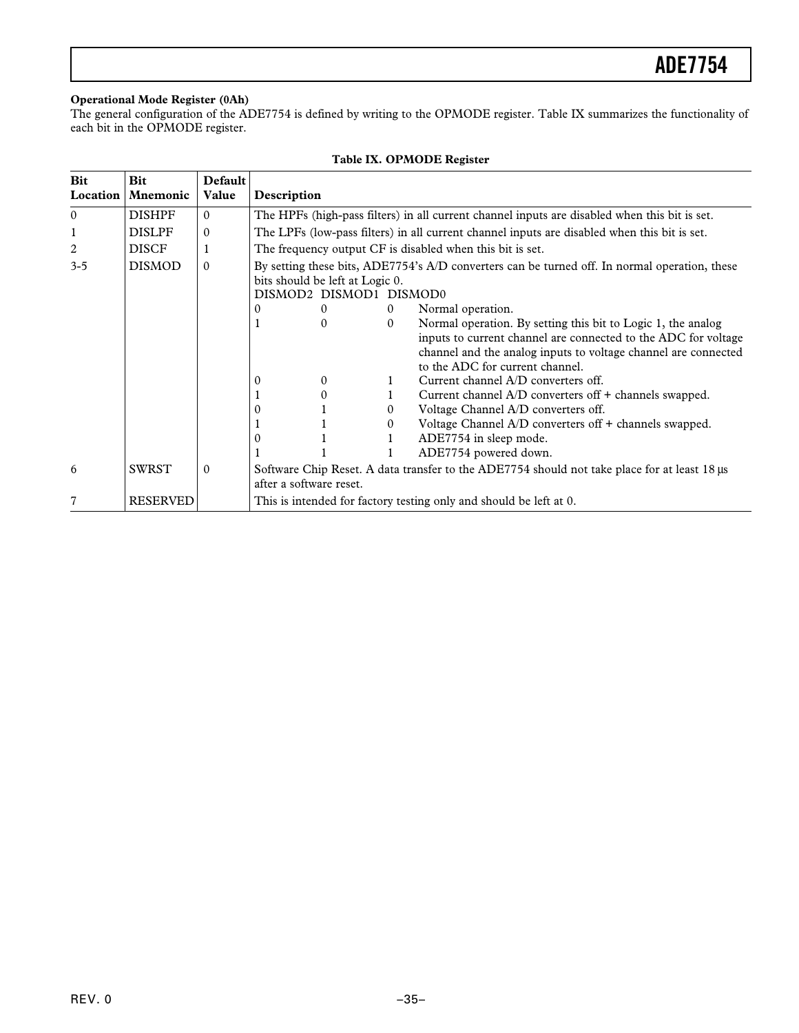**Operational Mode Register (0Ah)**

The general configuration of the ADE7754 is defined by writing to the OPMODE register. Table IX summarizes the functionality of each bit in the OPMODE register.

**Table IX. OPMODE Register**

| Bit Location | Bit Mnemonic | Default Value | Description |
|---|---|---|---|
| 0 | DISHPF | 0 | The HPFs (high-pass filters) in all current channel inputs are disabled when this bit is set. |
| 1 | DISLPF | 0 | The LPFs (low-pass filters) in all current channel inputs are disabled when this bit is set. |
| 2 | DISCF | 1 | The frequency output CF is disabled when this bit is set. |
| 3-5 | DISMOD | 0 | By setting these bits, ADE7754's A/D converters can be turned off. In normal operation, these bits should be left at Logic 0.<br>DISMOD2 DISMOD1 DISMOD0<br>0 0 0 Normal operation.<br>1 0 0 Normal operation. By setting this bit to Logic 1, the analog inputs to current channel are connected to the ADC for voltage channel and the analog inputs to voltage channel are connected to the ADC for current channel.<br>0 0 1 Current channel A/D converters off.<br>1 0 1 Current channel A/D converters off + channels swapped.<br>0 1 0 Voltage Channel A/D converters off.<br>1 1 0 Voltage Channel A/D converters off + channels swapped.<br>0 1 1 ADE7754 in sleep mode.<br>1 1 1 ADE7754 powered down. |
| 6 | SWRST | 0 | Software Chip Reset. A data transfer to the ADE7754 should not take place for at least 18 µs after a software reset. |
| 7 | RESERVED | | This is intended for factory testing only and should be left at 0. |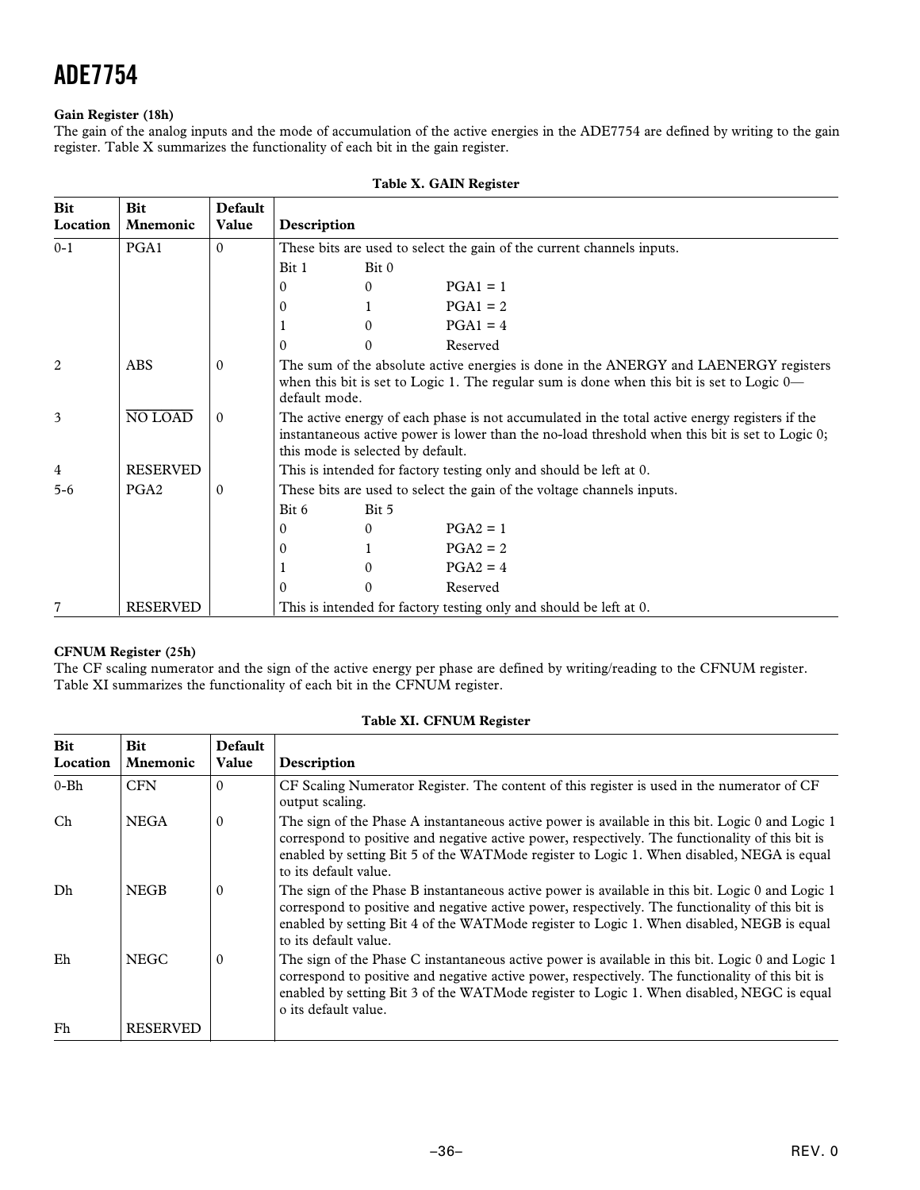**Gain Register (18h)**

The gain of the analog inputs and the mode of accumulation of the active energies in the ADE7754 are defined by writing to the gain register. Table X summarizes the functionality of each bit in the gain register.

**Table X. GAIN Register**

| Bit Location | Bit Mnemonic | Default Value | Description |
|---|---|---|---|
| 0-1 | PGA1 | 0 | These bits are used to select the gain of the current channels inputs.<br>Bit 1 Bit 0<br>0 0 PGA1 = 1<br>0 1 PGA1 = 2<br>1 0 PGA1 = 4<br>0 0 Reserved |
| 2 | ABS | 0 | The sum of the absolute active energies is done in the ANERGY and LAENERGY registers when this bit is set to Logic 1. The regular sum is done when this bit is set to Logic 0—default mode. |
| 3 | $\overline{\text{NO LOAD}}$ | 0 | The active energy of each phase is not accumulated in the total active energy registers if the instantaneous active power is lower than the no-load threshold when this bit is set to Logic 0; this mode is selected by default. |
| 4 | RESERVED | | This is intended for factory testing only and should be left at 0. |
| 5-6 | PGA2 | 0 | These bits are used to select the gain of the voltage channels inputs.<br>Bit 6 Bit 5<br>0 0 PGA2 = 1<br>0 1 PGA2 = 2<br>1 0 PGA2 = 4<br>0 0 Reserved |
| 7 | RESERVED | | This is intended for factory testing only and should be left at 0. |

**CFNUM Register (25h)**

The CF scaling numerator and the sign of the active energy per phase are defined by writing/reading to the CFNUM register. Table XI summarizes the functionality of each bit in the CFNUM register.

**Table XI. CFNUM Register**

| Bit Location | Bit Mnemonic | Default Value | Description |
|---|---|---|---|
| 0-Bh | CFN | 0 | CF Scaling Numerator Register. The content of this register is used in the numerator of CF output scaling. |
| Ch | NEGA | 0 | The sign of the Phase A instantaneous active power is available in this bit. Logic 0 and Logic 1 correspond to positive and negative active power, respectively. The functionality of this bit is enabled by setting Bit 5 of the WATMode register to Logic 1. When disabled, NEGA is equal to its default value. |
| Dh | NEGB | 0 | The sign of the Phase B instantaneous active power is available in this bit. Logic 0 and Logic 1 correspond to positive and negative active power, respectively. The functionality of this bit is enabled by setting Bit 4 of the WATMode register to Logic 1. When disabled, NEGB is equal to its default value. |
| Eh | NEGC | 0 | The sign of the Phase C instantaneous active power is available in this bit. Logic 0 and Logic 1 correspond to positive and negative active power, respectively. The functionality of this bit is enabled by setting Bit 3 of the WATMode register to Logic 1. When disabled, NEGC is equal o its default value. |
| Fh | RESERVED | | |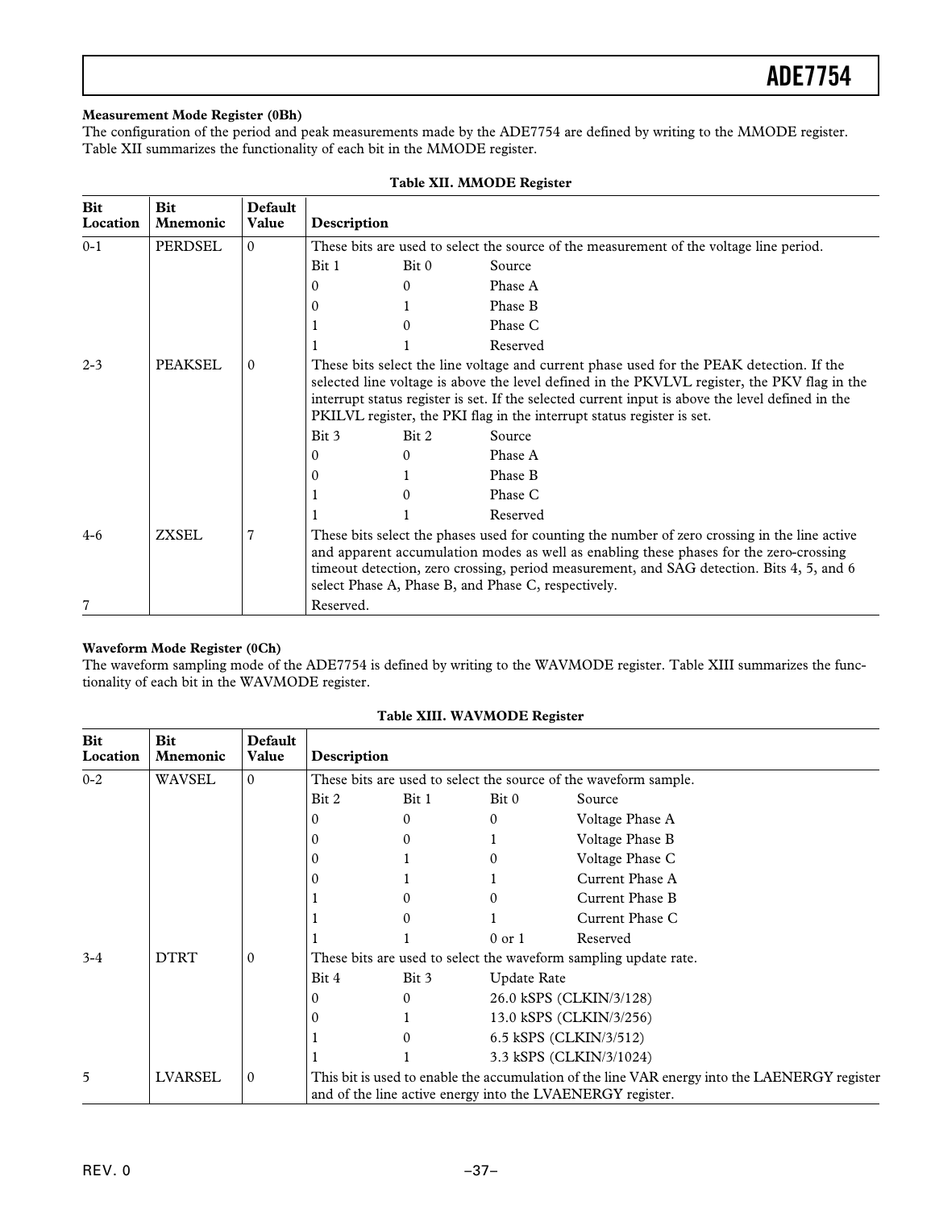**Measurement Mode Register (0Bh)**

The configuration of the period and peak measurements made by the ADE7754 are defined by writing to the MMODE register. Table XII summarizes the functionality of each bit in the MMODE register.

**Table XII. MMODE Register**

| Bit Location | Bit Mnemonic | Default Value | Description | | |
|---|---|---|---|---|---|
| 0-1 | PERDSEL | 0 | These bits are used to select the source of the measurement of the voltage line period. | | |
| | | | Bit 1 | Bit 0 | Source |
| | | | 0 | 0 | Phase A |
| | | | 0 | 1 | Phase B |
| | | | 1 | 0 | Phase C |
| | | | 1 | 1 | Reserved |
| 2-3 | PEAKSEL | 0 | These bits select the line voltage and current phase used for the PEAK detection. If the selected line voltage is above the level defined in the PKVLVL register, the PKV flag in the interrupt status register is set. If the selected current input is above the level defined in the PKILVL register, the PKI flag in the interrupt status register is set. | | |
| | | | Bit 3 | Bit 2 | Source |
| | | | 0 | 0 | Phase A |
| | | | 0 | 1 | Phase B |
| | | | 1 | 0 | Phase C |
| | | | 1 | 1 | Reserved |
| 4-6 | ZXSEL | 7 | These bits select the phases used for counting the number of zero crossing in the line active and apparent accumulation modes as well as enabling these phases for the zero-crossing timeout detection, zero crossing, period measurement, and SAG detection. Bits 4, 5, and 6 select Phase A, Phase B, and Phase C, respectively. | | |
| 7 | | | Reserved. | | |

**Waveform Mode Register (0Ch)**

The waveform sampling mode of the ADE7754 is defined by writing to the WAVMODE register. Table XIII summarizes the functionality of each bit in the WAVMODE register.

**Table XIII. WAVMODE Register**

| Bit Location | Bit Mnemonic | Default Value | Description | | | |
|---|---|---|---|---|---|---|
| 0-2 | WAVSEL | 0 | These bits are used to select the source of the waveform sample. | | | |
| | | | Bit 2 | Bit 1 | Bit 0 | Source |
| | | | 0 | 0 | 0 | Voltage Phase A |
| | | | 0 | 0 | 1 | Voltage Phase B |
| | | | 0 | 1 | 0 | Voltage Phase C |
| | | | 0 | 1 | 1 | Current Phase A |
| | | | 1 | 0 | 0 | Current Phase B |
| | | | 1 | 0 | 1 | Current Phase C |
| | | | 1 | 1 | 0 or 1 | Reserved |
| 3-4 | DTRT | 0 | These bits are used to select the waveform sampling update rate. | | | |
| | | | Bit 4 | Bit 3 | Update Rate | |
| | | | 0 | 0 | 26.0 kSPS (CLKIN/3/128) | |
| | | | 0 | 1 | 13.0 kSPS (CLKIN/3/256) | |
| | | | 1 | 0 | 6.5 kSPS (CLKIN/3/512) | |
| | | | 1 | 1 | 3.3 kSPS (CLKIN/3/1024) | |
| 5 | LVARSEL | 0 | This bit is used to enable the accumulation of the line VAR energy into the LAENERGY register and of the line active energy into the LVAENERGY register. | | | |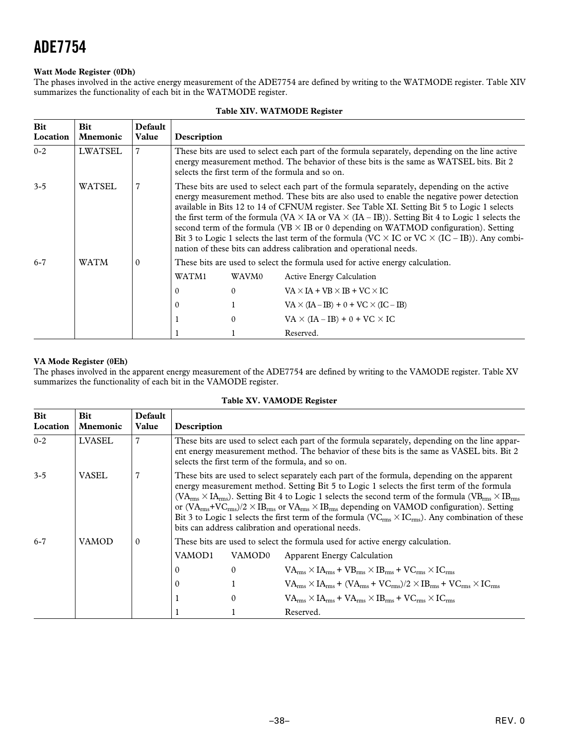### Watt Mode Register (0Dh)

The phases involved in the active energy measurement of the ADE7754 are defined by writing to the WATMODE register. Table XIV summarizes the functionality of each bit in the WATMODE register.

**Table XIV. WATMODE Register**

| Bit Location | Bit Mnemonic | Default Value | Description | | |
|---|---|---|---|---|---|
| 0-2 | LWATSEL | 7 | These bits are used to select each part of the formula separately, depending on the line active energy measurement method. The behavior of these bits is the same as WATSEL bits. Bit 2 selects the first term of the formula and so on. | | |
| 3-5 | WATSEL | 7 | These bits are used to select each part of the formula separately, depending on the active energy measurement method. These bits are also used to enable the negative power detection available in Bits 12 to 14 of CFNUM register. See Table XI. Setting Bit 5 to Logic 1 selects the first term of the formula ($VA \times IA$ or $VA \times (IA - IB)$). Setting Bit 4 to Logic 1 selects the second term of the formula ($VB \times IB$ or 0 depending on WATMOD configuration). Setting Bit 3 to Logic 1 selects the last term of the formula ($VC \times IC$ or $VC \times (IC - IB)$). Any combination of these bits can address calibration and operational needs. | | |
| 6-7 | WATM | 0 | These bits are used to select the formula used for active energy calculation. | | |
| | | | WATM1 | WAVM0 | Active Energy Calculation |
| | | | 0 | 0 | $VA \times IA + VB \times IB + VC \times IC$ |
| | | | 0 | 1 | $VA \times (IA - IB) + 0 + VC \times (IC - IB)$ |
| | | | 1 | 0 | $VA \times (IA - IB) + 0 + VC \times IC$ |
| | | | 1 | 1 | Reserved. |

### VA Mode Register (0Eh)

The phases involved in the apparent energy measurement of the ADE7754 are defined by writing to the VAMODE register. Table XV summarizes the functionality of each bit in the VAMODE register.

**Table XV. VAMODE Register**

| Bit Location | Bit Mnemonic | Default Value | Description | | |
|---|---|---|---|---|---|
| 0-2 | LVASEL | 7 | These bits are used to select each part of the formula separately, depending on the line apparent energy measurement method. The behavior of these bits is the same as VASEL bits. Bit 2 selects the first term of the formula, and so on. | | |
| 3-5 | VASEL | 7 | These bits are used to select separately each part of the formula, depending on the apparent energy measurement method. Setting Bit 5 to Logic 1 selects the first term of the formula ($VA_{rms} \times IA_{rms}$). Setting Bit 4 to Logic 1 selects the second term of the formula ($VB_{rms} \times IB_{rms}$ or $(VA_{rms}+VC_{rms})/2 \times IB_{rms}$ or $VA_{rms} \times IB_{rms}$ depending on VAMOD configuration). Setting Bit 3 to Logic 1 selects the first term of the formula ($VC_{rms} \times IC_{rms}$). Any combination of these bits can address calibration and operational needs. | | |
| 6-7 | VAMOD | 0 | These bits are used to select the formula used for active energy calculation. | | |
| | | | VAMOD1 | VAMOD0 | Apparent Energy Calculation |
| | | | 0 | 0 | $VA_{rms} \times IA_{rms} + VB_{rms} \times IB_{rms} + VC_{rms} \times IC_{rms}$ |
| | | | 0 | 1 | $VA_{rms} \times IA_{rms} + (VA_{rms} + VC_{rms})/2 \times IB_{rms} + VC_{rms} \times IC_{rms}$ |
| | | | 1 | 0 | $VA_{rms} \times IA_{rms} + VA_{rms} \times IB_{rms} + VC_{rms} \times IC_{rms}$ |
| | | | 1 | 1 | Reserved. |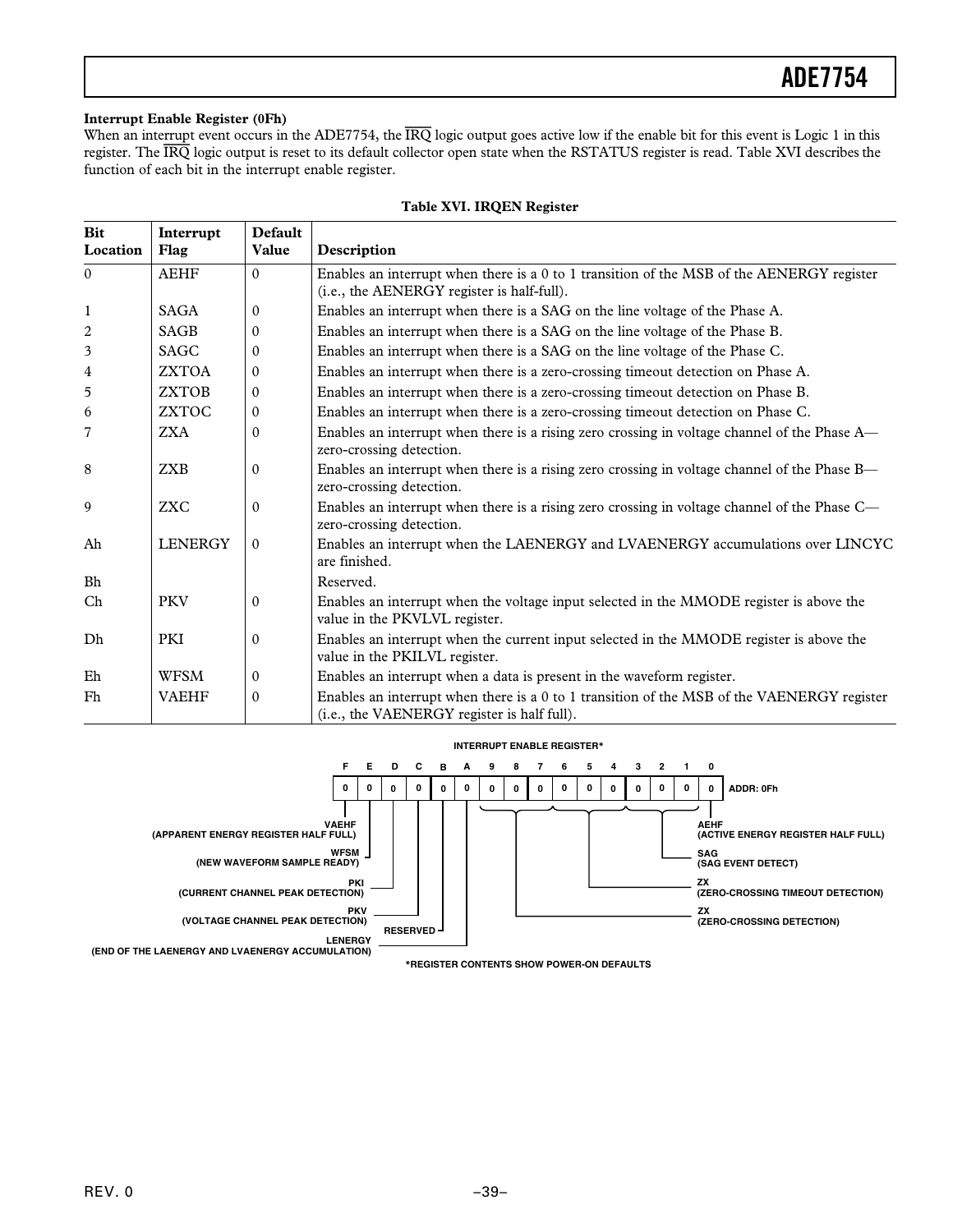**Interrupt Enable Register (0Fh)**

When an interrupt event occurs in the ADE7754, the $\overline{IRQ}$ logic output goes active low if the enable bit for this event is Logic 1 in this register. The $\overline{IRQ}$ logic output is reset to its default collector open state when the RSTATUS register is read. Table XVI describes the function of each bit in the interrupt enable register.

**Table XVI. IRQEN Register**

| Bit Location | Interrupt Flag | Default Value | Description |
|---|---|---|---|
| 0 | AEHF | 0 | Enables an interrupt when there is a 0 to 1 transition of the MSB of the AENERGY register (i.e., the AENERGY register is half-full). |
| 1 | SAGA | 0 | Enables an interrupt when there is a SAG on the line voltage of the Phase A. |
| 2 | SAGB | 0 | Enables an interrupt when there is a SAG on the line voltage of the Phase B. |
| 3 | SAGC | 0 | Enables an interrupt when there is a SAG on the line voltage of the Phase C. |
| 4 | ZXTOA | 0 | Enables an interrupt when there is a zero-crossing timeout detection on Phase A. |
| 5 | ZXTOB | 0 | Enables an interrupt when there is a zero-crossing timeout detection on Phase B. |
| 6 | ZXTOC | 0 | Enables an interrupt when there is a zero-crossing timeout detection on Phase C. |
| 7 | ZXA | 0 | Enables an interrupt when there is a rising zero crossing in voltage channel of the Phase A—zero-crossing detection. |
| 8 | ZXB | 0 | Enables an interrupt when there is a rising zero crossing in voltage channel of the Phase B—zero-crossing detection. |
| 9 | ZXC | 0 | Enables an interrupt when there is a rising zero crossing in voltage channel of the Phase C—zero-crossing detection. |
| Ah | LENERGY | 0 | Enables an interrupt when the LAENERGY and LVAENERGY accumulations over LINCYC are finished. |
| Bh | | | Reserved. |
| Ch | PKV | 0 | Enables an interrupt when the voltage input selected in the MMODE register is above the value in the PKVLVL register. |
| Dh | PKI | 0 | Enables an interrupt when the current input selected in the MMODE register is above the value in the PKILVL register. |
| Eh | WFSM | 0 | Enables an interrupt when a data is present in the waveform register. |
| Fh | VAEHF | 0 | Enables an interrupt when there is a 0 to 1 transition of the MSB of the VAENERGY register (i.e., the VAENERGY register is half full). |

INTERRUPT ENABLE REGISTER*

| F | E | D | C | B | A | 9 | 8 | 7 | 6 | 5 | 4 | 3 | 2 | 1 | 0 | |
|---|---|---|---|---|---|---|---|---|---|---|---|---|---|---|---|---|
| 0 | 0 | 0 | 0 | 0 | 0 | 0 | 0 | 0 | 0 | 0 | 0 | 0 | 0 | 0 | 0 | ADDR: 0Fh |

- VAEHF (APPARENT ENERGY REGISTER HALF FULL)
- WFSM (NEW WAVEFORM SAMPLE READY)
- PKI (CURRENT CHANNEL PEAK DETECTION)
- PKV (VOLTAGE CHANNEL PEAK DETECTION)
- RESERVED
- LENERGY (END OF THE LAENERGY AND LVAENERGY ACCUMULATION)
- AEHF (ACTIVE ENERGY REGISTER HALF FULL)
- SAG (SAG EVENT DETECT)
- ZX (ZERO-CROSSING TIMEOUT DETECTION)
- ZX (ZERO-CROSSING DETECTION)

*REGISTER CONTENTS SHOW POWER-ON DEFAULTS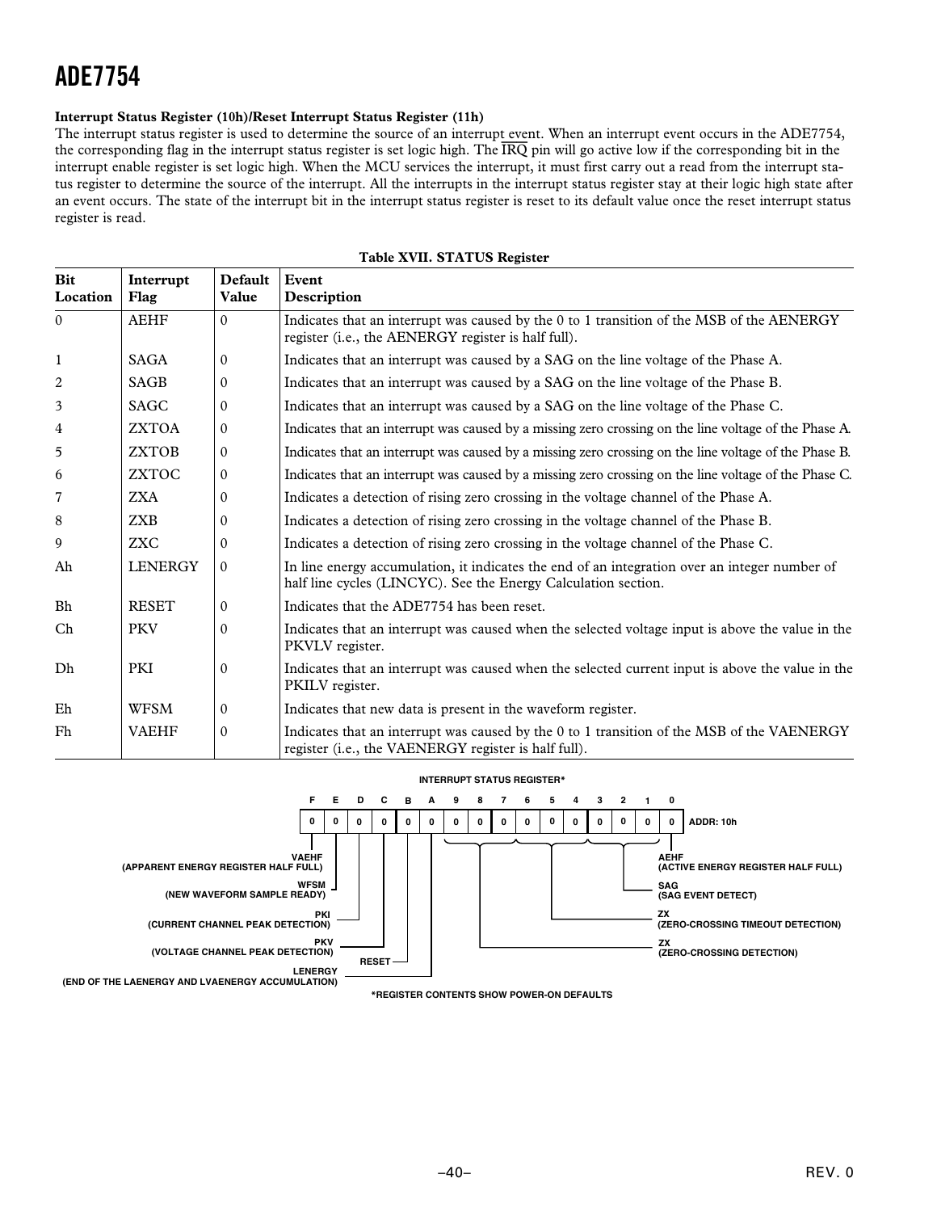**Interrupt Status Register (10h)/Reset Interrupt Status Register (11h)**

The interrupt status register is used to determine the source of an interrupt event. When an interrupt event occurs in the ADE7754, the corresponding flag in the interrupt status register is set logic high. The $\overline{IRQ}$ pin will go active low if the corresponding bit in the interrupt enable register is set logic high. When the MCU services the interrupt, it must first carry out a read from the interrupt status register to determine the source of the interrupt. All the interrupts in the interrupt status register stay at their logic high state after an event occurs. The state of the interrupt bit in the interrupt status register is reset to its default value once the reset interrupt status register is read.

**Table XVII. STATUS Register**

| Bit Location | Interrupt Flag | Default Value | Event Description |
|---|---|---|---|
| 0 | AEHF | 0 | Indicates that an interrupt was caused by the 0 to 1 transition of the MSB of the AENERGY register (i.e., the AENERGY register is half full). |
| 1 | SAGA | 0 | Indicates that an interrupt was caused by a SAG on the line voltage of the Phase A. |
| 2 | SAGB | 0 | Indicates that an interrupt was caused by a SAG on the line voltage of the Phase B. |
| 3 | SAGC | 0 | Indicates that an interrupt was caused by a SAG on the line voltage of the Phase C. |
| 4 | ZXTOA | 0 | Indicates that an interrupt was caused by a missing zero crossing on the line voltage of the Phase A. |
| 5 | ZXTOB | 0 | Indicates that an interrupt was caused by a missing zero crossing on the line voltage of the Phase B. |
| 6 | ZXTOC | 0 | Indicates that an interrupt was caused by a missing zero crossing on the line voltage of the Phase C. |
| 7 | ZXA | 0 | Indicates a detection of rising zero crossing in the voltage channel of the Phase A. |
| 8 | ZXB | 0 | Indicates a detection of rising zero crossing in the voltage channel of the Phase B. |
| 9 | ZXC | 0 | Indicates a detection of rising zero crossing in the voltage channel of the Phase C. |
| Ah | LENERGY | 0 | In line energy accumulation, it indicates the end of an integration over an integer number of half line cycles (LINCYC). See the Energy Calculation section. |
| Bh | RESET | 0 | Indicates that the ADE7754 has been reset. |
| Ch | PKV | 0 | Indicates that an interrupt was caused when the selected voltage input is above the value in the PKVLV register. |
| Dh | PKI | 0 | Indicates that an interrupt was caused when the selected current input is above the value in the PKILV register. |
| Eh | WFSM | 0 | Indicates that new data is present in the waveform register. |
| Fh | VAEHF | 0 | Indicates that an interrupt was caused by the 0 to 1 transition of the MSB of the VAENERGY register (i.e., the VAENERGY register is half full). |

**INTERRUPT STATUS REGISTER***

| F | E | D | C | B | A | 9 | 8 | 7 | 6 | 5 | 4 | 3 | 2 | 1 | 0 | |
|---|---|---|---|---|---|---|---|---|---|---|---|---|---|---|---|---|
| 0 | 0 | 0 | 0 | 0 | 0 | 0 | 0 | 0 | 0 | 0 | 0 | 0 | 0 | 0 | 0 | ADDR: 10h |

- Bit F: VAEHF (APPARENT ENERGY REGISTER HALF FULL)
- Bit E: WFSM (NEW WAVEFORM SAMPLE READY)
- Bit D: PKI (CURRENT CHANNEL PEAK DETECTION)
- Bit C: PKV (VOLTAGE CHANNEL PEAK DETECTION)
- Bit B: RESET
- Bit A: LENERGY (END OF THE LAENERGY AND LVAENERGY ACCUMULATION)
- Bits 9–7: ZX (ZERO-CROSSING DETECTION)
- Bits 6–4: ZX (ZERO-CROSSING TIMEOUT DETECTION)
- Bits 3–1: SAG (SAG EVENT DETECT)
- Bit 0: AEHF (ACTIVE ENERGY REGISTER HALF FULL)

*REGISTER CONTENTS SHOW POWER-ON DEFAULTS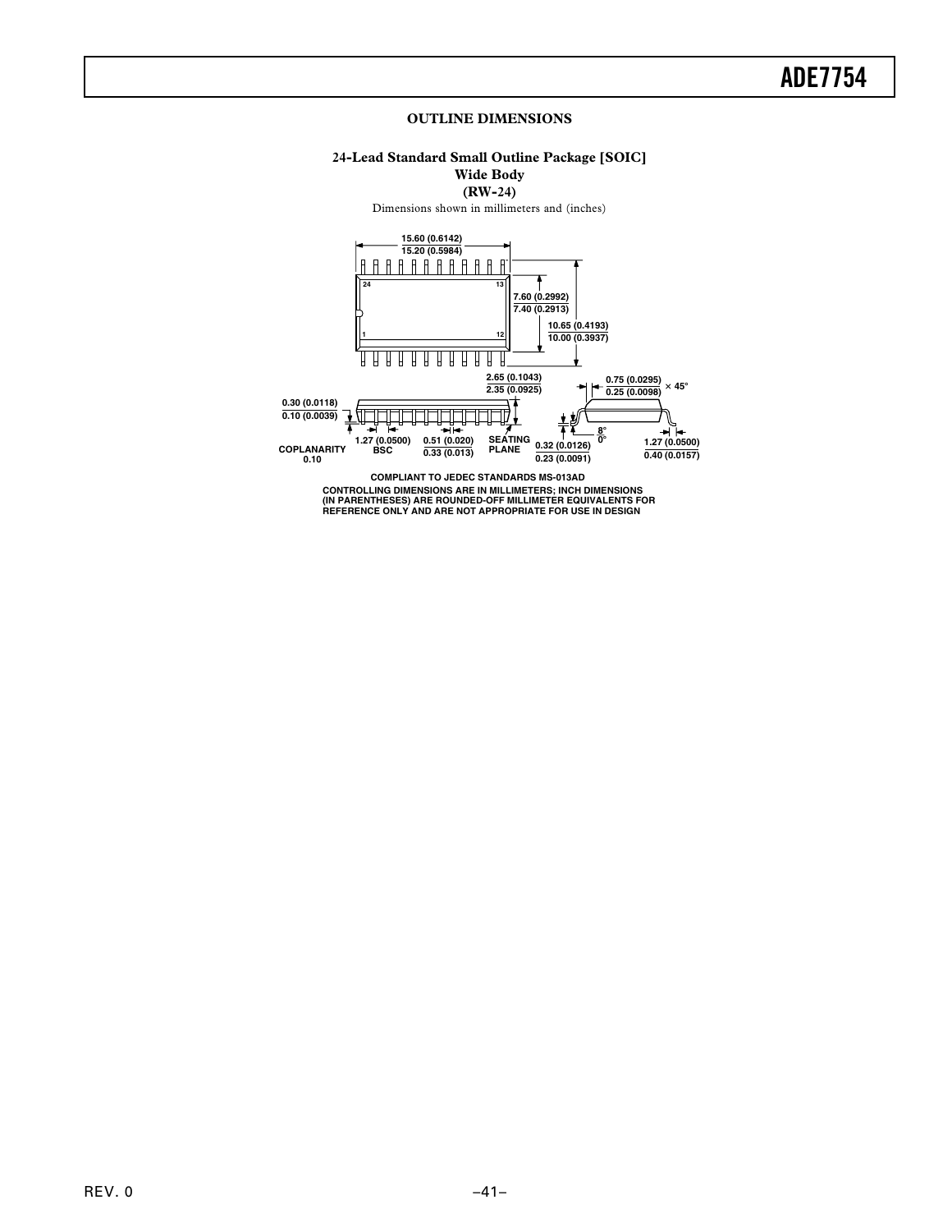## OUTLINE DIMENSIONS

### 24-Lead Standard Small Outline Package [SOIC]
### Wide Body
### (RW-24)

Dimensions shown in millimeters and (inches)

15.60 (0.6142)
15.20 (0.5984)

24 13

1 12

7.60 (0.2992)
7.40 (0.2913)

10.65 (0.4193)
10.00 (0.3937)

2.65 (0.1043)
2.35 (0.0925)

0.75 (0.0295)
0.25 (0.0098) × 45°

0.30 (0.0118)
0.10 (0.0039)

COPLANARITY
0.10

1.27 (0.0500)
BSC

0.51 (0.020)
0.33 (0.013)

SEATING
PLANE

0.32 (0.0126)
0.23 (0.0091)

8°
0°

1.27 (0.0500)
0.40 (0.0157)

COMPLIANT TO JEDEC STANDARDS MS-013AD

CONTROLLING DIMENSIONS ARE IN MILLIMETERS; INCH DIMENSIONS (IN PARENTHESES) ARE ROUNDED-OFF MILLIMETER EQUIVALENTS FOR REFERENCE ONLY AND ARE NOT APPROPRIATE FOR USE IN DESIGN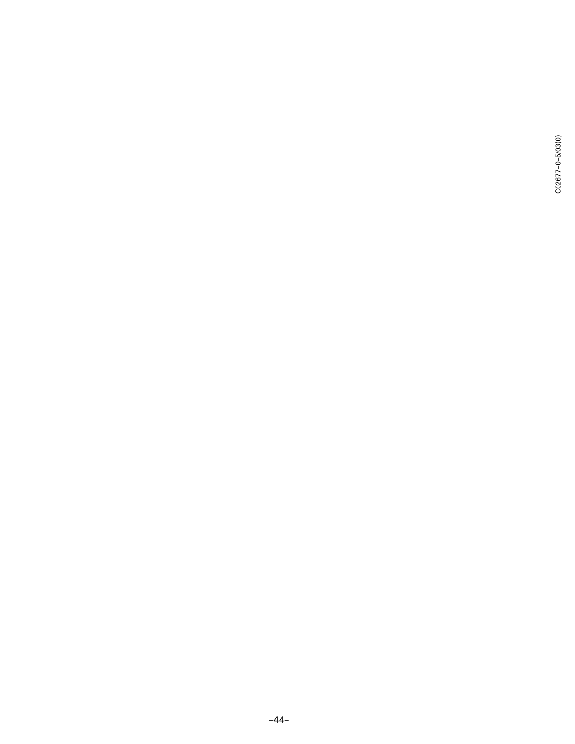C02677–0–5/03(0)